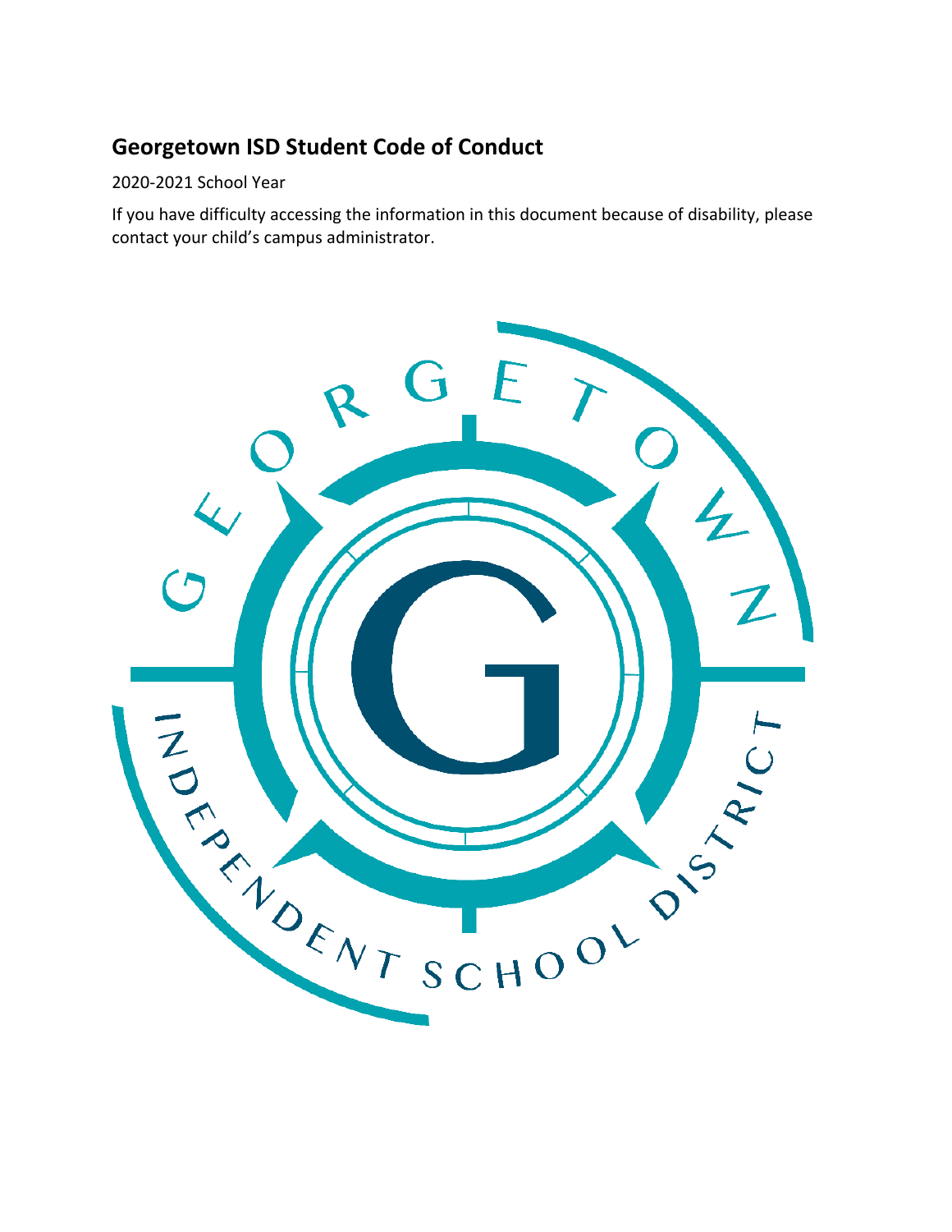# Georgetown ISD Student Code of Conduct

2020-2021 School Year

If you have difficulty accessing the information in this document because of disability, please contact your child's campus administrator.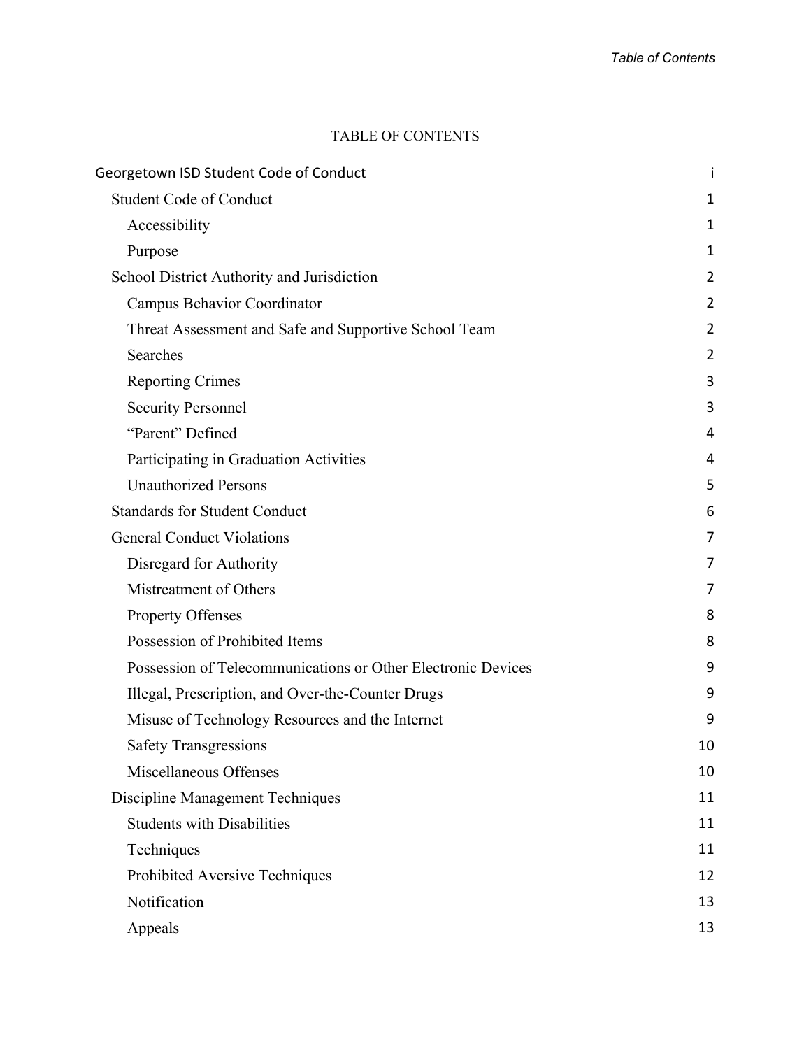# TABLE OF CONTENTS

| | |
|---|---|
| Georgetown ISD Student Code of Conduct | i |
| Student Code of Conduct | 1 |
| Accessibility | 1 |
| Purpose | 1 |
| School District Authority and Jurisdiction | 2 |
| Campus Behavior Coordinator | 2 |
| Threat Assessment and Safe and Supportive School Team | 2 |
| Searches | 2 |
| Reporting Crimes | 3 |
| Security Personnel | 3 |
| “Parent” Defined | 4 |
| Participating in Graduation Activities | 4 |
| Unauthorized Persons | 5 |
| Standards for Student Conduct | 6 |
| General Conduct Violations | 7 |
| Disregard for Authority | 7 |
| Mistreatment of Others | 7 |
| Property Offenses | 8 |
| Possession of Prohibited Items | 8 |
| Possession of Telecommunications or Other Electronic Devices | 9 |
| Illegal, Prescription, and Over-the-Counter Drugs | 9 |
| Misuse of Technology Resources and the Internet | 9 |
| Safety Transgressions | 10 |
| Miscellaneous Offenses | 10 |
| Discipline Management Techniques | 11 |
| Students with Disabilities | 11 |
| Techniques | 11 |
| Prohibited Aversive Techniques | 12 |
| Notification | 13 |
| Appeals | 13 |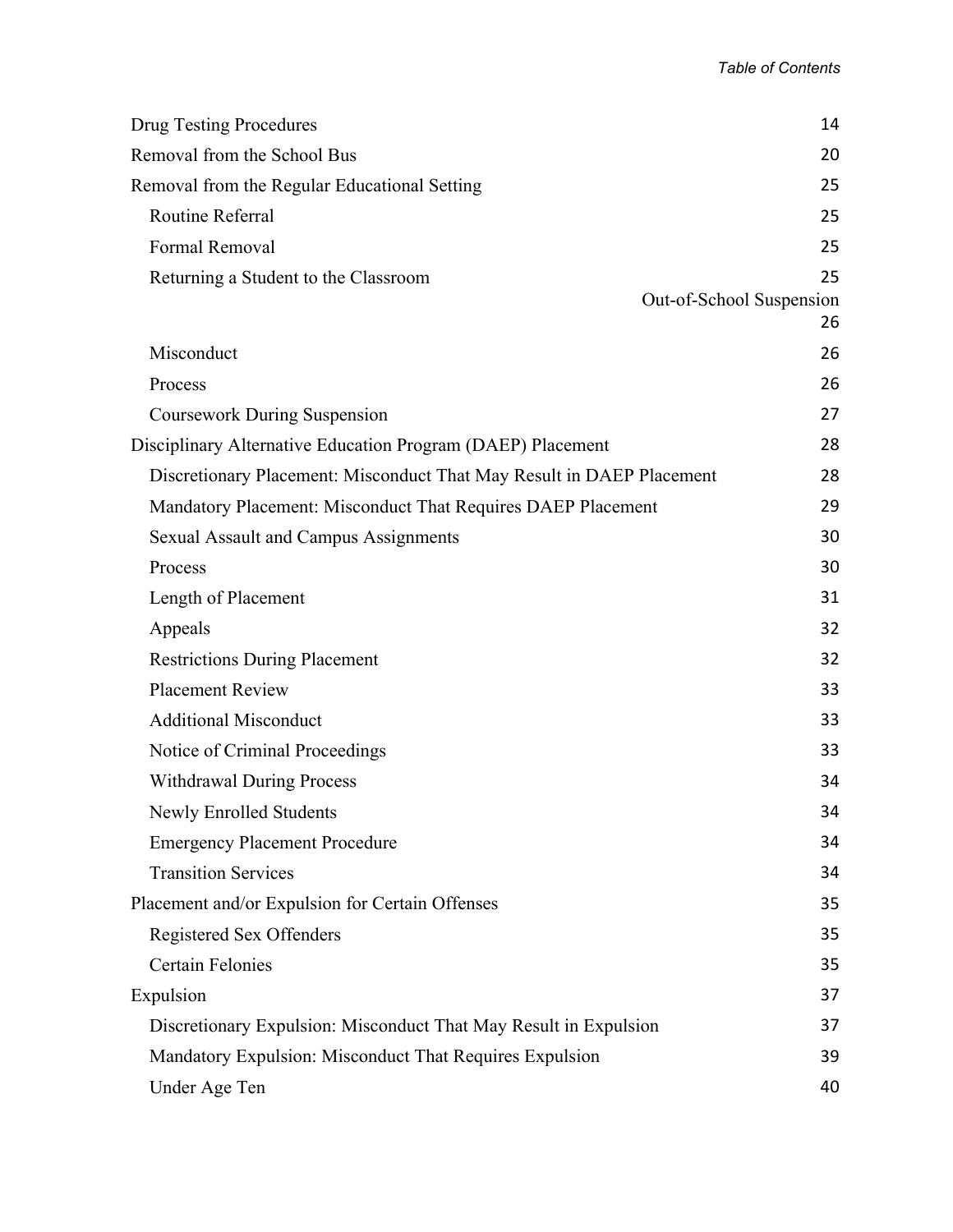| | |
|---|---|
| Drug Testing Procedures | 14 |
| Removal from the School Bus | 20 |
| Removal from the Regular Educational Setting | 25 |
| Routine Referral | 25 |
| Formal Removal | 25 |
| Returning a Student to the Classroom | 25 |
| Out-of-School Suspension | 26 |
| Misconduct | 26 |
| Process | 26 |
| Coursework During Suspension | 27 |
| Disciplinary Alternative Education Program (DAEP) Placement | 28 |
| Discretionary Placement: Misconduct That May Result in DAEP Placement | 28 |
| Mandatory Placement: Misconduct That Requires DAEP Placement | 29 |
| Sexual Assault and Campus Assignments | 30 |
| Process | 30 |
| Length of Placement | 31 |
| Appeals | 32 |
| Restrictions During Placement | 32 |
| Placement Review | 33 |
| Additional Misconduct | 33 |
| Notice of Criminal Proceedings | 33 |
| Withdrawal During Process | 34 |
| Newly Enrolled Students | 34 |
| Emergency Placement Procedure | 34 |
| Transition Services | 34 |
| Placement and/or Expulsion for Certain Offenses | 35 |
| Registered Sex Offenders | 35 |
| Certain Felonies | 35 |
| Expulsion | 37 |
| Discretionary Expulsion: Misconduct That May Result in Expulsion | 37 |
| Mandatory Expulsion: Misconduct That Requires Expulsion | 39 |
| Under Age Ten | 40 |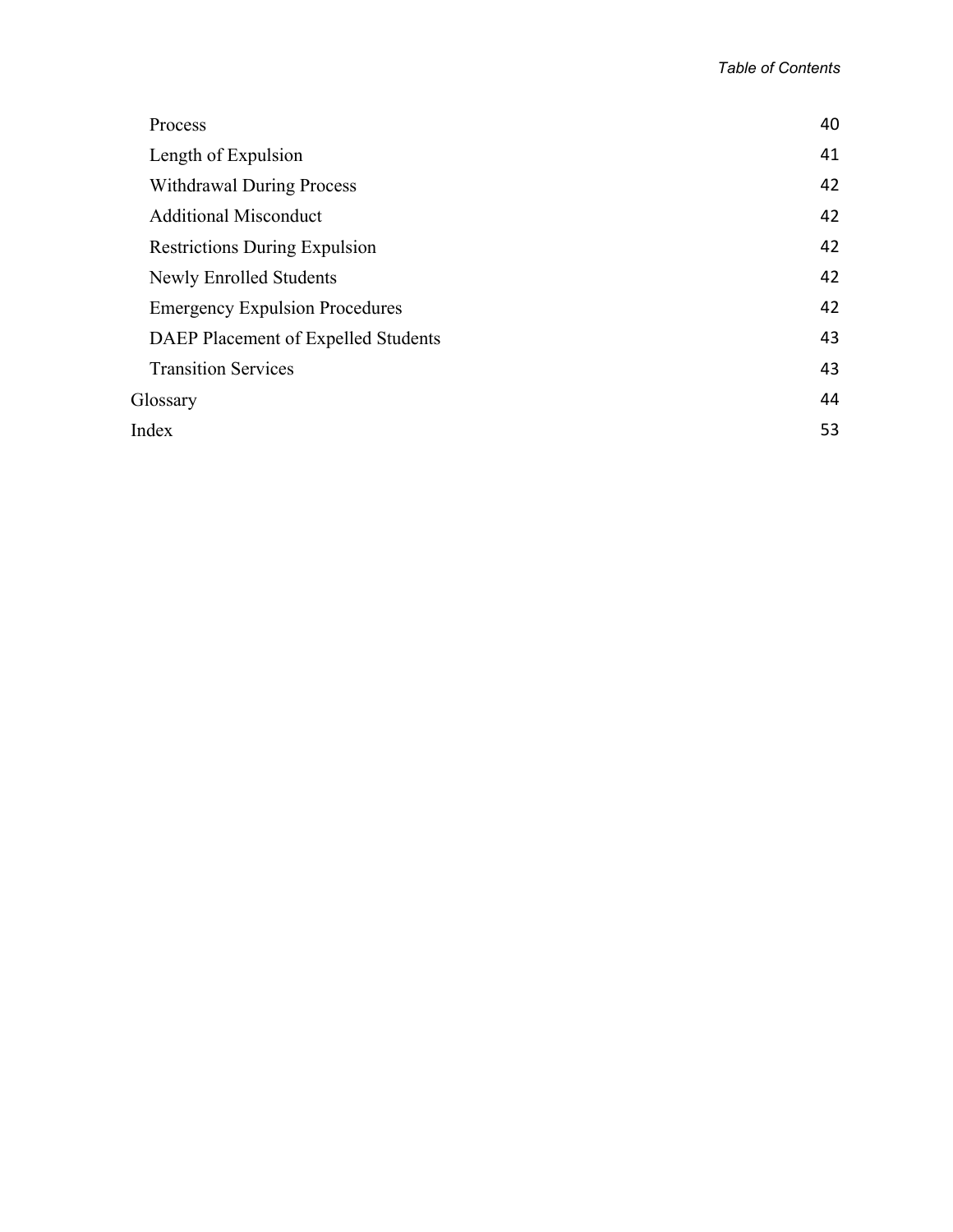| | |
|---|---|
| Process | 40 |
| Length of Expulsion | 41 |
| Withdrawal During Process | 42 |
| Additional Misconduct | 42 |
| Restrictions During Expulsion | 42 |
| Newly Enrolled Students | 42 |
| Emergency Expulsion Procedures | 42 |
| DAEP Placement of Expelled Students | 43 |
| Transition Services | 43 |
| Glossary | 44 |
| Index | 53 |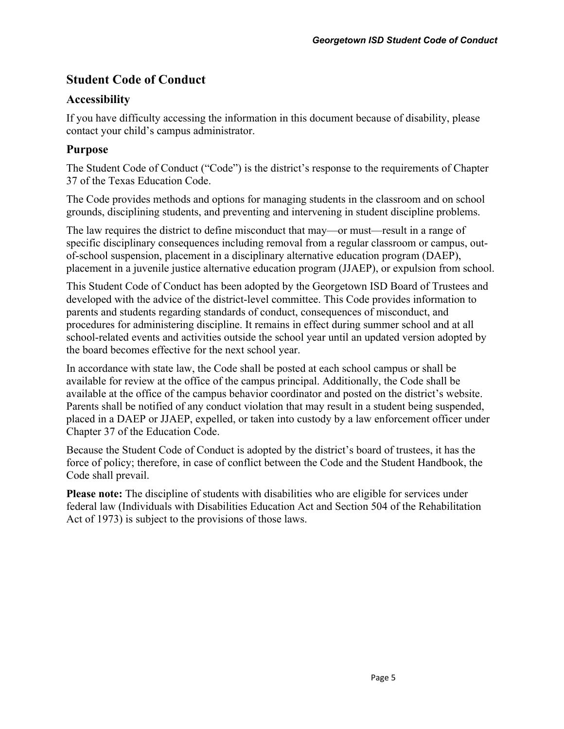# Student Code of Conduct

## Accessibility

If you have difficulty accessing the information in this document because of disability, please contact your child's campus administrator.

## Purpose

The Student Code of Conduct ("Code") is the district's response to the requirements of Chapter 37 of the Texas Education Code.

The Code provides methods and options for managing students in the classroom and on school grounds, disciplining students, and preventing and intervening in student discipline problems.

The law requires the district to define misconduct that may—or must—result in a range of specific disciplinary consequences including removal from a regular classroom or campus, out-of-school suspension, placement in a disciplinary alternative education program (DAEP), placement in a juvenile justice alternative education program (JJAEP), or expulsion from school.

This Student Code of Conduct has been adopted by the Georgetown ISD Board of Trustees and developed with the advice of the district-level committee. This Code provides information to parents and students regarding standards of conduct, consequences of misconduct, and procedures for administering discipline. It remains in effect during summer school and at all school-related events and activities outside the school year until an updated version adopted by the board becomes effective for the next school year.

In accordance with state law, the Code shall be posted at each school campus or shall be available for review at the office of the campus principal. Additionally, the Code shall be available at the office of the campus behavior coordinator and posted on the district's website. Parents shall be notified of any conduct violation that may result in a student being suspended, placed in a DAEP or JJAEP, expelled, or taken into custody by a law enforcement officer under Chapter 37 of the Education Code.

Because the Student Code of Conduct is adopted by the district's board of trustees, it has the force of policy; therefore, in case of conflict between the Code and the Student Handbook, the Code shall prevail.

**Please note:** The discipline of students with disabilities who are eligible for services under federal law (Individuals with Disabilities Education Act and Section 504 of the Rehabilitation Act of 1973) is subject to the provisions of those laws.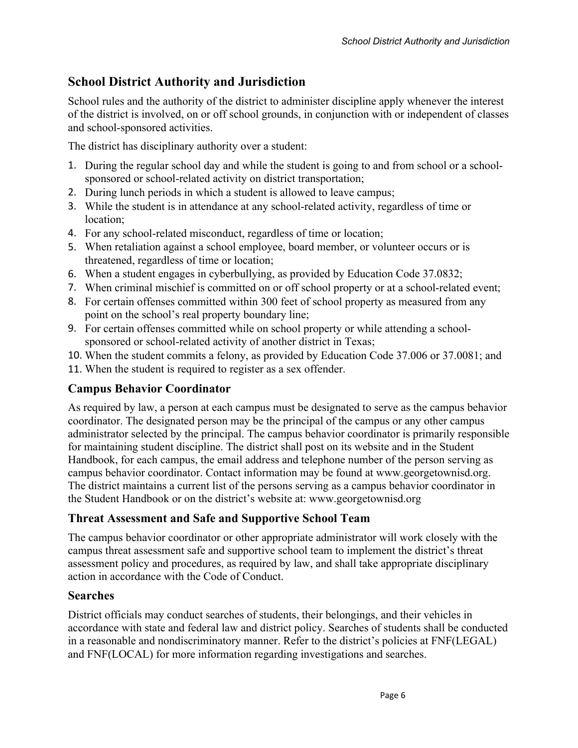## School District Authority and Jurisdiction

School rules and the authority of the district to administer discipline apply whenever the interest of the district is involved, on or off school grounds, in conjunction with or independent of classes and school-sponsored activities.

The district has disciplinary authority over a student:

1. During the regular school day and while the student is going to and from school or a school-sponsored or school-related activity on district transportation;
2. During lunch periods in which a student is allowed to leave campus;
3. While the student is in attendance at any school-related activity, regardless of time or location;
4. For any school-related misconduct, regardless of time or location;
5. When retaliation against a school employee, board member, or volunteer occurs or is threatened, regardless of time or location;
6. When a student engages in cyberbullying, as provided by Education Code 37.0832;
7. When criminal mischief is committed on or off school property or at a school-related event;
8. For certain offenses committed within 300 feet of school property as measured from any point on the school's real property boundary line;
9. For certain offenses committed while on school property or while attending a school-sponsored or school-related activity of another district in Texas;
10. When the student commits a felony, as provided by Education Code 37.006 or 37.0081; and
11. When the student is required to register as a sex offender.

### Campus Behavior Coordinator

As required by law, a person at each campus must be designated to serve as the campus behavior coordinator. The designated person may be the principal of the campus or any other campus administrator selected by the principal. The campus behavior coordinator is primarily responsible for maintaining student discipline. The district shall post on its website and in the Student Handbook, for each campus, the email address and telephone number of the person serving as campus behavior coordinator. Contact information may be found at www.georgetownisd.org. The district maintains a current list of the persons serving as a campus behavior coordinator in the Student Handbook or on the district's website at: www.georgetownisd.org

### Threat Assessment and Safe and Supportive School Team

The campus behavior coordinator or other appropriate administrator will work closely with the campus threat assessment safe and supportive school team to implement the district's threat assessment policy and procedures, as required by law, and shall take appropriate disciplinary action in accordance with the Code of Conduct.

### Searches

District officials may conduct searches of students, their belongings, and their vehicles in accordance with state and federal law and district policy. Searches of students shall be conducted in a reasonable and nondiscriminatory manner. Refer to the district's policies at FNF(LEGAL) and FNF(LOCAL) for more information regarding investigations and searches.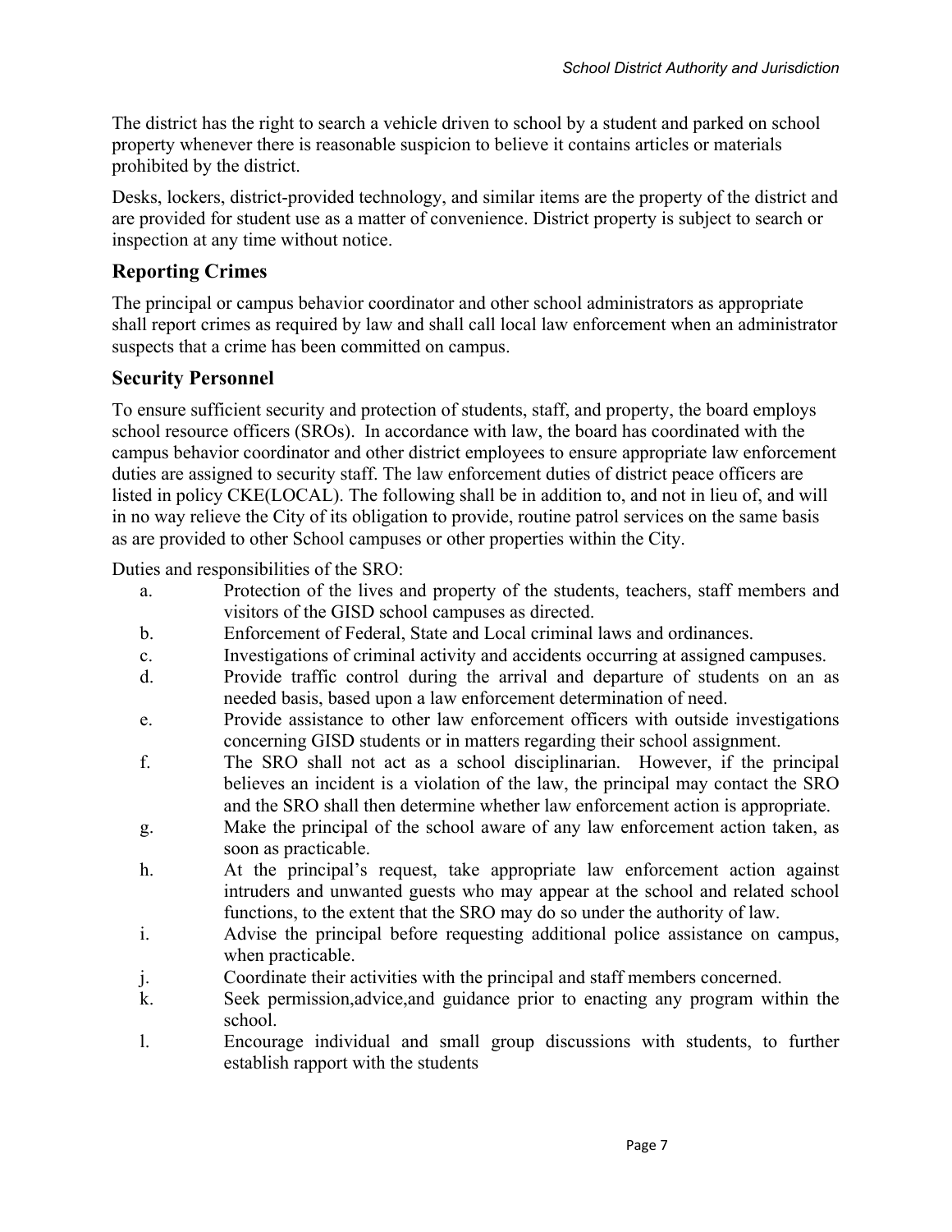The district has the right to search a vehicle driven to school by a student and parked on school property whenever there is reasonable suspicion to believe it contains articles or materials prohibited by the district.

Desks, lockers, district-provided technology, and similar items are the property of the district and are provided for student use as a matter of convenience. District property is subject to search or inspection at any time without notice.

## Reporting Crimes

The principal or campus behavior coordinator and other school administrators as appropriate shall report crimes as required by law and shall call local law enforcement when an administrator suspects that a crime has been committed on campus.

## Security Personnel

To ensure sufficient security and protection of students, staff, and property, the board employs school resource officers (SROs). In accordance with law, the board has coordinated with the campus behavior coordinator and other district employees to ensure appropriate law enforcement duties are assigned to security staff. The law enforcement duties of district peace officers are listed in policy CKE(LOCAL). The following shall be in addition to, and not in lieu of, and will in no way relieve the City of its obligation to provide, routine patrol services on the same basis as are provided to other School campuses or other properties within the City.

Duties and responsibilities of the SRO:

a. Protection of the lives and property of the students, teachers, staff members and visitors of the GISD school campuses as directed.

b. Enforcement of Federal, State and Local criminal laws and ordinances.

c. Investigations of criminal activity and accidents occurring at assigned campuses.

d. Provide traffic control during the arrival and departure of students on an as needed basis, based upon a law enforcement determination of need.

e. Provide assistance to other law enforcement officers with outside investigations concerning GISD students or in matters regarding their school assignment.

f. The SRO shall not act as a school disciplinarian. However, if the principal believes an incident is a violation of the law, the principal may contact the SRO and the SRO shall then determine whether law enforcement action is appropriate.

g. Make the principal of the school aware of any law enforcement action taken, as soon as practicable.

h. At the principal's request, take appropriate law enforcement action against intruders and unwanted guests who may appear at the school and related school functions, to the extent that the SRO may do so under the authority of law.

i. Advise the principal before requesting additional police assistance on campus, when practicable.

j. Coordinate their activities with the principal and staff members concerned.

k. Seek permission,advice,and guidance prior to enacting any program within the school.

l. Encourage individual and small group discussions with students, to further establish rapport with the students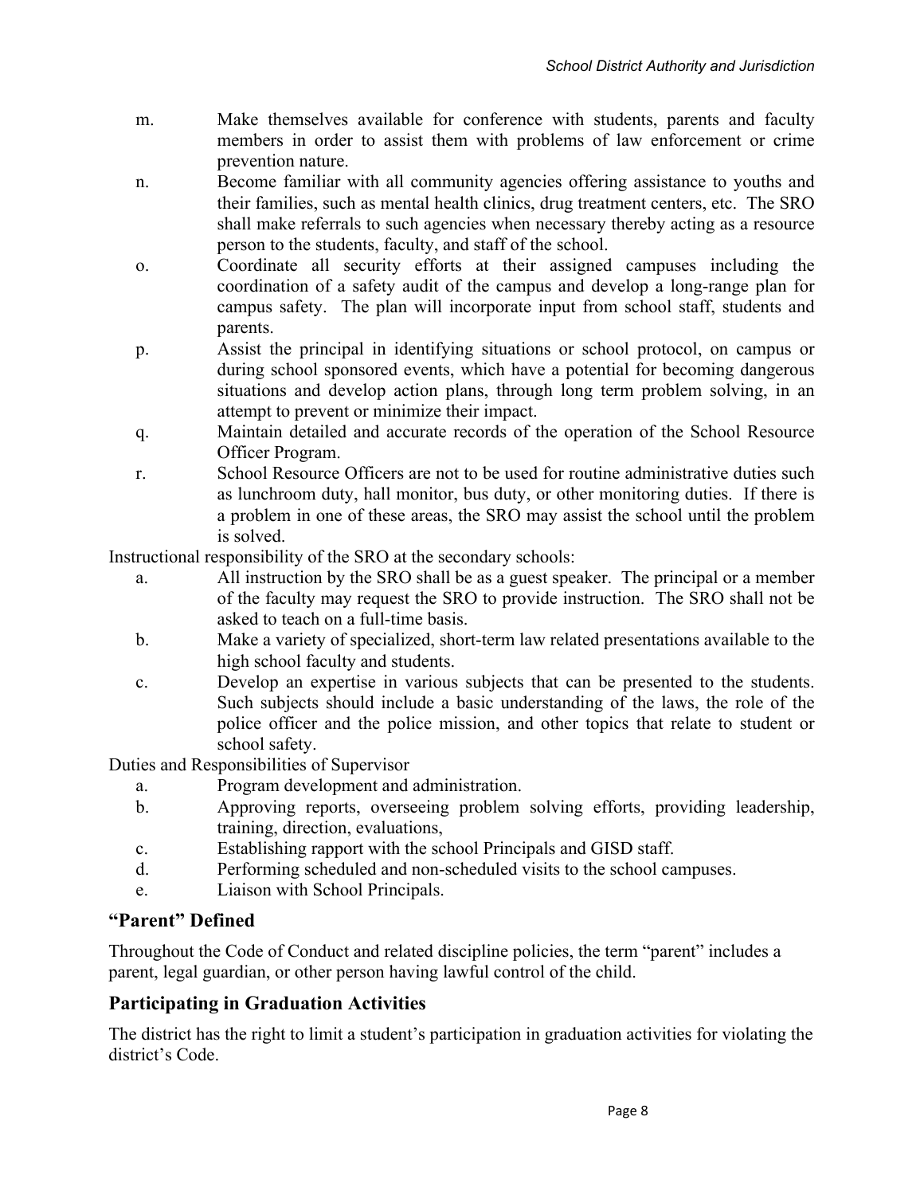m. Make themselves available for conference with students, parents and faculty members in order to assist them with problems of law enforcement or crime prevention nature.

n. Become familiar with all community agencies offering assistance to youths and their families, such as mental health clinics, drug treatment centers, etc. The SRO shall make referrals to such agencies when necessary thereby acting as a resource person to the students, faculty, and staff of the school.

o. Coordinate all security efforts at their assigned campuses including the coordination of a safety audit of the campus and develop a long-range plan for campus safety. The plan will incorporate input from school staff, students and parents.

p. Assist the principal in identifying situations or school protocol, on campus or during school sponsored events, which have a potential for becoming dangerous situations and develop action plans, through long term problem solving, in an attempt to prevent or minimize their impact.

q. Maintain detailed and accurate records of the operation of the School Resource Officer Program.

r. School Resource Officers are not to be used for routine administrative duties such as lunchroom duty, hall monitor, bus duty, or other monitoring duties. If there is a problem in one of these areas, the SRO may assist the school until the problem is solved.

Instructional responsibility of the SRO at the secondary schools:

a. All instruction by the SRO shall be as a guest speaker. The principal or a member of the faculty may request the SRO to provide instruction. The SRO shall not be asked to teach on a full-time basis.

b. Make a variety of specialized, short-term law related presentations available to the high school faculty and students.

c. Develop an expertise in various subjects that can be presented to the students. Such subjects should include a basic understanding of the laws, the role of the police officer and the police mission, and other topics that relate to student or school safety.

Duties and Responsibilities of Supervisor

a. Program development and administration.

b. Approving reports, overseeing problem solving efforts, providing leadership, training, direction, evaluations,

c. Establishing rapport with the school Principals and GISD staff.

d. Performing scheduled and non-scheduled visits to the school campuses.

e. Liaison with School Principals.

## "Parent" Defined

Throughout the Code of Conduct and related discipline policies, the term "parent" includes a parent, legal guardian, or other person having lawful control of the child.

## Participating in Graduation Activities

The district has the right to limit a student's participation in graduation activities for violating the district's Code.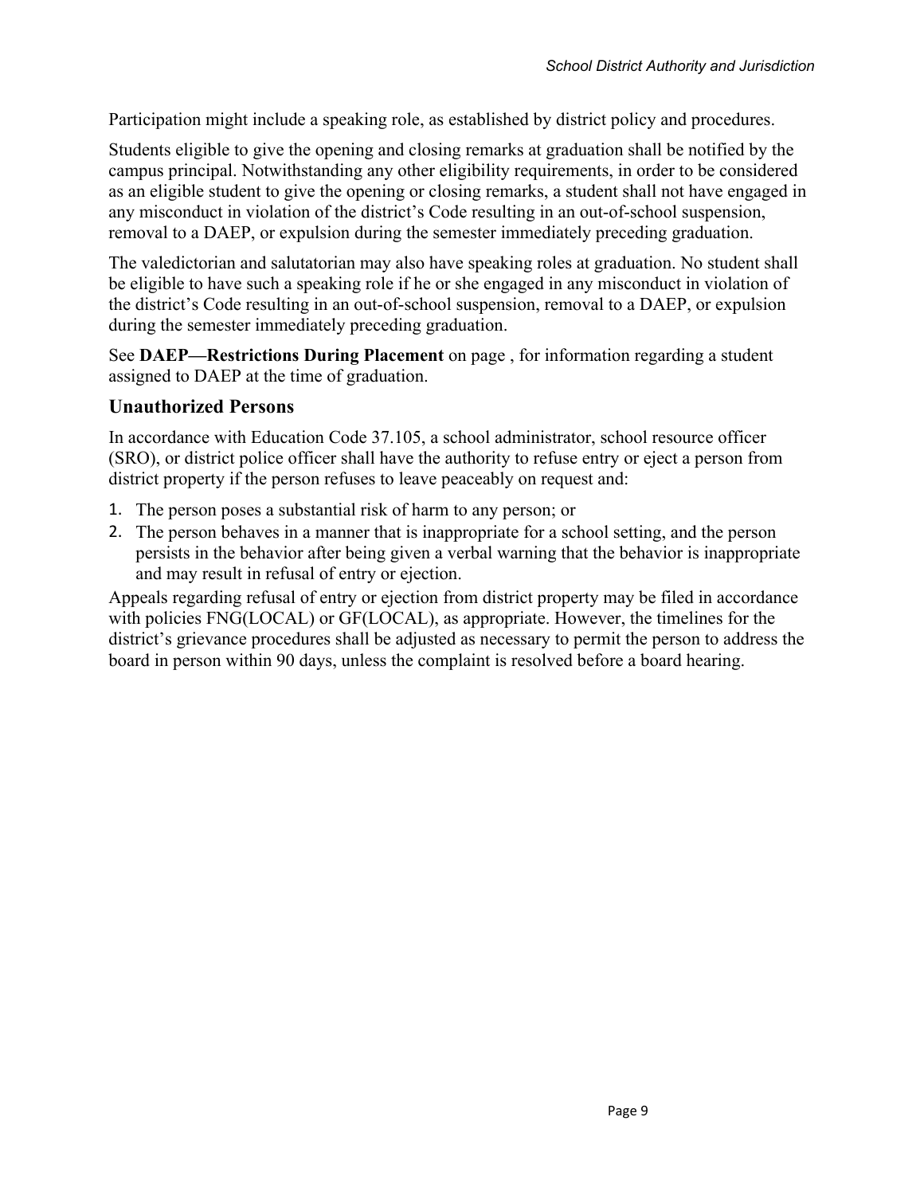Participation might include a speaking role, as established by district policy and procedures.

Students eligible to give the opening and closing remarks at graduation shall be notified by the campus principal. Notwithstanding any other eligibility requirements, in order to be considered as an eligible student to give the opening or closing remarks, a student shall not have engaged in any misconduct in violation of the district's Code resulting in an out-of-school suspension, removal to a DAEP, or expulsion during the semester immediately preceding graduation.

The valedictorian and salutatorian may also have speaking roles at graduation. No student shall be eligible to have such a speaking role if he or she engaged in any misconduct in violation of the district's Code resulting in an out-of-school suspension, removal to a DAEP, or expulsion during the semester immediately preceding graduation.

See **DAEP—Restrictions During Placement** on page , for information regarding a student assigned to DAEP at the time of graduation.

## Unauthorized Persons

In accordance with Education Code 37.105, a school administrator, school resource officer (SRO), or district police officer shall have the authority to refuse entry or eject a person from district property if the person refuses to leave peaceably on request and:

1. The person poses a substantial risk of harm to any person; or
2. The person behaves in a manner that is inappropriate for a school setting, and the person persists in the behavior after being given a verbal warning that the behavior is inappropriate and may result in refusal of entry or ejection.

Appeals regarding refusal of entry or ejection from district property may be filed in accordance with policies FNG(LOCAL) or GF(LOCAL), as appropriate. However, the timelines for the district's grievance procedures shall be adjusted as necessary to permit the person to address the board in person within 90 days, unless the complaint is resolved before a board hearing.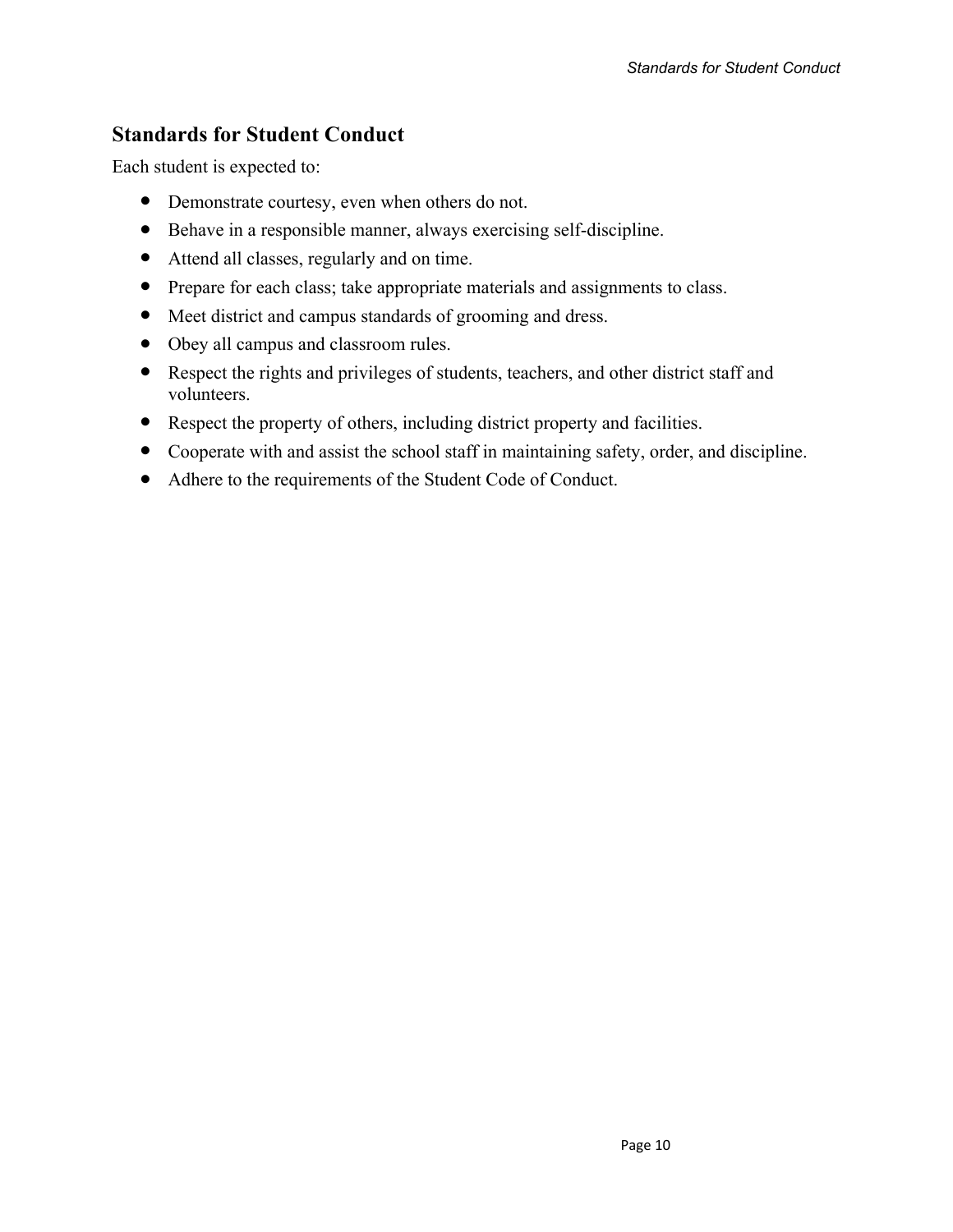## Standards for Student Conduct

Each student is expected to:

- Demonstrate courtesy, even when others do not.
- Behave in a responsible manner, always exercising self-discipline.
- Attend all classes, regularly and on time.
- Prepare for each class; take appropriate materials and assignments to class.
- Meet district and campus standards of grooming and dress.
- Obey all campus and classroom rules.
- Respect the rights and privileges of students, teachers, and other district staff and volunteers.
- Respect the property of others, including district property and facilities.
- Cooperate with and assist the school staff in maintaining safety, order, and discipline.
- Adhere to the requirements of the Student Code of Conduct.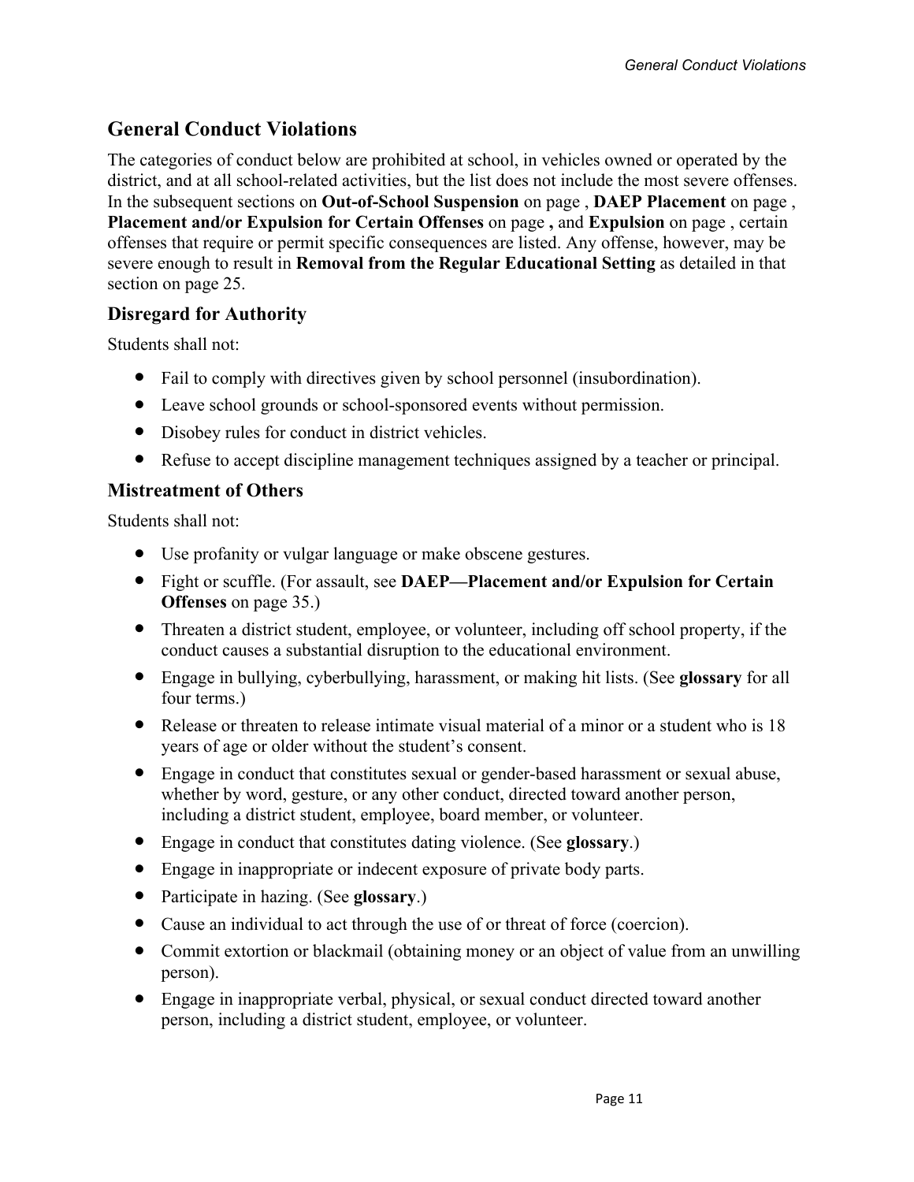## General Conduct Violations

The categories of conduct below are prohibited at school, in vehicles owned or operated by the district, and at all school-related activities, but the list does not include the most severe offenses. In the subsequent sections on **Out-of-School Suspension** on page , **DAEP Placement** on page , **Placement and/or Expulsion for Certain Offenses** on page **,** and **Expulsion** on page , certain offenses that require or permit specific consequences are listed. Any offense, however, may be severe enough to result in **Removal from the Regular Educational Setting** as detailed in that section on page 25.

### Disregard for Authority

Students shall not:

- Fail to comply with directives given by school personnel (insubordination).
- Leave school grounds or school-sponsored events without permission.
- Disobey rules for conduct in district vehicles.
- Refuse to accept discipline management techniques assigned by a teacher or principal.

### Mistreatment of Others

Students shall not:

- Use profanity or vulgar language or make obscene gestures.
- Fight or scuffle. (For assault, see **DAEP—Placement and/or Expulsion for Certain Offenses** on page 35.)
- Threaten a district student, employee, or volunteer, including off school property, if the conduct causes a substantial disruption to the educational environment.
- Engage in bullying, cyberbullying, harassment, or making hit lists. (See **glossary** for all four terms.)
- Release or threaten to release intimate visual material of a minor or a student who is 18 years of age or older without the student's consent.
- Engage in conduct that constitutes sexual or gender-based harassment or sexual abuse, whether by word, gesture, or any other conduct, directed toward another person, including a district student, employee, board member, or volunteer.
- Engage in conduct that constitutes dating violence. (See **glossary**.)
- Engage in inappropriate or indecent exposure of private body parts.
- Participate in hazing. (See **glossary**.)
- Cause an individual to act through the use of or threat of force (coercion).
- Commit extortion or blackmail (obtaining money or an object of value from an unwilling person).
- Engage in inappropriate verbal, physical, or sexual conduct directed toward another person, including a district student, employee, or volunteer.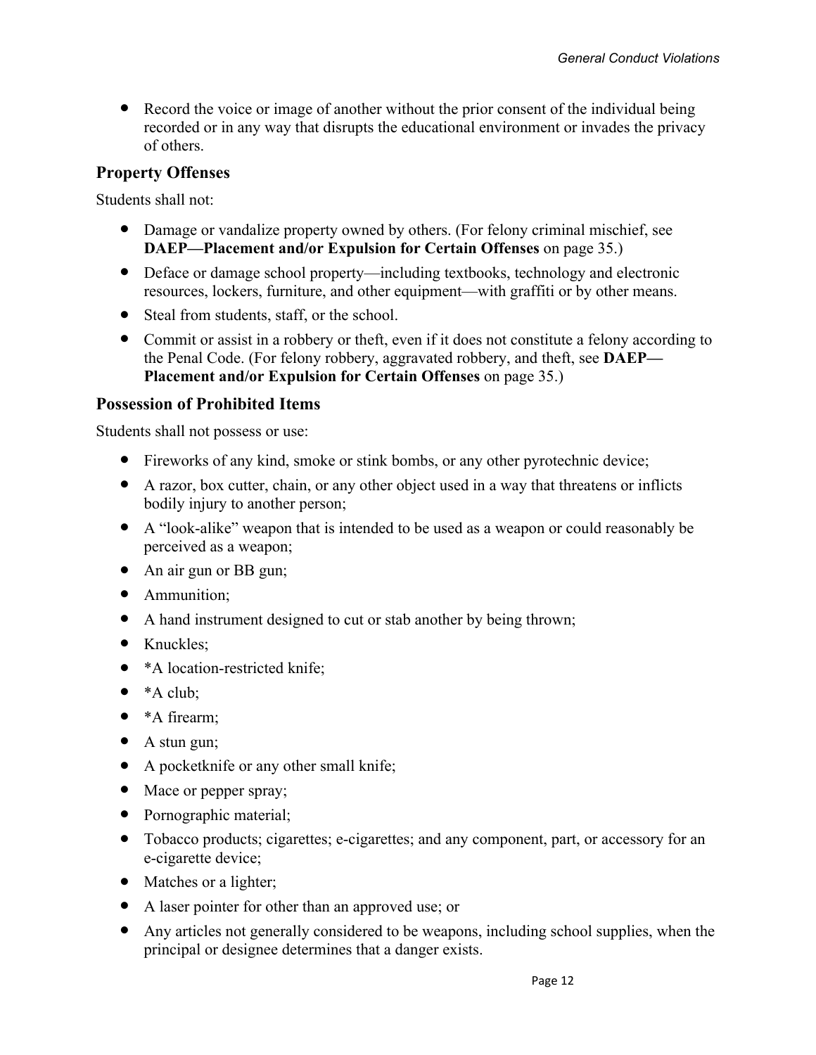- Record the voice or image of another without the prior consent of the individual being recorded or in any way that disrupts the educational environment or invades the privacy of others.

## Property Offenses

Students shall not:

- Damage or vandalize property owned by others. (For felony criminal mischief, see **DAEP—Placement and/or Expulsion for Certain Offenses** on page 35.)
- Deface or damage school property—including textbooks, technology and electronic resources, lockers, furniture, and other equipment—with graffiti or by other means.
- Steal from students, staff, or the school.
- Commit or assist in a robbery or theft, even if it does not constitute a felony according to the Penal Code. (For felony robbery, aggravated robbery, and theft, see **DAEP—Placement and/or Expulsion for Certain Offenses** on page 35.)

## Possession of Prohibited Items

Students shall not possess or use:

- Fireworks of any kind, smoke or stink bombs, or any other pyrotechnic device;
- A razor, box cutter, chain, or any other object used in a way that threatens or inflicts bodily injury to another person;
- A "look-alike" weapon that is intended to be used as a weapon or could reasonably be perceived as a weapon;
- An air gun or BB gun;
- Ammunition;
- A hand instrument designed to cut or stab another by being thrown;
- Knuckles;
- *A location-restricted knife;
- *A club;
- *A firearm;
- A stun gun;
- A pocketknife or any other small knife;
- Mace or pepper spray;
- Pornographic material;
- Tobacco products; cigarettes; e-cigarettes; and any component, part, or accessory for an e-cigarette device;
- Matches or a lighter;
- A laser pointer for other than an approved use; or
- Any articles not generally considered to be weapons, including school supplies, when the principal or designee determines that a danger exists.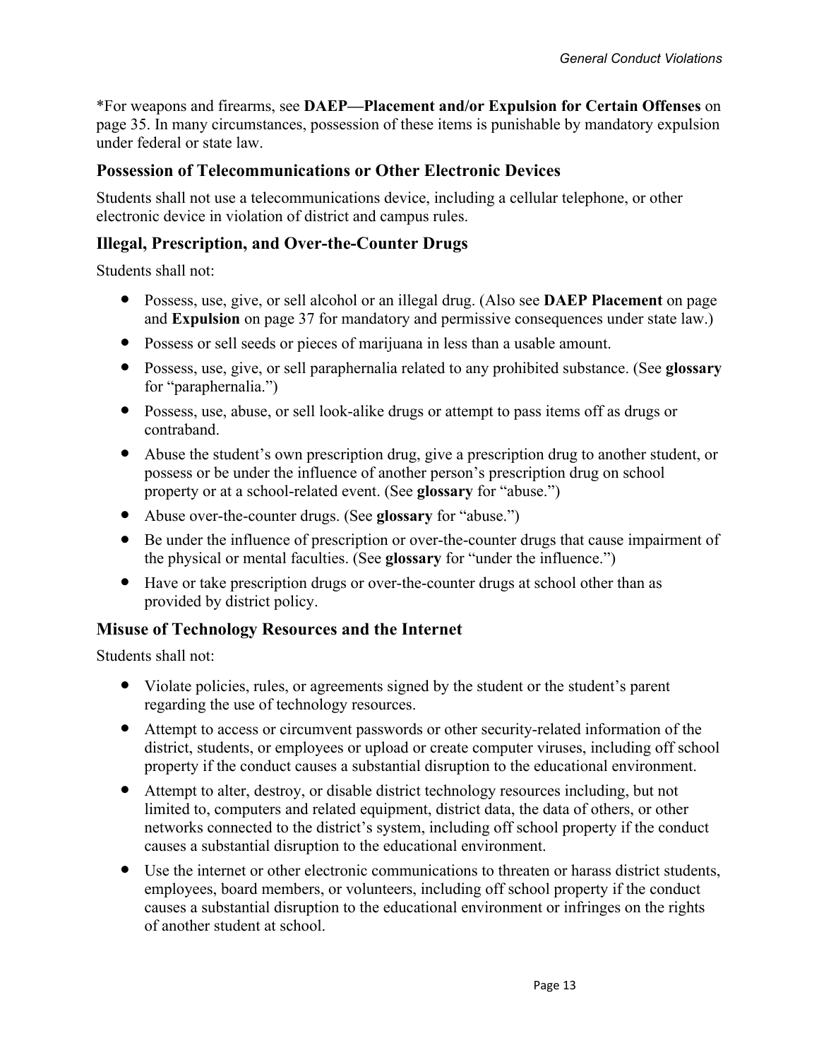*For weapons and firearms, see **DAEP—Placement and/or Expulsion for Certain Offenses** on page 35. In many circumstances, possession of these items is punishable by mandatory expulsion under federal or state law.

### Possession of Telecommunications or Other Electronic Devices

Students shall not use a telecommunications device, including a cellular telephone, or other electronic device in violation of district and campus rules.

### Illegal, Prescription, and Over-the-Counter Drugs

Students shall not:

- Possess, use, give, or sell alcohol or an illegal drug. (Also see **DAEP Placement** on page and **Expulsion** on page 37 for mandatory and permissive consequences under state law.)
- Possess or sell seeds or pieces of marijuana in less than a usable amount.
- Possess, use, give, or sell paraphernalia related to any prohibited substance. (See **glossary** for "paraphernalia.")
- Possess, use, abuse, or sell look-alike drugs or attempt to pass items off as drugs or contraband.
- Abuse the student's own prescription drug, give a prescription drug to another student, or possess or be under the influence of another person's prescription drug on school property or at a school-related event. (See **glossary** for "abuse.")
- Abuse over-the-counter drugs. (See **glossary** for "abuse.")
- Be under the influence of prescription or over-the-counter drugs that cause impairment of the physical or mental faculties. (See **glossary** for "under the influence.")
- Have or take prescription drugs or over-the-counter drugs at school other than as provided by district policy.

### Misuse of Technology Resources and the Internet

Students shall not:

- Violate policies, rules, or agreements signed by the student or the student's parent regarding the use of technology resources.
- Attempt to access or circumvent passwords or other security-related information of the district, students, or employees or upload or create computer viruses, including off school property if the conduct causes a substantial disruption to the educational environment.
- Attempt to alter, destroy, or disable district technology resources including, but not limited to, computers and related equipment, district data, the data of others, or other networks connected to the district's system, including off school property if the conduct causes a substantial disruption to the educational environment.
- Use the internet or other electronic communications to threaten or harass district students, employees, board members, or volunteers, including off school property if the conduct causes a substantial disruption to the educational environment or infringes on the rights of another student at school.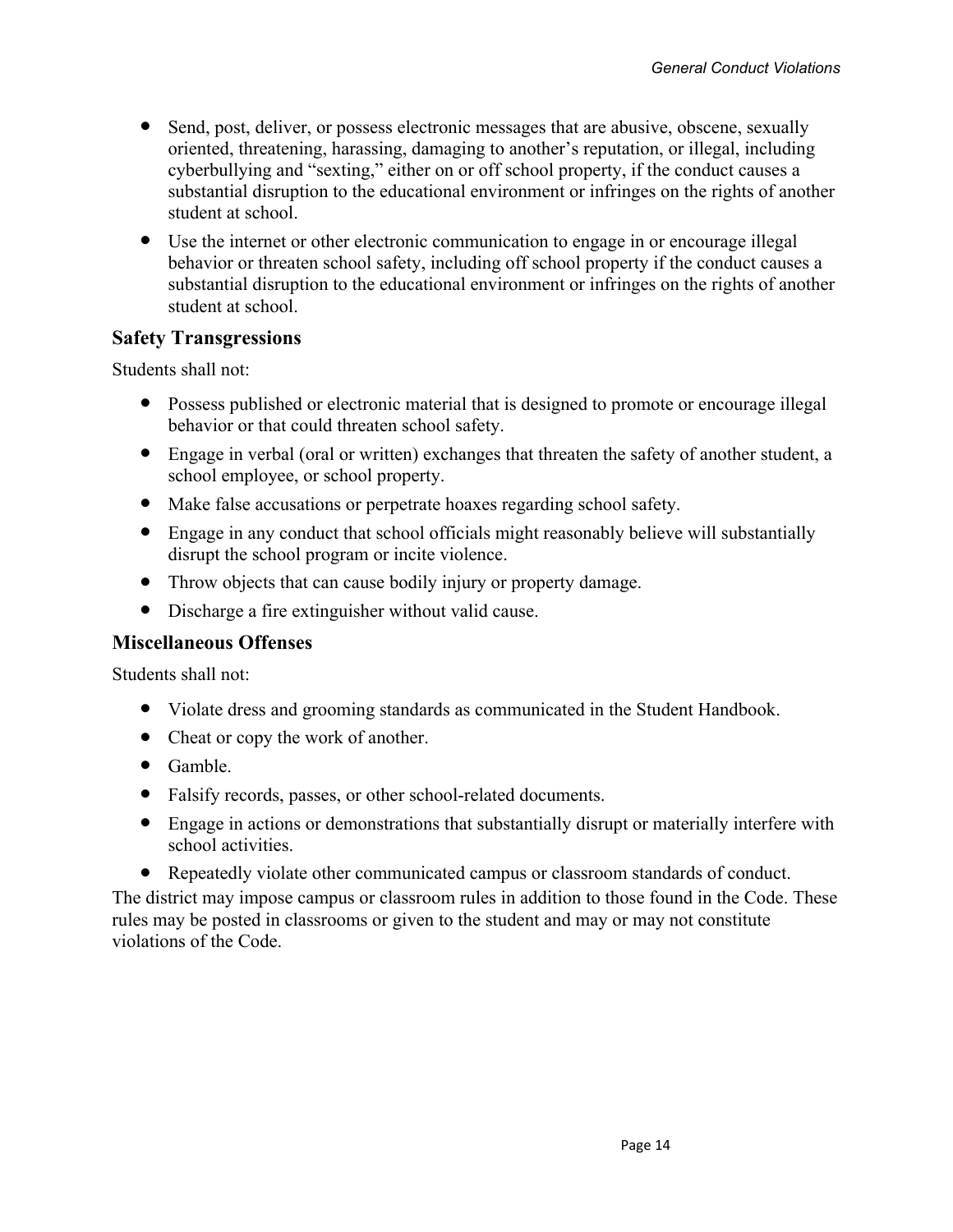- Send, post, deliver, or possess electronic messages that are abusive, obscene, sexually oriented, threatening, harassing, damaging to another's reputation, or illegal, including cyberbullying and "sexting," either on or off school property, if the conduct causes a substantial disruption to the educational environment or infringes on the rights of another student at school.
- Use the internet or other electronic communication to engage in or encourage illegal behavior or threaten school safety, including off school property if the conduct causes a substantial disruption to the educational environment or infringes on the rights of another student at school.

### Safety Transgressions

Students shall not:

- Possess published or electronic material that is designed to promote or encourage illegal behavior or that could threaten school safety.
- Engage in verbal (oral or written) exchanges that threaten the safety of another student, a school employee, or school property.
- Make false accusations or perpetrate hoaxes regarding school safety.
- Engage in any conduct that school officials might reasonably believe will substantially disrupt the school program or incite violence.
- Throw objects that can cause bodily injury or property damage.
- Discharge a fire extinguisher without valid cause.

### Miscellaneous Offenses

Students shall not:

- Violate dress and grooming standards as communicated in the Student Handbook.
- Cheat or copy the work of another.
- Gamble.
- Falsify records, passes, or other school-related documents.
- Engage in actions or demonstrations that substantially disrupt or materially interfere with school activities.
- Repeatedly violate other communicated campus or classroom standards of conduct.

The district may impose campus or classroom rules in addition to those found in the Code. These rules may be posted in classrooms or given to the student and may or may not constitute violations of the Code.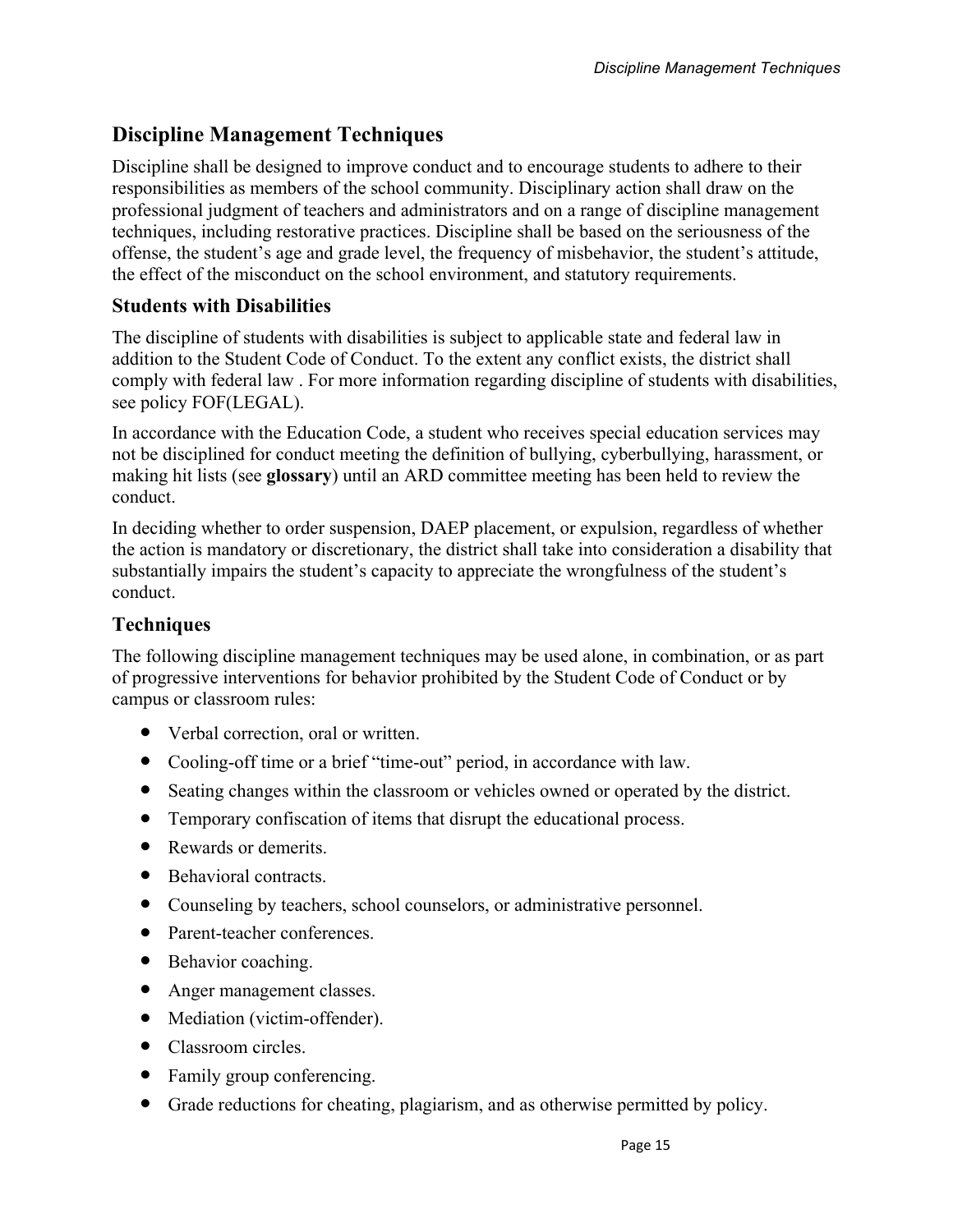## Discipline Management Techniques

Discipline shall be designed to improve conduct and to encourage students to adhere to their responsibilities as members of the school community. Disciplinary action shall draw on the professional judgment of teachers and administrators and on a range of discipline management techniques, including restorative practices. Discipline shall be based on the seriousness of the offense, the student's age and grade level, the frequency of misbehavior, the student's attitude, the effect of the misconduct on the school environment, and statutory requirements.

### Students with Disabilities

The discipline of students with disabilities is subject to applicable state and federal law in addition to the Student Code of Conduct. To the extent any conflict exists, the district shall comply with federal law . For more information regarding discipline of students with disabilities, see policy FOF(LEGAL).

In accordance with the Education Code, a student who receives special education services may not be disciplined for conduct meeting the definition of bullying, cyberbullying, harassment, or making hit lists (see **glossary**) until an ARD committee meeting has been held to review the conduct.

In deciding whether to order suspension, DAEP placement, or expulsion, regardless of whether the action is mandatory or discretionary, the district shall take into consideration a disability that substantially impairs the student's capacity to appreciate the wrongfulness of the student's conduct.

### Techniques

The following discipline management techniques may be used alone, in combination, or as part of progressive interventions for behavior prohibited by the Student Code of Conduct or by campus or classroom rules:

- Verbal correction, oral or written.
- Cooling-off time or a brief "time-out" period, in accordance with law.
- Seating changes within the classroom or vehicles owned or operated by the district.
- Temporary confiscation of items that disrupt the educational process.
- Rewards or demerits.
- Behavioral contracts.
- Counseling by teachers, school counselors, or administrative personnel.
- Parent-teacher conferences.
- Behavior coaching.
- Anger management classes.
- Mediation (victim-offender).
- Classroom circles.
- Family group conferencing.
- Grade reductions for cheating, plagiarism, and as otherwise permitted by policy.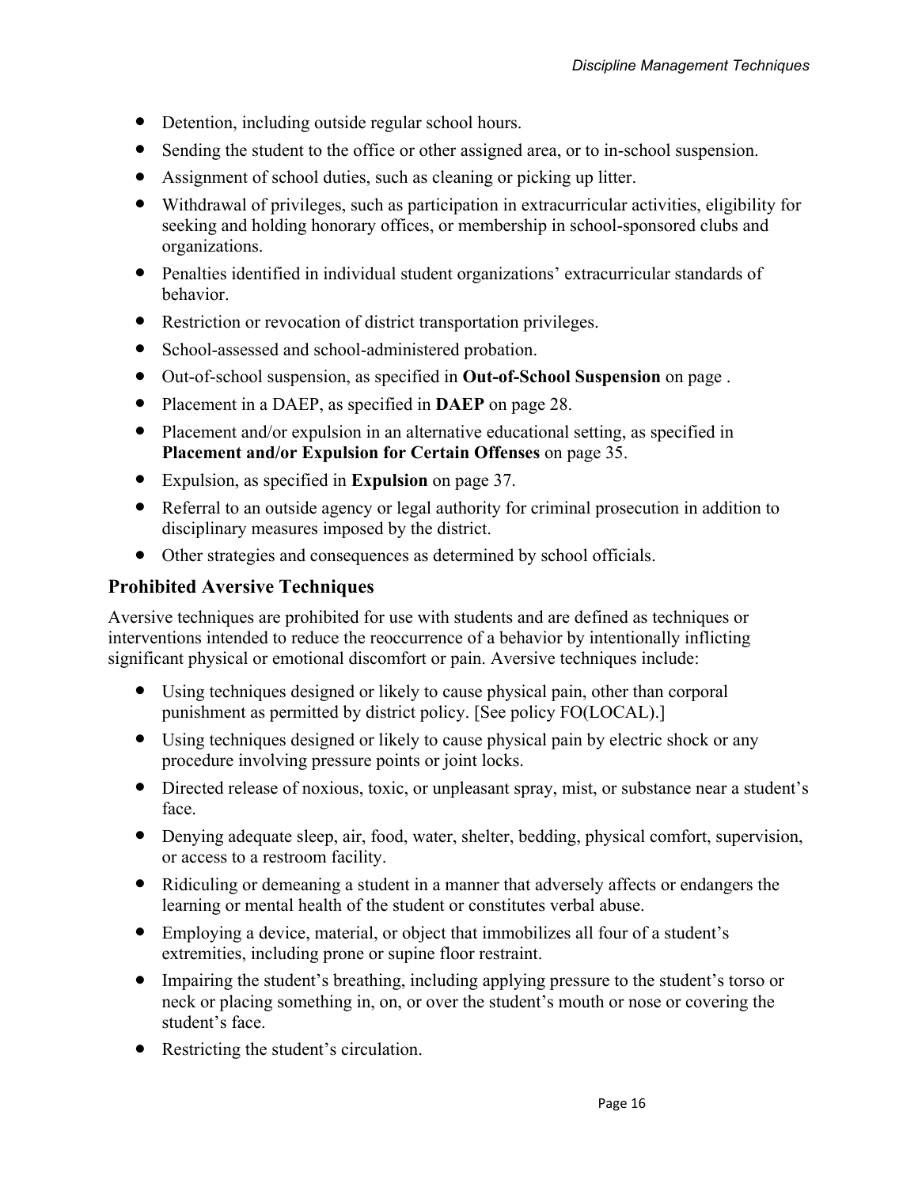- Detention, including outside regular school hours.
- Sending the student to the office or other assigned area, or to in-school suspension.
- Assignment of school duties, such as cleaning or picking up litter.
- Withdrawal of privileges, such as participation in extracurricular activities, eligibility for seeking and holding honorary offices, or membership in school-sponsored clubs and organizations.
- Penalties identified in individual student organizations' extracurricular standards of behavior.
- Restriction or revocation of district transportation privileges.
- School-assessed and school-administered probation.
- Out-of-school suspension, as specified in **Out-of-School Suspension** on page .
- Placement in a DAEP, as specified in **DAEP** on page 28.
- Placement and/or expulsion in an alternative educational setting, as specified in **Placement and/or Expulsion for Certain Offenses** on page 35.
- Expulsion, as specified in **Expulsion** on page 37.
- Referral to an outside agency or legal authority for criminal prosecution in addition to disciplinary measures imposed by the district.
- Other strategies and consequences as determined by school officials.

## Prohibited Aversive Techniques

Aversive techniques are prohibited for use with students and are defined as techniques or interventions intended to reduce the reoccurrence of a behavior by intentionally inflicting significant physical or emotional discomfort or pain. Aversive techniques include:

- Using techniques designed or likely to cause physical pain, other than corporal punishment as permitted by district policy. [See policy FO(LOCAL).]
- Using techniques designed or likely to cause physical pain by electric shock or any procedure involving pressure points or joint locks.
- Directed release of noxious, toxic, or unpleasant spray, mist, or substance near a student's face.
- Denying adequate sleep, air, food, water, shelter, bedding, physical comfort, supervision, or access to a restroom facility.
- Ridiculing or demeaning a student in a manner that adversely affects or endangers the learning or mental health of the student or constitutes verbal abuse.
- Employing a device, material, or object that immobilizes all four of a student's extremities, including prone or supine floor restraint.
- Impairing the student's breathing, including applying pressure to the student's torso or neck or placing something in, on, or over the student's mouth or nose or covering the student's face.
- Restricting the student's circulation.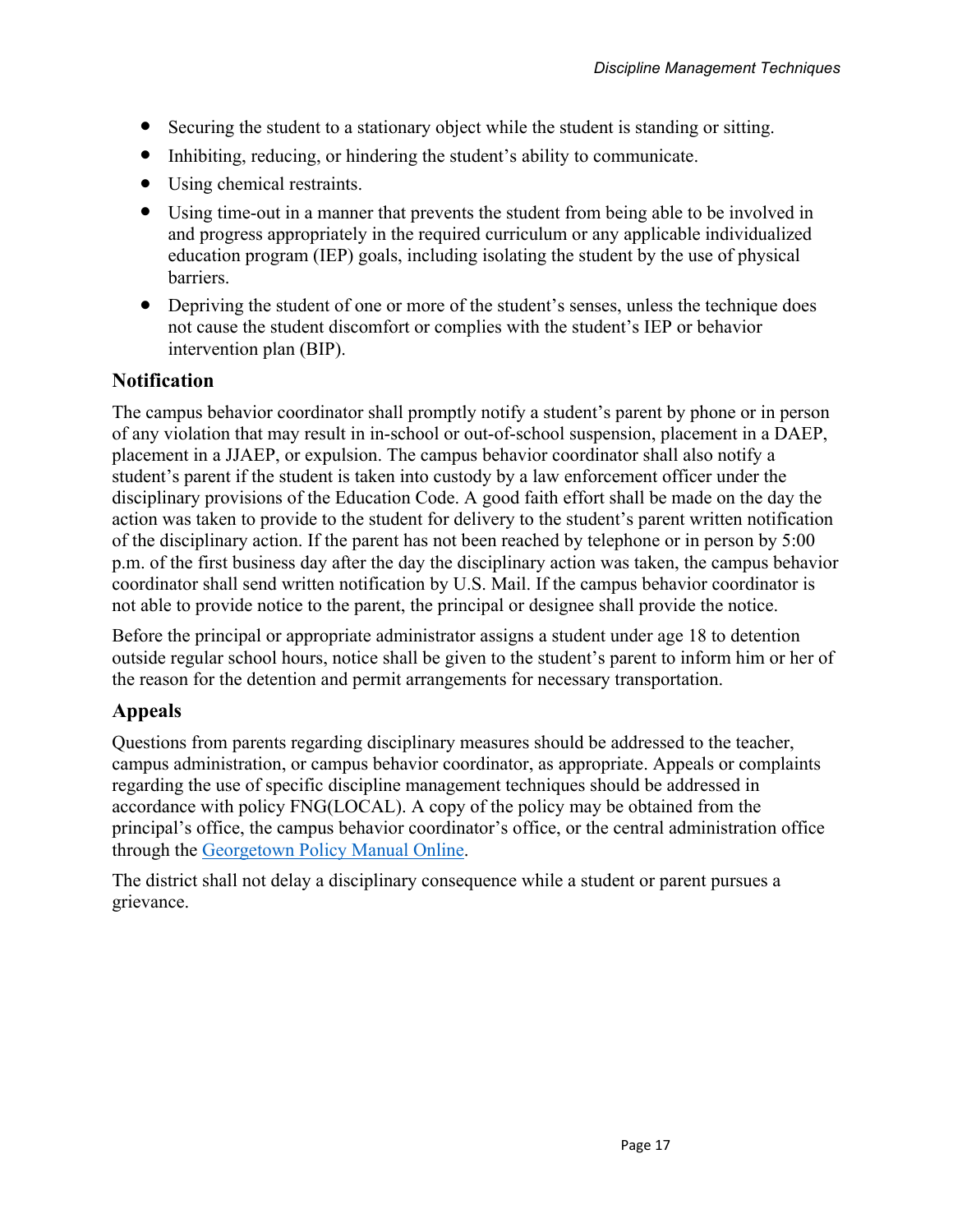- Securing the student to a stationary object while the student is standing or sitting.
- Inhibiting, reducing, or hindering the student's ability to communicate.
- Using chemical restraints.
- Using time-out in a manner that prevents the student from being able to be involved in and progress appropriately in the required curriculum or any applicable individualized education program (IEP) goals, including isolating the student by the use of physical barriers.
- Depriving the student of one or more of the student's senses, unless the technique does not cause the student discomfort or complies with the student's IEP or behavior intervention plan (BIP).

## Notification

The campus behavior coordinator shall promptly notify a student's parent by phone or in person of any violation that may result in in-school or out-of-school suspension, placement in a DAEP, placement in a JJAEP, or expulsion. The campus behavior coordinator shall also notify a student's parent if the student is taken into custody by a law enforcement officer under the disciplinary provisions of the Education Code. A good faith effort shall be made on the day the action was taken to provide to the student for delivery to the student's parent written notification of the disciplinary action. If the parent has not been reached by telephone or in person by 5:00 p.m. of the first business day after the day the disciplinary action was taken, the campus behavior coordinator shall send written notification by U.S. Mail. If the campus behavior coordinator is not able to provide notice to the parent, the principal or designee shall provide the notice.

Before the principal or appropriate administrator assigns a student under age 18 to detention outside regular school hours, notice shall be given to the student's parent to inform him or her of the reason for the detention and permit arrangements for necessary transportation.

## Appeals

Questions from parents regarding disciplinary measures should be addressed to the teacher, campus administration, or campus behavior coordinator, as appropriate. Appeals or complaints regarding the use of specific discipline management techniques should be addressed in accordance with policy FNG(LOCAL). A copy of the policy may be obtained from the principal's office, the campus behavior coordinator's office, or the central administration office through the Georgetown Policy Manual Online.

The district shall not delay a disciplinary consequence while a student or parent pursues a grievance.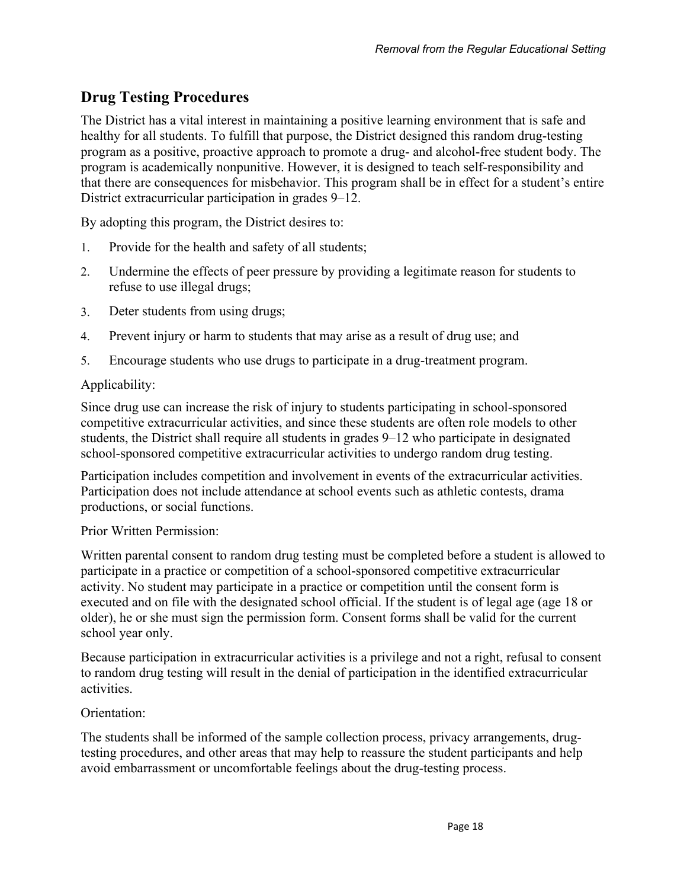## Drug Testing Procedures

The District has a vital interest in maintaining a positive learning environment that is safe and healthy for all students. To fulfill that purpose, the District designed this random drug-testing program as a positive, proactive approach to promote a drug- and alcohol-free student body. The program is academically nonpunitive. However, it is designed to teach self-responsibility and that there are consequences for misbehavior. This program shall be in effect for a student's entire District extracurricular participation in grades 9–12.

By adopting this program, the District desires to:

1. Provide for the health and safety of all students;
2. Undermine the effects of peer pressure by providing a legitimate reason for students to refuse to use illegal drugs;
3. Deter students from using drugs;
4. Prevent injury or harm to students that may arise as a result of drug use; and
5. Encourage students who use drugs to participate in a drug-treatment program.

Applicability:

Since drug use can increase the risk of injury to students participating in school-sponsored competitive extracurricular activities, and since these students are often role models to other students, the District shall require all students in grades 9–12 who participate in designated school-sponsored competitive extracurricular activities to undergo random drug testing.

Participation includes competition and involvement in events of the extracurricular activities. Participation does not include attendance at school events such as athletic contests, drama productions, or social functions.

Prior Written Permission:

Written parental consent to random drug testing must be completed before a student is allowed to participate in a practice or competition of a school-sponsored competitive extracurricular activity. No student may participate in a practice or competition until the consent form is executed and on file with the designated school official. If the student is of legal age (age 18 or older), he or she must sign the permission form. Consent forms shall be valid for the current school year only.

Because participation in extracurricular activities is a privilege and not a right, refusal to consent to random drug testing will result in the denial of participation in the identified extracurricular activities.

Orientation:

The students shall be informed of the sample collection process, privacy arrangements, drug-testing procedures, and other areas that may help to reassure the student participants and help avoid embarrassment or uncomfortable feelings about the drug-testing process.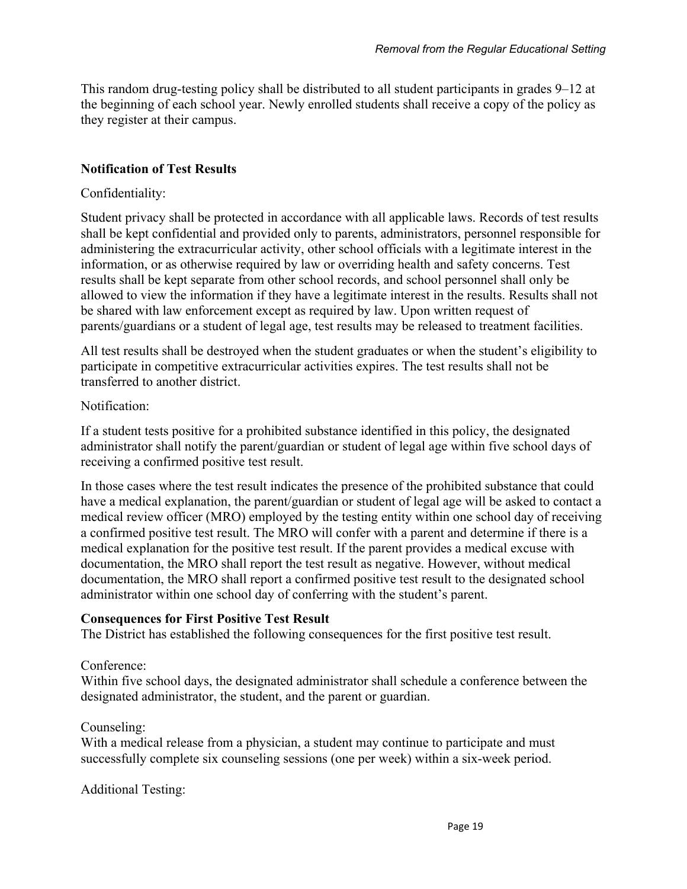This random drug-testing policy shall be distributed to all student participants in grades 9–12 at the beginning of each school year. Newly enrolled students shall receive a copy of the policy as they register at their campus.

## Notification of Test Results

Confidentiality:

Student privacy shall be protected in accordance with all applicable laws. Records of test results shall be kept confidential and provided only to parents, administrators, personnel responsible for administering the extracurricular activity, other school officials with a legitimate interest in the information, or as otherwise required by law or overriding health and safety concerns. Test results shall be kept separate from other school records, and school personnel shall only be allowed to view the information if they have a legitimate interest in the results. Results shall not be shared with law enforcement except as required by law. Upon written request of parents/guardians or a student of legal age, test results may be released to treatment facilities.

All test results shall be destroyed when the student graduates or when the student's eligibility to participate in competitive extracurricular activities expires. The test results shall not be transferred to another district.

Notification:

If a student tests positive for a prohibited substance identified in this policy, the designated administrator shall notify the parent/guardian or student of legal age within five school days of receiving a confirmed positive test result.

In those cases where the test result indicates the presence of the prohibited substance that could have a medical explanation, the parent/guardian or student of legal age will be asked to contact a medical review officer (MRO) employed by the testing entity within one school day of receiving a confirmed positive test result. The MRO will confer with a parent and determine if there is a medical explanation for the positive test result. If the parent provides a medical excuse with documentation, the MRO shall report the test result as negative. However, without medical documentation, the MRO shall report a confirmed positive test result to the designated school administrator within one school day of conferring with the student's parent.

## Consequences for First Positive Test Result

The District has established the following consequences for the first positive test result.

Conference:
Within five school days, the designated administrator shall schedule a conference between the designated administrator, the student, and the parent or guardian.

Counseling:
With a medical release from a physician, a student may continue to participate and must successfully complete six counseling sessions (one per week) within a six-week period.

Additional Testing: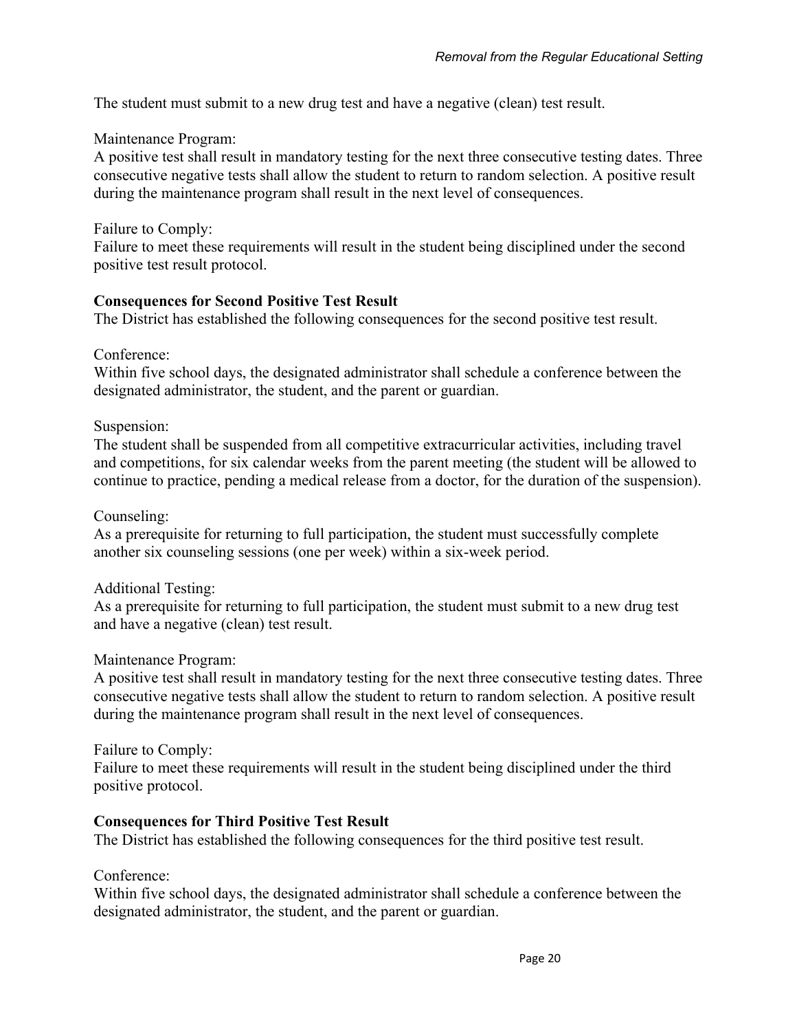The student must submit to a new drug test and have a negative (clean) test result.

Maintenance Program:
A positive test shall result in mandatory testing for the next three consecutive testing dates. Three consecutive negative tests shall allow the student to return to random selection. A positive result during the maintenance program shall result in the next level of consequences.

Failure to Comply:
Failure to meet these requirements will result in the student being disciplined under the second positive test result protocol.

**Consequences for Second Positive Test Result**
The District has established the following consequences for the second positive test result.

Conference:
Within five school days, the designated administrator shall schedule a conference between the designated administrator, the student, and the parent or guardian.

Suspension:
The student shall be suspended from all competitive extracurricular activities, including travel and competitions, for six calendar weeks from the parent meeting (the student will be allowed to continue to practice, pending a medical release from a doctor, for the duration of the suspension).

Counseling:
As a prerequisite for returning to full participation, the student must successfully complete another six counseling sessions (one per week) within a six-week period.

Additional Testing:
As a prerequisite for returning to full participation, the student must submit to a new drug test and have a negative (clean) test result.

Maintenance Program:
A positive test shall result in mandatory testing for the next three consecutive testing dates. Three consecutive negative tests shall allow the student to return to random selection. A positive result during the maintenance program shall result in the next level of consequences.

Failure to Comply:
Failure to meet these requirements will result in the student being disciplined under the third positive protocol.

**Consequences for Third Positive Test Result**
The District has established the following consequences for the third positive test result.

Conference:
Within five school days, the designated administrator shall schedule a conference between the designated administrator, the student, and the parent or guardian.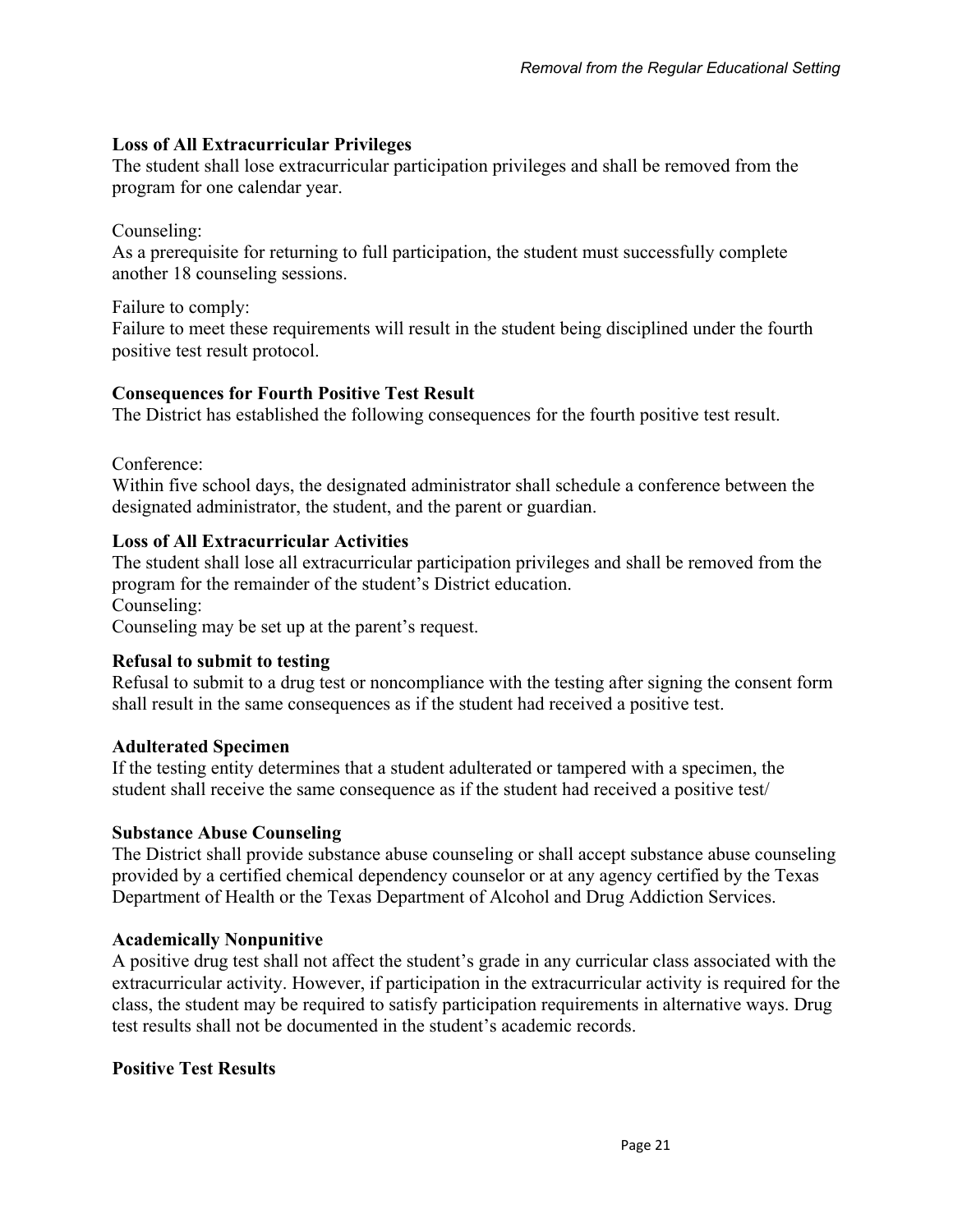**Loss of All Extracurricular Privileges**

The student shall lose extracurricular participation privileges and shall be removed from the program for one calendar year.

Counseling:

As a prerequisite for returning to full participation, the student must successfully complete another 18 counseling sessions.

Failure to comply:

Failure to meet these requirements will result in the student being disciplined under the fourth positive test result protocol.

**Consequences for Fourth Positive Test Result**

The District has established the following consequences for the fourth positive test result.

Conference:

Within five school days, the designated administrator shall schedule a conference between the designated administrator, the student, and the parent or guardian.

**Loss of All Extracurricular Activities**

The student shall lose all extracurricular participation privileges and shall be removed from the program for the remainder of the student's District education.

Counseling:

Counseling may be set up at the parent's request.

**Refusal to submit to testing**

Refusal to submit to a drug test or noncompliance with the testing after signing the consent form shall result in the same consequences as if the student had received a positive test.

**Adulterated Specimen**

If the testing entity determines that a student adulterated or tampered with a specimen, the student shall receive the same consequence as if the student had received a positive test/

**Substance Abuse Counseling**

The District shall provide substance abuse counseling or shall accept substance abuse counseling provided by a certified chemical dependency counselor or at any agency certified by the Texas Department of Health or the Texas Department of Alcohol and Drug Addiction Services.

**Academically Nonpunitive**

A positive drug test shall not affect the student's grade in any curricular class associated with the extracurricular activity. However, if participation in the extracurricular activity is required for the class, the student may be required to satisfy participation requirements in alternative ways. Drug test results shall not be documented in the student's academic records.

**Positive Test Results**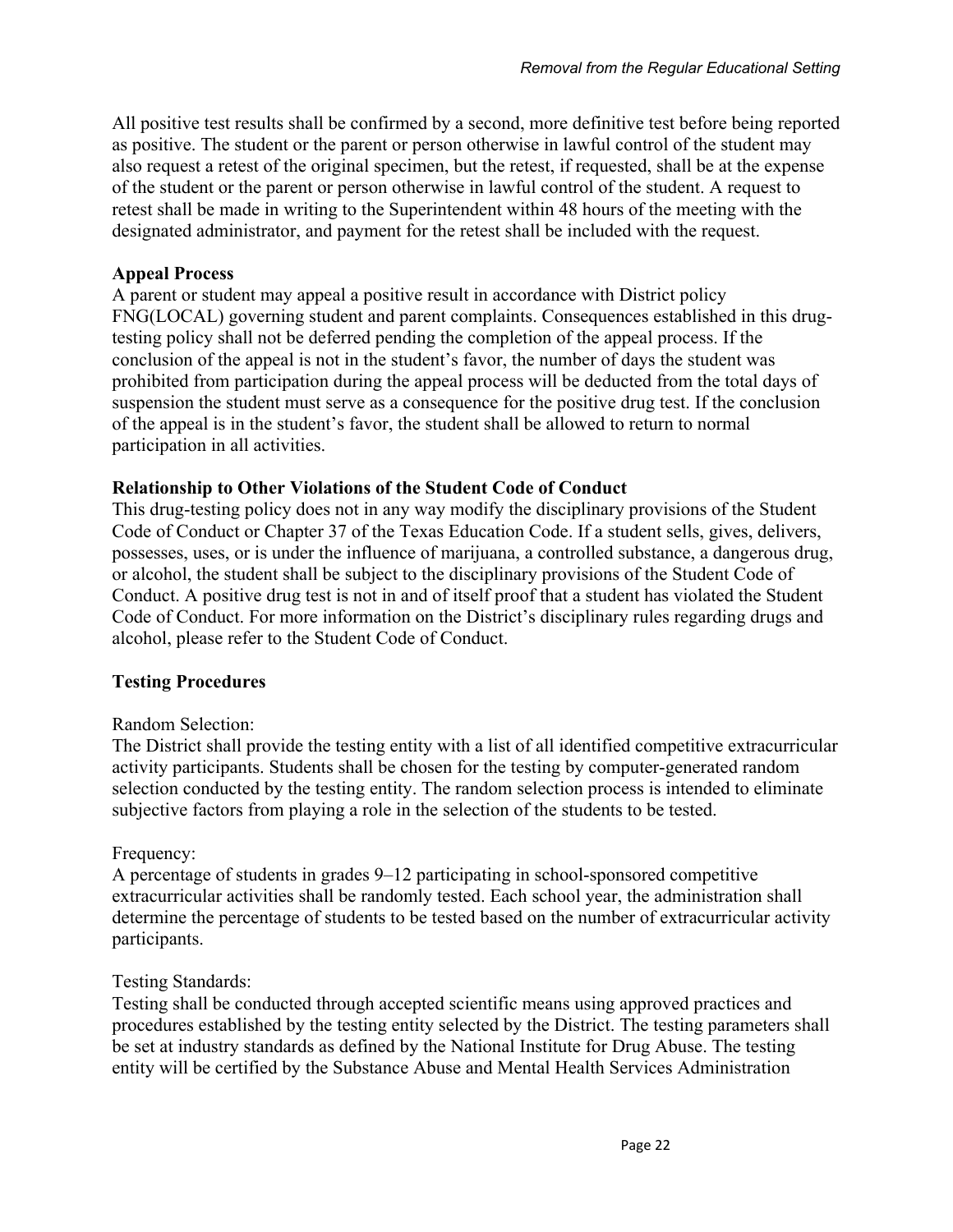All positive test results shall be confirmed by a second, more definitive test before being reported as positive. The student or the parent or person otherwise in lawful control of the student may also request a retest of the original specimen, but the retest, if requested, shall be at the expense of the student or the parent or person otherwise in lawful control of the student. A request to retest shall be made in writing to the Superintendent within 48 hours of the meeting with the designated administrator, and payment for the retest shall be included with the request.

**Appeal Process**

A parent or student may appeal a positive result in accordance with District policy FNG(LOCAL) governing student and parent complaints. Consequences established in this drug-testing policy shall not be deferred pending the completion of the appeal process. If the conclusion of the appeal is not in the student's favor, the number of days the student was prohibited from participation during the appeal process will be deducted from the total days of suspension the student must serve as a consequence for the positive drug test. If the conclusion of the appeal is in the student's favor, the student shall be allowed to return to normal participation in all activities.

**Relationship to Other Violations of the Student Code of Conduct**

This drug-testing policy does not in any way modify the disciplinary provisions of the Student Code of Conduct or Chapter 37 of the Texas Education Code. If a student sells, gives, delivers, possesses, uses, or is under the influence of marijuana, a controlled substance, a dangerous drug, or alcohol, the student shall be subject to the disciplinary provisions of the Student Code of Conduct. A positive drug test is not in and of itself proof that a student has violated the Student Code of Conduct. For more information on the District's disciplinary rules regarding drugs and alcohol, please refer to the Student Code of Conduct.

**Testing Procedures**

Random Selection:

The District shall provide the testing entity with a list of all identified competitive extracurricular activity participants. Students shall be chosen for the testing by computer-generated random selection conducted by the testing entity. The random selection process is intended to eliminate subjective factors from playing a role in the selection of the students to be tested.

Frequency:

A percentage of students in grades 9–12 participating in school-sponsored competitive extracurricular activities shall be randomly tested. Each school year, the administration shall determine the percentage of students to be tested based on the number of extracurricular activity participants.

Testing Standards:

Testing shall be conducted through accepted scientific means using approved practices and procedures established by the testing entity selected by the District. The testing parameters shall be set at industry standards as defined by the National Institute for Drug Abuse. The testing entity will be certified by the Substance Abuse and Mental Health Services Administration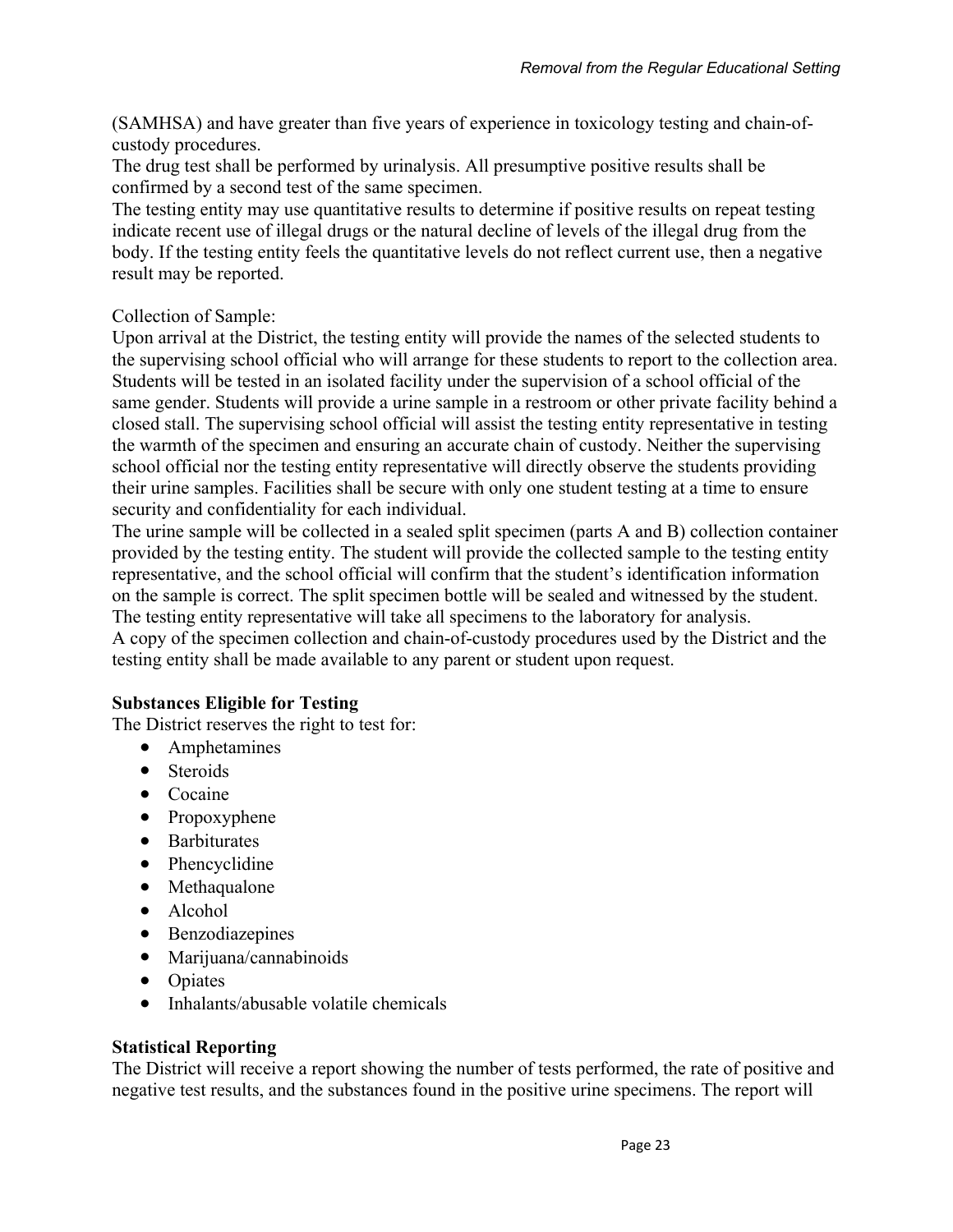(SAMHSA) and have greater than five years of experience in toxicology testing and chain-of-custody procedures.

The drug test shall be performed by urinalysis. All presumptive positive results shall be confirmed by a second test of the same specimen.

The testing entity may use quantitative results to determine if positive results on repeat testing indicate recent use of illegal drugs or the natural decline of levels of the illegal drug from the body. If the testing entity feels the quantitative levels do not reflect current use, then a negative result may be reported.

Collection of Sample:

Upon arrival at the District, the testing entity will provide the names of the selected students to the supervising school official who will arrange for these students to report to the collection area. Students will be tested in an isolated facility under the supervision of a school official of the same gender. Students will provide a urine sample in a restroom or other private facility behind a closed stall. The supervising school official will assist the testing entity representative in testing the warmth of the specimen and ensuring an accurate chain of custody. Neither the supervising school official nor the testing entity representative will directly observe the students providing their urine samples. Facilities shall be secure with only one student testing at a time to ensure security and confidentiality for each individual.

The urine sample will be collected in a sealed split specimen (parts A and B) collection container provided by the testing entity. The student will provide the collected sample to the testing entity representative, and the school official will confirm that the student's identification information on the sample is correct. The split specimen bottle will be sealed and witnessed by the student. The testing entity representative will take all specimens to the laboratory for analysis.

A copy of the specimen collection and chain-of-custody procedures used by the District and the testing entity shall be made available to any parent or student upon request.

**Substances Eligible for Testing**

The District reserves the right to test for:

- Amphetamines
- Steroids
- Cocaine
- Propoxyphene
- Barbiturates
- Phencyclidine
- Methaqualone
- Alcohol
- Benzodiazepines
- Marijuana/cannabinoids
- Opiates
- Inhalants/abusable volatile chemicals

**Statistical Reporting**

The District will receive a report showing the number of tests performed, the rate of positive and negative test results, and the substances found in the positive urine specimens. The report will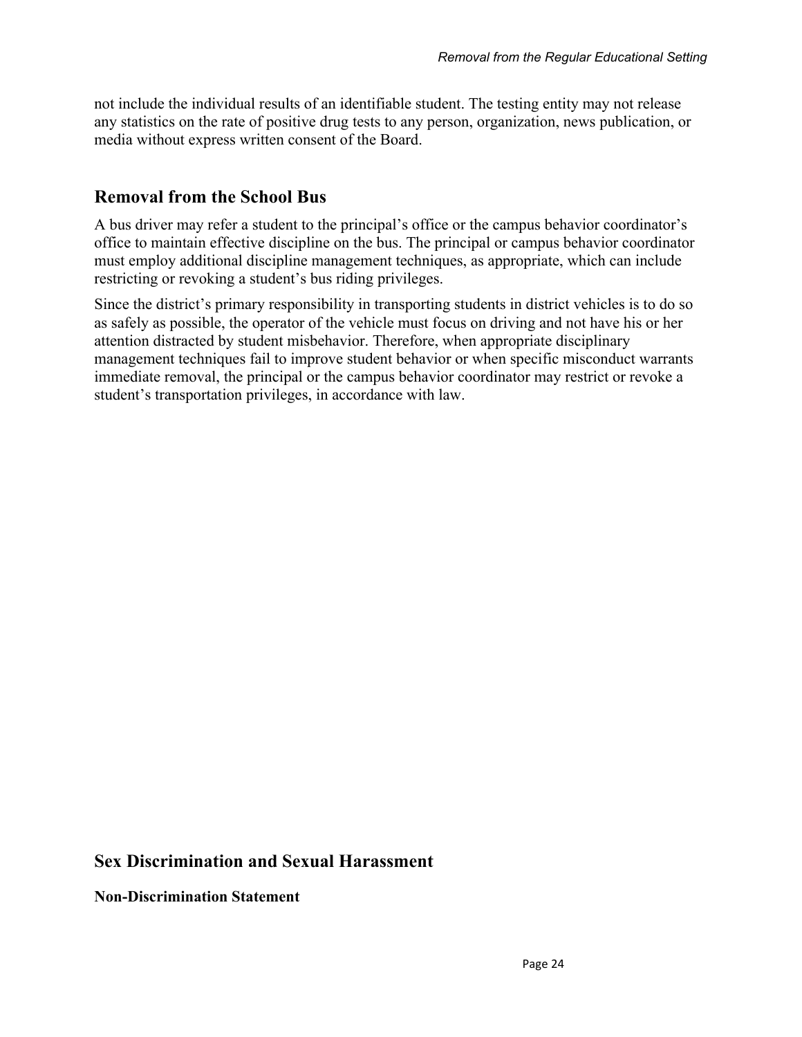not include the individual results of an identifiable student. The testing entity may not release any statistics on the rate of positive drug tests to any person, organization, news publication, or media without express written consent of the Board.

## Removal from the School Bus

A bus driver may refer a student to the principal's office or the campus behavior coordinator's office to maintain effective discipline on the bus. The principal or campus behavior coordinator must employ additional discipline management techniques, as appropriate, which can include restricting or revoking a student's bus riding privileges.

Since the district's primary responsibility in transporting students in district vehicles is to do so as safely as possible, the operator of the vehicle must focus on driving and not have his or her attention distracted by student misbehavior. Therefore, when appropriate disciplinary management techniques fail to improve student behavior or when specific misconduct warrants immediate removal, the principal or the campus behavior coordinator may restrict or revoke a student's transportation privileges, in accordance with law.

## Sex Discrimination and Sexual Harassment

### Non-Discrimination Statement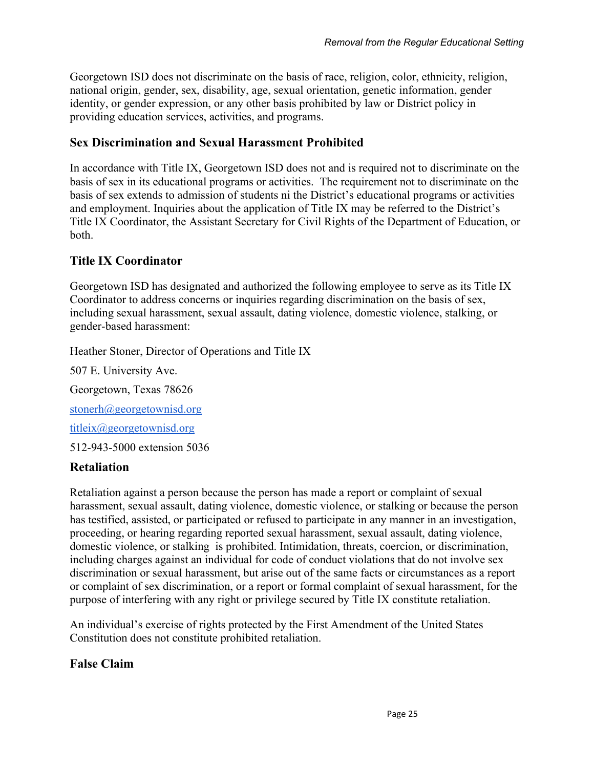Georgetown ISD does not discriminate on the basis of race, religion, color, ethnicity, religion, national origin, gender, sex, disability, age, sexual orientation, genetic information, gender identity, or gender expression, or any other basis prohibited by law or District policy in providing education services, activities, and programs.

### Sex Discrimination and Sexual Harassment Prohibited

In accordance with Title IX, Georgetown ISD does not and is required not to discriminate on the basis of sex in its educational programs or activities. The requirement not to discriminate on the basis of sex extends to admission of students ni the District's educational programs or activities and employment. Inquiries about the application of Title IX may be referred to the District's Title IX Coordinator, the Assistant Secretary for Civil Rights of the Department of Education, or both.

### Title IX Coordinator

Georgetown ISD has designated and authorized the following employee to serve as its Title IX Coordinator to address concerns or inquiries regarding discrimination on the basis of sex, including sexual harassment, sexual assault, dating violence, domestic violence, stalking, or gender-based harassment:

Heather Stoner, Director of Operations and Title IX

507 E. University Ave.

Georgetown, Texas 78626

stonerh@georgetownisd.org

titleix@georgetownisd.org

512-943-5000 extension 5036

### Retaliation

Retaliation against a person because the person has made a report or complaint of sexual harassment, sexual assault, dating violence, domestic violence, or stalking or because the person has testified, assisted, or participated or refused to participate in any manner in an investigation, proceeding, or hearing regarding reported sexual harassment, sexual assault, dating violence, domestic violence, or stalking is prohibited. Intimidation, threats, coercion, or discrimination, including charges against an individual for code of conduct violations that do not involve sex discrimination or sexual harassment, but arise out of the same facts or circumstances as a report or complaint of sex discrimination, or a report or formal complaint of sexual harassment, for the purpose of interfering with any right or privilege secured by Title IX constitute retaliation.

An individual's exercise of rights protected by the First Amendment of the United States Constitution does not constitute prohibited retaliation.

### False Claim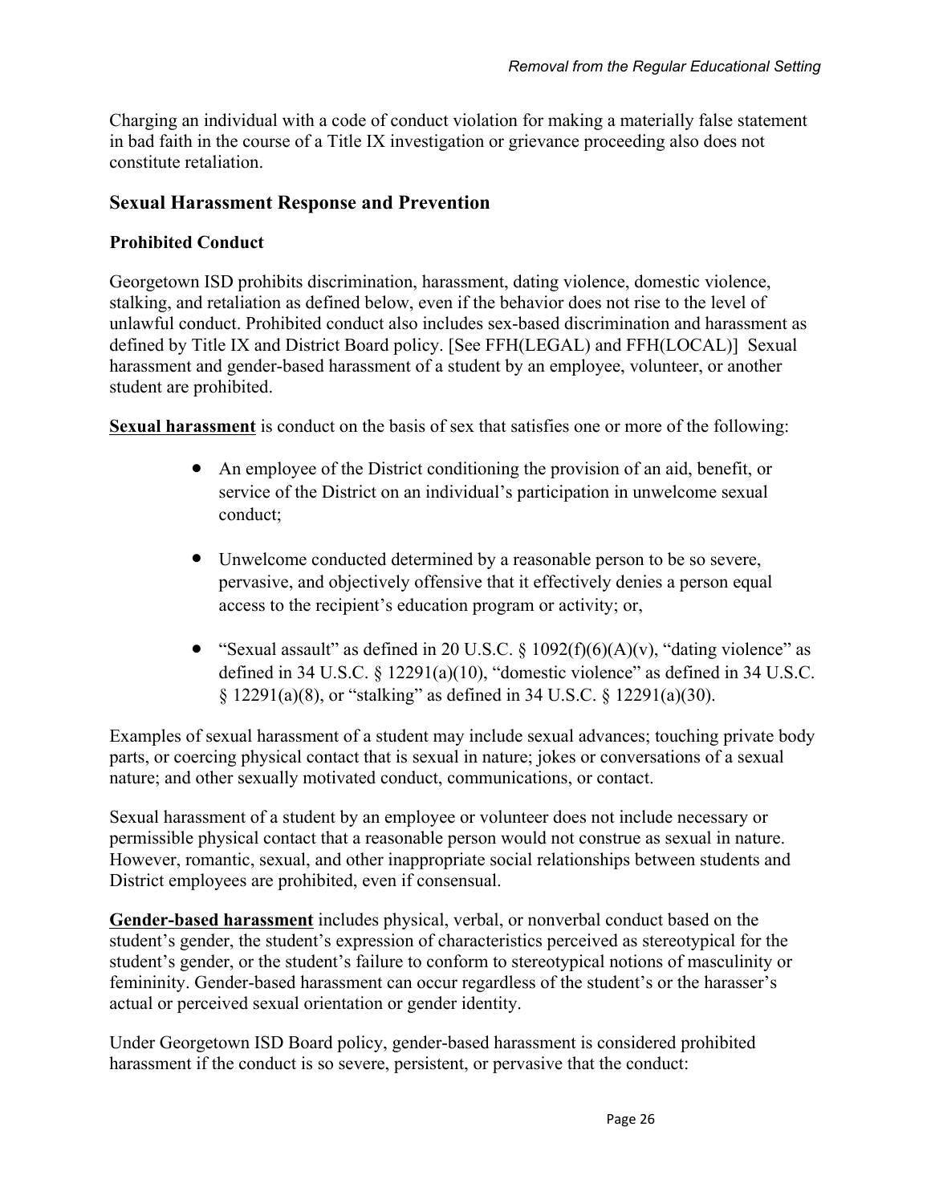Charging an individual with a code of conduct violation for making a materially false statement in bad faith in the course of a Title IX investigation or grievance proceeding also does not constitute retaliation.

## Sexual Harassment Response and Prevention

### Prohibited Conduct

Georgetown ISD prohibits discrimination, harassment, dating violence, domestic violence, stalking, and retaliation as defined below, even if the behavior does not rise to the level of unlawful conduct. Prohibited conduct also includes sex-based discrimination and harassment as defined by Title IX and District Board policy. [See FFH(LEGAL) and FFH(LOCAL)] Sexual harassment and gender-based harassment of a student by an employee, volunteer, or another student are prohibited.

**Sexual harassment** is conduct on the basis of sex that satisfies one or more of the following:

- An employee of the District conditioning the provision of an aid, benefit, or service of the District on an individual's participation in unwelcome sexual conduct;
- Unwelcome conducted determined by a reasonable person to be so severe, pervasive, and objectively offensive that it effectively denies a person equal access to the recipient's education program or activity; or,
- "Sexual assault" as defined in 20 U.S.C. § 1092(f)(6)(A)(v), "dating violence" as defined in 34 U.S.C. § 12291(a)(10), "domestic violence" as defined in 34 U.S.C. § 12291(a)(8), or "stalking" as defined in 34 U.S.C. § 12291(a)(30).

Examples of sexual harassment of a student may include sexual advances; touching private body parts, or coercing physical contact that is sexual in nature; jokes or conversations of a sexual nature; and other sexually motivated conduct, communications, or contact.

Sexual harassment of a student by an employee or volunteer does not include necessary or permissible physical contact that a reasonable person would not construe as sexual in nature. However, romantic, sexual, and other inappropriate social relationships between students and District employees are prohibited, even if consensual.

**Gender-based harassment** includes physical, verbal, or nonverbal conduct based on the student's gender, the student's expression of characteristics perceived as stereotypical for the student's gender, or the student's failure to conform to stereotypical notions of masculinity or femininity. Gender-based harassment can occur regardless of the student's or the harasser's actual or perceived sexual orientation or gender identity.

Under Georgetown ISD Board policy, gender-based harassment is considered prohibited harassment if the conduct is so severe, persistent, or pervasive that the conduct: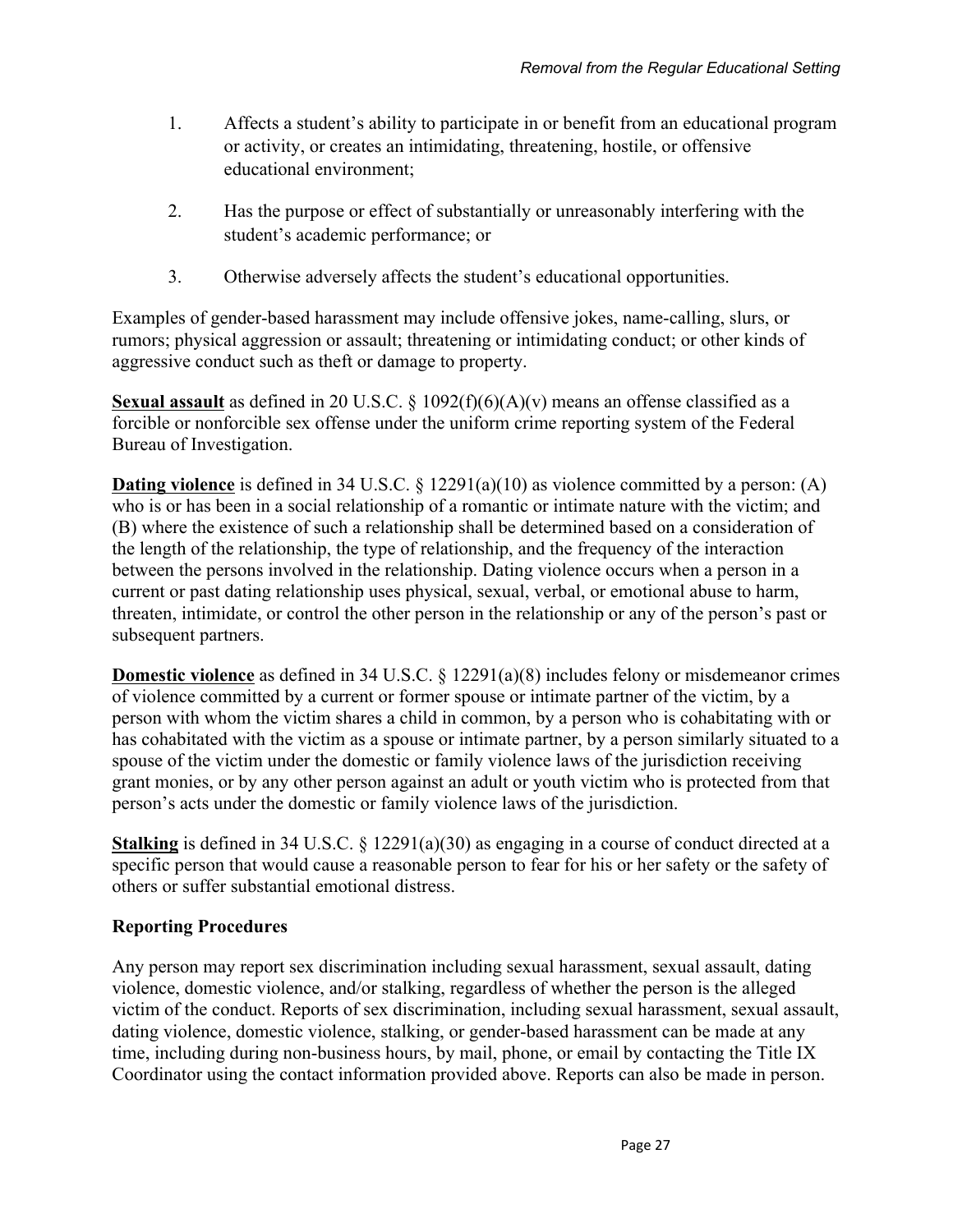1. Affects a student's ability to participate in or benefit from an educational program or activity, or creates an intimidating, threatening, hostile, or offensive educational environment;

2. Has the purpose or effect of substantially or unreasonably interfering with the student's academic performance; or

3. Otherwise adversely affects the student's educational opportunities.

Examples of gender-based harassment may include offensive jokes, name-calling, slurs, or rumors; physical aggression or assault; threatening or intimidating conduct; or other kinds of aggressive conduct such as theft or damage to property.

**Sexual assault** as defined in 20 U.S.C. § 1092(f)(6)(A)(v) means an offense classified as a forcible or nonforcible sex offense under the uniform crime reporting system of the Federal Bureau of Investigation.

**Dating violence** is defined in 34 U.S.C. § 12291(a)(10) as violence committed by a person: (A) who is or has been in a social relationship of a romantic or intimate nature with the victim; and (B) where the existence of such a relationship shall be determined based on a consideration of the length of the relationship, the type of relationship, and the frequency of the interaction between the persons involved in the relationship. Dating violence occurs when a person in a current or past dating relationship uses physical, sexual, verbal, or emotional abuse to harm, threaten, intimidate, or control the other person in the relationship or any of the person's past or subsequent partners.

**Domestic violence** as defined in 34 U.S.C. § 12291(a)(8) includes felony or misdemeanor crimes of violence committed by a current or former spouse or intimate partner of the victim, by a person with whom the victim shares a child in common, by a person who is cohabitating with or has cohabitated with the victim as a spouse or intimate partner, by a person similarly situated to a spouse of the victim under the domestic or family violence laws of the jurisdiction receiving grant monies, or by any other person against an adult or youth victim who is protected from that person's acts under the domestic or family violence laws of the jurisdiction.

**Stalking** is defined in 34 U.S.C. § 12291(a)(30) as engaging in a course of conduct directed at a specific person that would cause a reasonable person to fear for his or her safety or the safety of others or suffer substantial emotional distress.

### Reporting Procedures

Any person may report sex discrimination including sexual harassment, sexual assault, dating violence, domestic violence, and/or stalking, regardless of whether the person is the alleged victim of the conduct. Reports of sex discrimination, including sexual harassment, sexual assault, dating violence, domestic violence, stalking, or gender-based harassment can be made at any time, including during non-business hours, by mail, phone, or email by contacting the Title IX Coordinator using the contact information provided above. Reports can also be made in person.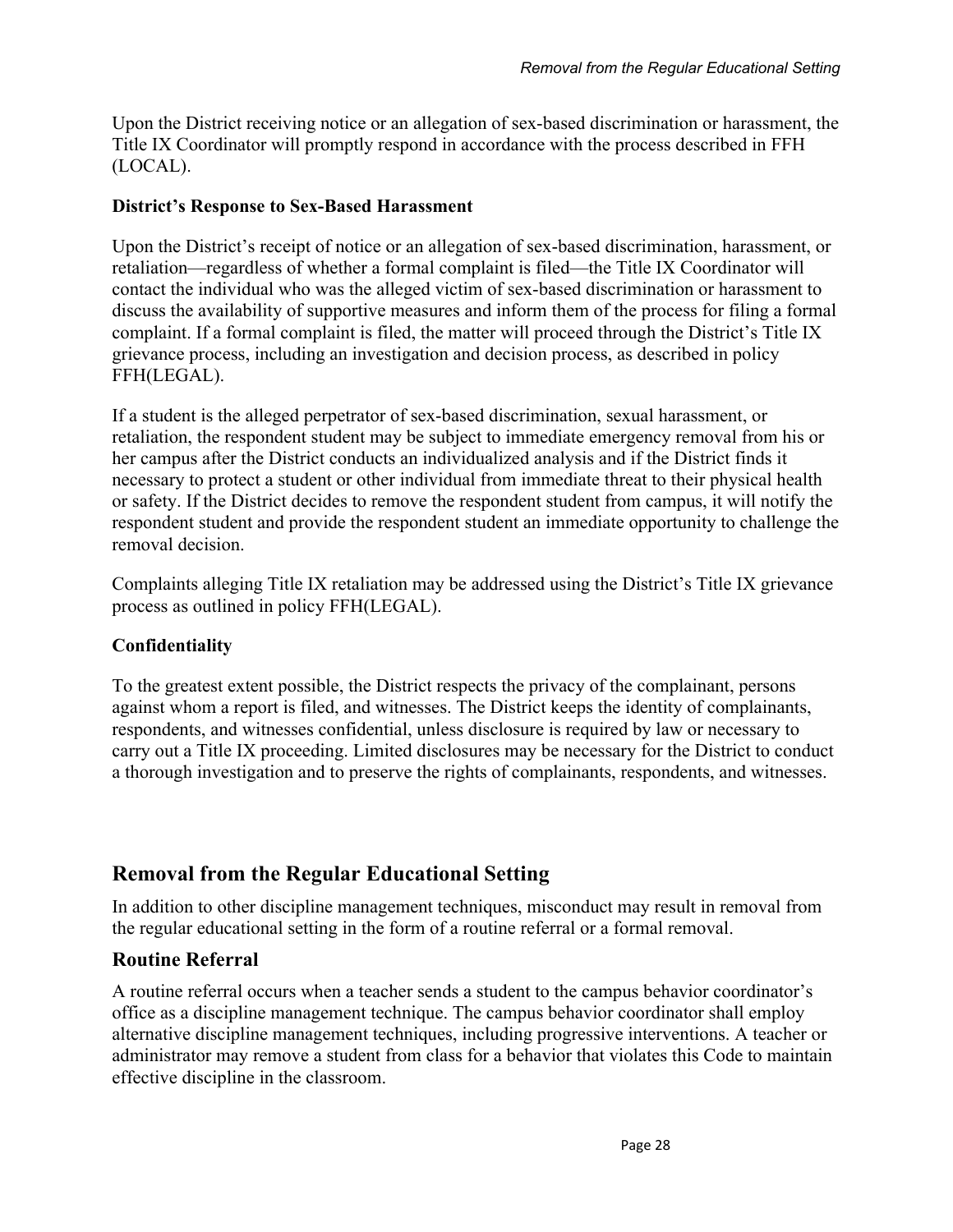Upon the District receiving notice or an allegation of sex-based discrimination or harassment, the Title IX Coordinator will promptly respond in accordance with the process described in FFH (LOCAL).

**District's Response to Sex-Based Harassment**

Upon the District's receipt of notice or an allegation of sex-based discrimination, harassment, or retaliation—regardless of whether a formal complaint is filed—the Title IX Coordinator will contact the individual who was the alleged victim of sex-based discrimination or harassment to discuss the availability of supportive measures and inform them of the process for filing a formal complaint. If a formal complaint is filed, the matter will proceed through the District's Title IX grievance process, including an investigation and decision process, as described in policy FFH(LEGAL).

If a student is the alleged perpetrator of sex-based discrimination, sexual harassment, or retaliation, the respondent student may be subject to immediate emergency removal from his or her campus after the District conducts an individualized analysis and if the District finds it necessary to protect a student or other individual from immediate threat to their physical health or safety. If the District decides to remove the respondent student from campus, it will notify the respondent student and provide the respondent student an immediate opportunity to challenge the removal decision.

Complaints alleging Title IX retaliation may be addressed using the District's Title IX grievance process as outlined in policy FFH(LEGAL).

**Confidentiality**

To the greatest extent possible, the District respects the privacy of the complainant, persons against whom a report is filed, and witnesses. The District keeps the identity of complainants, respondents, and witnesses confidential, unless disclosure is required by law or necessary to carry out a Title IX proceeding. Limited disclosures may be necessary for the District to conduct a thorough investigation and to preserve the rights of complainants, respondents, and witnesses.

## Removal from the Regular Educational Setting

In addition to other discipline management techniques, misconduct may result in removal from the regular educational setting in the form of a routine referral or a formal removal.

### Routine Referral

A routine referral occurs when a teacher sends a student to the campus behavior coordinator's office as a discipline management technique. The campus behavior coordinator shall employ alternative discipline management techniques, including progressive interventions. A teacher or administrator may remove a student from class for a behavior that violates this Code to maintain effective discipline in the classroom.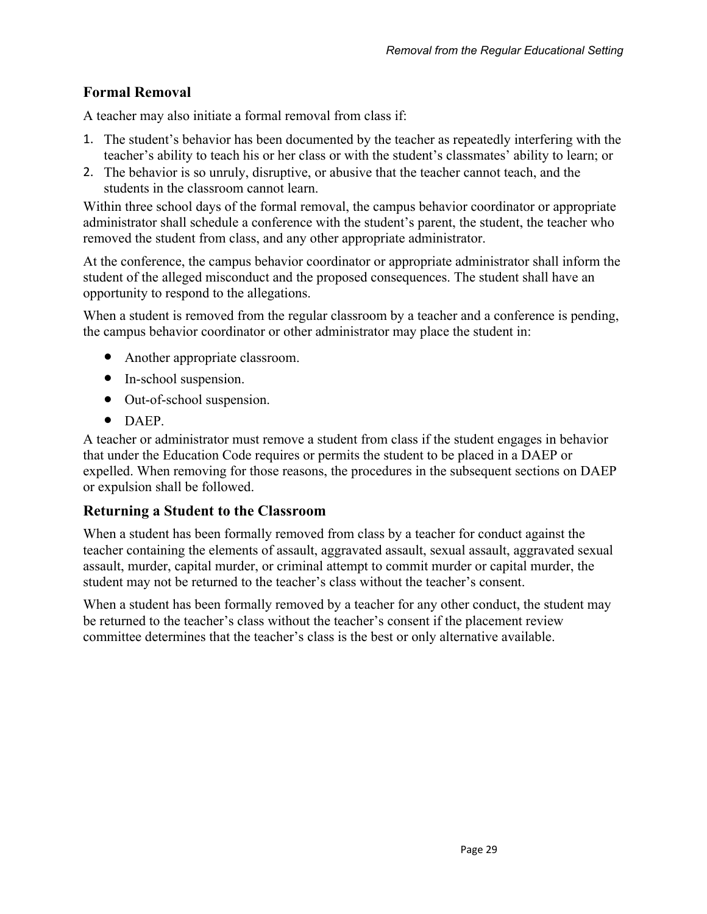## Formal Removal

A teacher may also initiate a formal removal from class if:

1. The student's behavior has been documented by the teacher as repeatedly interfering with the teacher's ability to teach his or her class or with the student's classmates' ability to learn; or
2. The behavior is so unruly, disruptive, or abusive that the teacher cannot teach, and the students in the classroom cannot learn.

Within three school days of the formal removal, the campus behavior coordinator or appropriate administrator shall schedule a conference with the student's parent, the student, the teacher who removed the student from class, and any other appropriate administrator.

At the conference, the campus behavior coordinator or appropriate administrator shall inform the student of the alleged misconduct and the proposed consequences. The student shall have an opportunity to respond to the allegations.

When a student is removed from the regular classroom by a teacher and a conference is pending, the campus behavior coordinator or other administrator may place the student in:

- Another appropriate classroom.
- In-school suspension.
- Out-of-school suspension.
- DAEP.

A teacher or administrator must remove a student from class if the student engages in behavior that under the Education Code requires or permits the student to be placed in a DAEP or expelled. When removing for those reasons, the procedures in the subsequent sections on DAEP or expulsion shall be followed.

## Returning a Student to the Classroom

When a student has been formally removed from class by a teacher for conduct against the teacher containing the elements of assault, aggravated assault, sexual assault, aggravated sexual assault, murder, capital murder, or criminal attempt to commit murder or capital murder, the student may not be returned to the teacher's class without the teacher's consent.

When a student has been formally removed by a teacher for any other conduct, the student may be returned to the teacher's class without the teacher's consent if the placement review committee determines that the teacher's class is the best or only alternative available.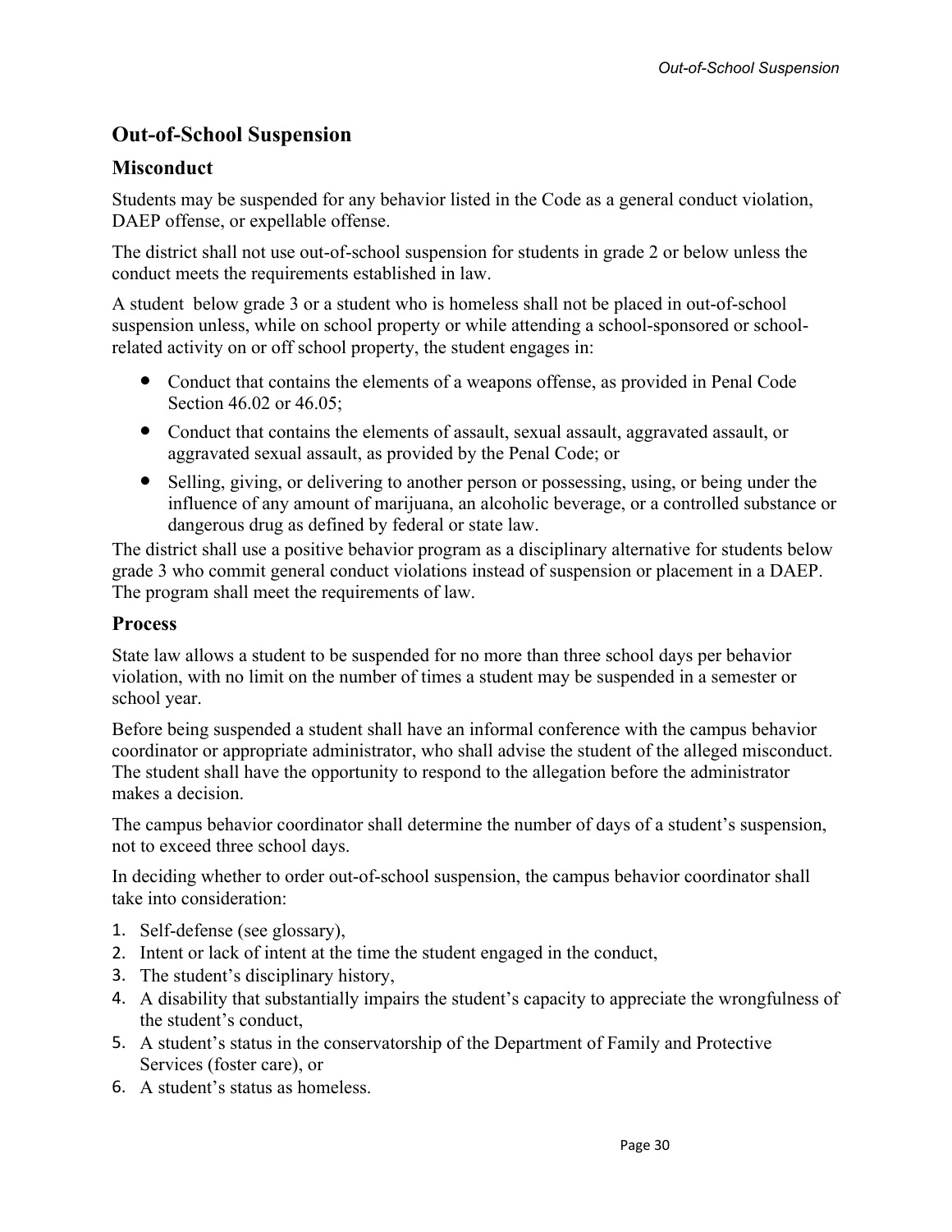## Out-of-School Suspension

### Misconduct

Students may be suspended for any behavior listed in the Code as a general conduct violation, DAEP offense, or expellable offense.

The district shall not use out-of-school suspension for students in grade 2 or below unless the conduct meets the requirements established in law.

A student below grade 3 or a student who is homeless shall not be placed in out-of-school suspension unless, while on school property or while attending a school-sponsored or school-related activity on or off school property, the student engages in:

- Conduct that contains the elements of a weapons offense, as provided in Penal Code Section 46.02 or 46.05;
- Conduct that contains the elements of assault, sexual assault, aggravated assault, or aggravated sexual assault, as provided by the Penal Code; or
- Selling, giving, or delivering to another person or possessing, using, or being under the influence of any amount of marijuana, an alcoholic beverage, or a controlled substance or dangerous drug as defined by federal or state law.

The district shall use a positive behavior program as a disciplinary alternative for students below grade 3 who commit general conduct violations instead of suspension or placement in a DAEP. The program shall meet the requirements of law.

### Process

State law allows a student to be suspended for no more than three school days per behavior violation, with no limit on the number of times a student may be suspended in a semester or school year.

Before being suspended a student shall have an informal conference with the campus behavior coordinator or appropriate administrator, who shall advise the student of the alleged misconduct. The student shall have the opportunity to respond to the allegation before the administrator makes a decision.

The campus behavior coordinator shall determine the number of days of a student's suspension, not to exceed three school days.

In deciding whether to order out-of-school suspension, the campus behavior coordinator shall take into consideration:

1. Self-defense (see glossary),
2. Intent or lack of intent at the time the student engaged in the conduct,
3. The student's disciplinary history,
4. A disability that substantially impairs the student's capacity to appreciate the wrongfulness of the student's conduct,
5. A student's status in the conservatorship of the Department of Family and Protective Services (foster care), or
6. A student's status as homeless.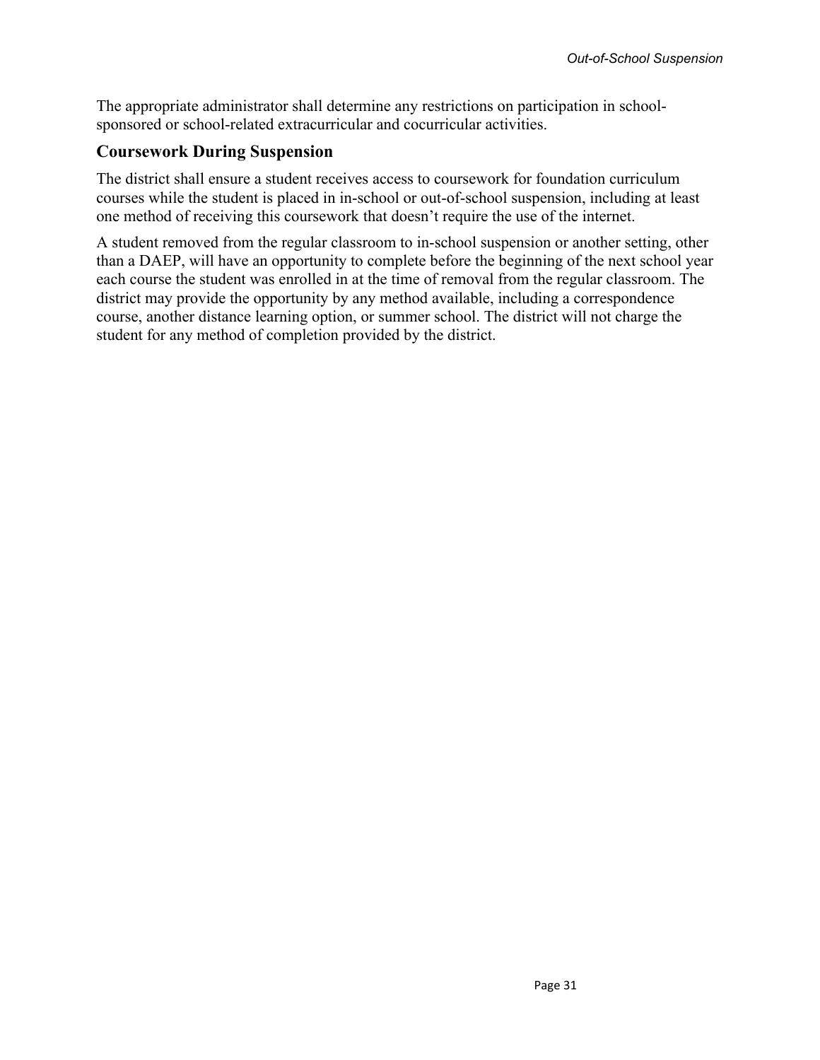The appropriate administrator shall determine any restrictions on participation in school-sponsored or school-related extracurricular and cocurricular activities.

## Coursework During Suspension

The district shall ensure a student receives access to coursework for foundation curriculum courses while the student is placed in in-school or out-of-school suspension, including at least one method of receiving this coursework that doesn't require the use of the internet.

A student removed from the regular classroom to in-school suspension or another setting, other than a DAEP, will have an opportunity to complete before the beginning of the next school year each course the student was enrolled in at the time of removal from the regular classroom. The district may provide the opportunity by any method available, including a correspondence course, another distance learning option, or summer school. The district will not charge the student for any method of completion provided by the district.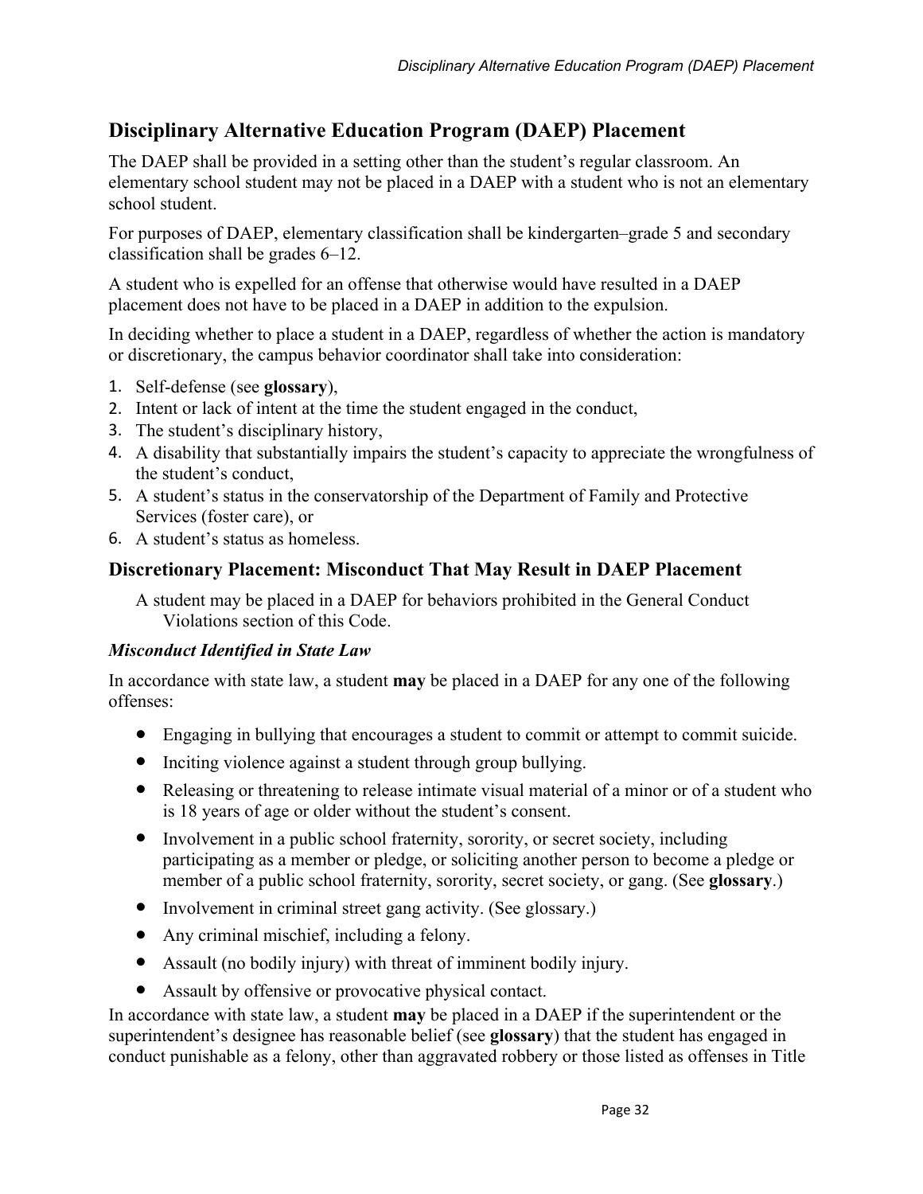## Disciplinary Alternative Education Program (DAEP) Placement

The DAEP shall be provided in a setting other than the student's regular classroom. An elementary school student may not be placed in a DAEP with a student who is not an elementary school student.

For purposes of DAEP, elementary classification shall be kindergarten–grade 5 and secondary classification shall be grades 6–12.

A student who is expelled for an offense that otherwise would have resulted in a DAEP placement does not have to be placed in a DAEP in addition to the expulsion.

In deciding whether to place a student in a DAEP, regardless of whether the action is mandatory or discretionary, the campus behavior coordinator shall take into consideration:

1. Self-defense (see **glossary**),
2. Intent or lack of intent at the time the student engaged in the conduct,
3. The student's disciplinary history,
4. A disability that substantially impairs the student's capacity to appreciate the wrongfulness of the student's conduct,
5. A student's status in the conservatorship of the Department of Family and Protective Services (foster care), or
6. A student's status as homeless.

### Discretionary Placement: Misconduct That May Result in DAEP Placement

A student may be placed in a DAEP for behaviors prohibited in the General Conduct Violations section of this Code.

#### *Misconduct Identified in State Law*

In accordance with state law, a student **may** be placed in a DAEP for any one of the following offenses:

- Engaging in bullying that encourages a student to commit or attempt to commit suicide.
- Inciting violence against a student through group bullying.
- Releasing or threatening to release intimate visual material of a minor or of a student who is 18 years of age or older without the student's consent.
- Involvement in a public school fraternity, sorority, or secret society, including participating as a member or pledge, or soliciting another person to become a pledge or member of a public school fraternity, sorority, secret society, or gang. (See **glossary**.)
- Involvement in criminal street gang activity. (See glossary.)
- Any criminal mischief, including a felony.
- Assault (no bodily injury) with threat of imminent bodily injury.
- Assault by offensive or provocative physical contact.

In accordance with state law, a student **may** be placed in a DAEP if the superintendent or the superintendent's designee has reasonable belief (see **glossary**) that the student has engaged in conduct punishable as a felony, other than aggravated robbery or those listed as offenses in Title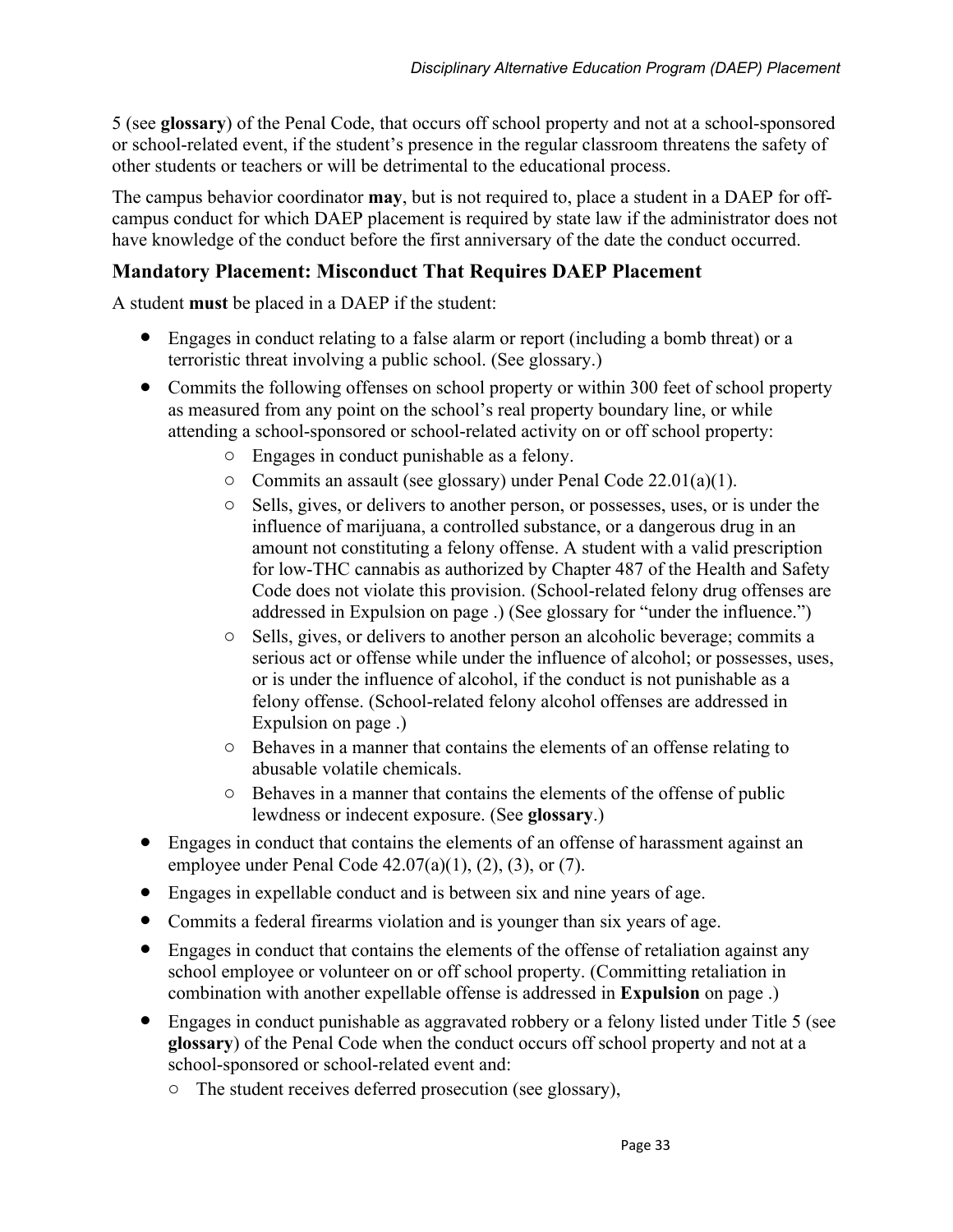5 (see **glossary**) of the Penal Code, that occurs off school property and not at a school-sponsored or school-related event, if the student's presence in the regular classroom threatens the safety of other students or teachers or will be detrimental to the educational process.

The campus behavior coordinator **may**, but is not required to, place a student in a DAEP for off-campus conduct for which DAEP placement is required by state law if the administrator does not have knowledge of the conduct before the first anniversary of the date the conduct occurred.

## Mandatory Placement: Misconduct That Requires DAEP Placement

A student **must** be placed in a DAEP if the student:

- Engages in conduct relating to a false alarm or report (including a bomb threat) or a terroristic threat involving a public school. (See glossary.)
- Commits the following offenses on school property or within 300 feet of school property as measured from any point on the school's real property boundary line, or while attending a school-sponsored or school-related activity on or off school property:
  - Engages in conduct punishable as a felony.
  - Commits an assault (see glossary) under Penal Code 22.01(a)(1).
  - Sells, gives, or delivers to another person, or possesses, uses, or is under the influence of marijuana, a controlled substance, or a dangerous drug in an amount not constituting a felony offense. A student with a valid prescription for low-THC cannabis as authorized by Chapter 487 of the Health and Safety Code does not violate this provision. (School-related felony drug offenses are addressed in Expulsion on page .) (See glossary for "under the influence.")
  - Sells, gives, or delivers to another person an alcoholic beverage; commits a serious act or offense while under the influence of alcohol; or possesses, uses, or is under the influence of alcohol, if the conduct is not punishable as a felony offense. (School-related felony alcohol offenses are addressed in Expulsion on page .)
  - Behaves in a manner that contains the elements of an offense relating to abusable volatile chemicals.
  - Behaves in a manner that contains the elements of the offense of public lewdness or indecent exposure. (See **glossary**.)
- Engages in conduct that contains the elements of an offense of harassment against an employee under Penal Code 42.07(a)(1), (2), (3), or (7).
- Engages in expellable conduct and is between six and nine years of age.
- Commits a federal firearms violation and is younger than six years of age.
- Engages in conduct that contains the elements of the offense of retaliation against any school employee or volunteer on or off school property. (Committing retaliation in combination with another expellable offense is addressed in **Expulsion** on page .)
- Engages in conduct punishable as aggravated robbery or a felony listed under Title 5 (see **glossary**) of the Penal Code when the conduct occurs off school property and not at a school-sponsored or school-related event and:
  - The student receives deferred prosecution (see glossary),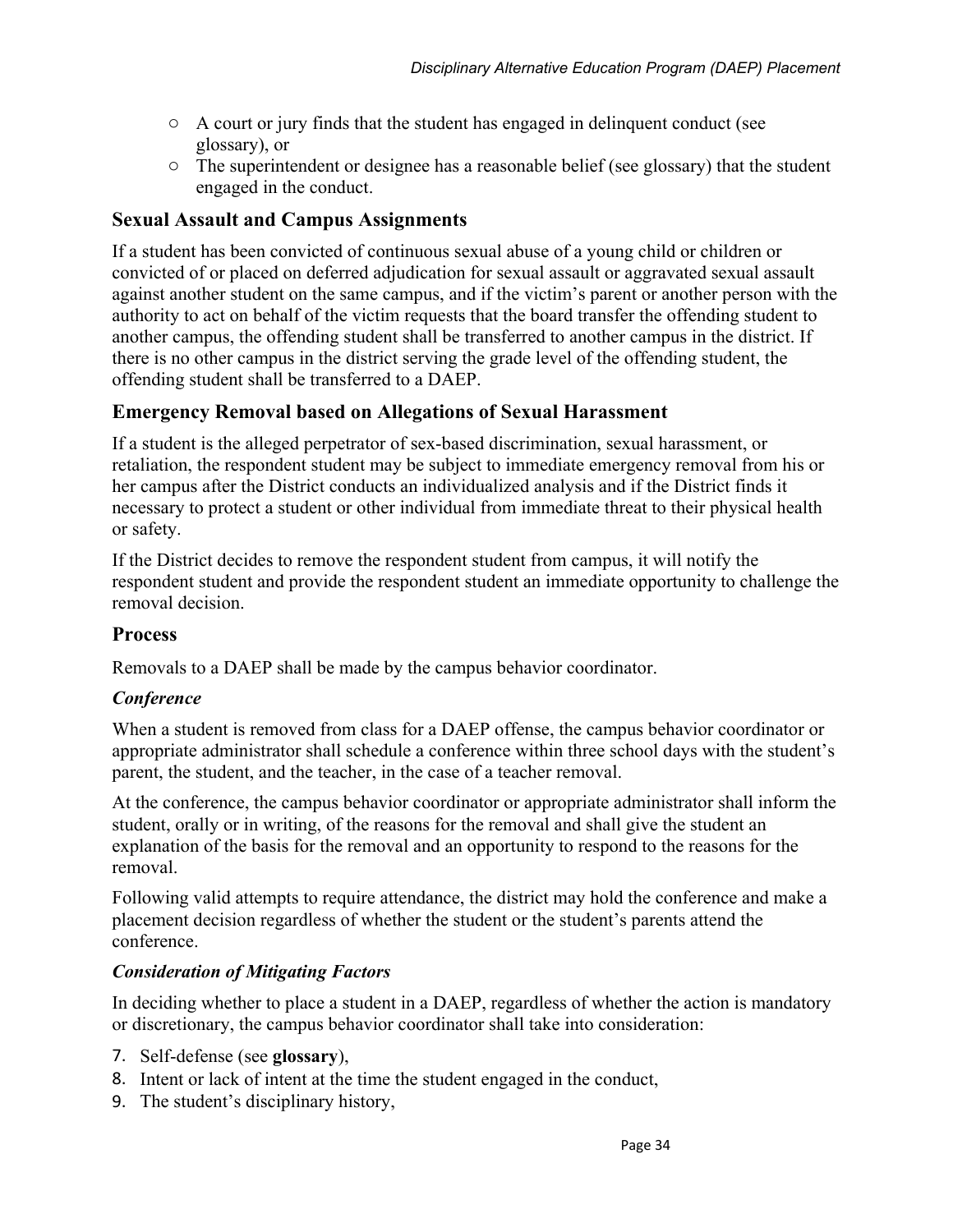- A court or jury finds that the student has engaged in delinquent conduct (see glossary), or
- The superintendent or designee has a reasonable belief (see glossary) that the student engaged in the conduct.

## Sexual Assault and Campus Assignments

If a student has been convicted of continuous sexual abuse of a young child or children or convicted of or placed on deferred adjudication for sexual assault or aggravated sexual assault against another student on the same campus, and if the victim's parent or another person with the authority to act on behalf of the victim requests that the board transfer the offending student to another campus, the offending student shall be transferred to another campus in the district. If there is no other campus in the district serving the grade level of the offending student, the offending student shall be transferred to a DAEP.

## Emergency Removal based on Allegations of Sexual Harassment

If a student is the alleged perpetrator of sex-based discrimination, sexual harassment, or retaliation, the respondent student may be subject to immediate emergency removal from his or her campus after the District conducts an individualized analysis and if the District finds it necessary to protect a student or other individual from immediate threat to their physical health or safety.

If the District decides to remove the respondent student from campus, it will notify the respondent student and provide the respondent student an immediate opportunity to challenge the removal decision.

## Process

Removals to a DAEP shall be made by the campus behavior coordinator.

### *Conference*

When a student is removed from class for a DAEP offense, the campus behavior coordinator or appropriate administrator shall schedule a conference within three school days with the student's parent, the student, and the teacher, in the case of a teacher removal.

At the conference, the campus behavior coordinator or appropriate administrator shall inform the student, orally or in writing, of the reasons for the removal and shall give the student an explanation of the basis for the removal and an opportunity to respond to the reasons for the removal.

Following valid attempts to require attendance, the district may hold the conference and make a placement decision regardless of whether the student or the student's parents attend the conference.

### *Consideration of Mitigating Factors*

In deciding whether to place a student in a DAEP, regardless of whether the action is mandatory or discretionary, the campus behavior coordinator shall take into consideration:

7. Self-defense (see **glossary**),
8. Intent or lack of intent at the time the student engaged in the conduct,
9. The student's disciplinary history,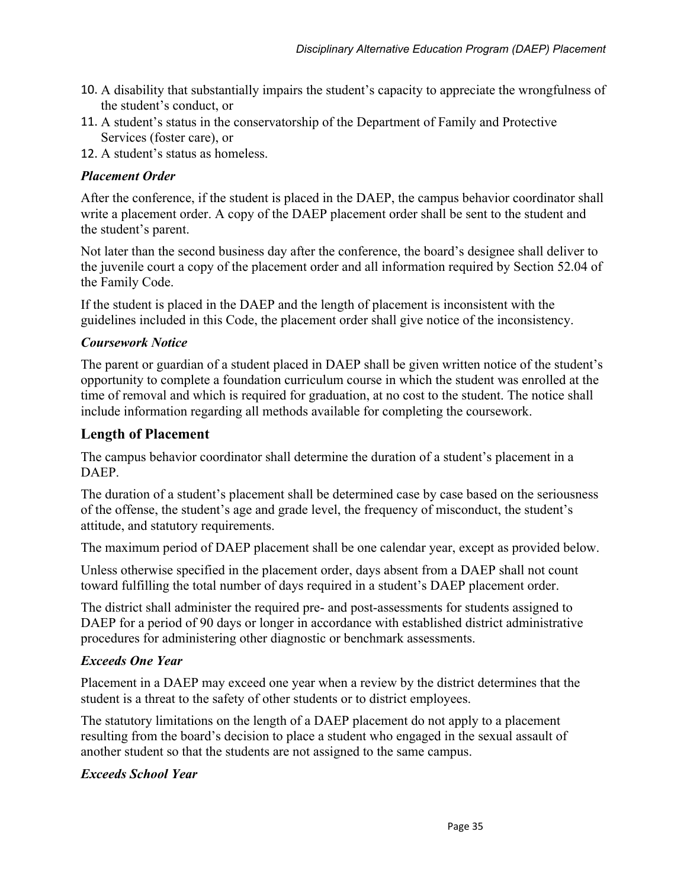10. A disability that substantially impairs the student's capacity to appreciate the wrongfulness of the student's conduct, or
11. A student's status in the conservatorship of the Department of Family and Protective Services (foster care), or
12. A student's status as homeless.

### *Placement Order*

After the conference, if the student is placed in the DAEP, the campus behavior coordinator shall write a placement order. A copy of the DAEP placement order shall be sent to the student and the student's parent.

Not later than the second business day after the conference, the board's designee shall deliver to the juvenile court a copy of the placement order and all information required by Section 52.04 of the Family Code.

If the student is placed in the DAEP and the length of placement is inconsistent with the guidelines included in this Code, the placement order shall give notice of the inconsistency.

### *Coursework Notice*

The parent or guardian of a student placed in DAEP shall be given written notice of the student's opportunity to complete a foundation curriculum course in which the student was enrolled at the time of removal and which is required for graduation, at no cost to the student. The notice shall include information regarding all methods available for completing the coursework.

## Length of Placement

The campus behavior coordinator shall determine the duration of a student's placement in a DAEP.

The duration of a student's placement shall be determined case by case based on the seriousness of the offense, the student's age and grade level, the frequency of misconduct, the student's attitude, and statutory requirements.

The maximum period of DAEP placement shall be one calendar year, except as provided below.

Unless otherwise specified in the placement order, days absent from a DAEP shall not count toward fulfilling the total number of days required in a student's DAEP placement order.

The district shall administer the required pre- and post-assessments for students assigned to DAEP for a period of 90 days or longer in accordance with established district administrative procedures for administering other diagnostic or benchmark assessments.

### *Exceeds One Year*

Placement in a DAEP may exceed one year when a review by the district determines that the student is a threat to the safety of other students or to district employees.

The statutory limitations on the length of a DAEP placement do not apply to a placement resulting from the board's decision to place a student who engaged in the sexual assault of another student so that the students are not assigned to the same campus.

### *Exceeds School Year*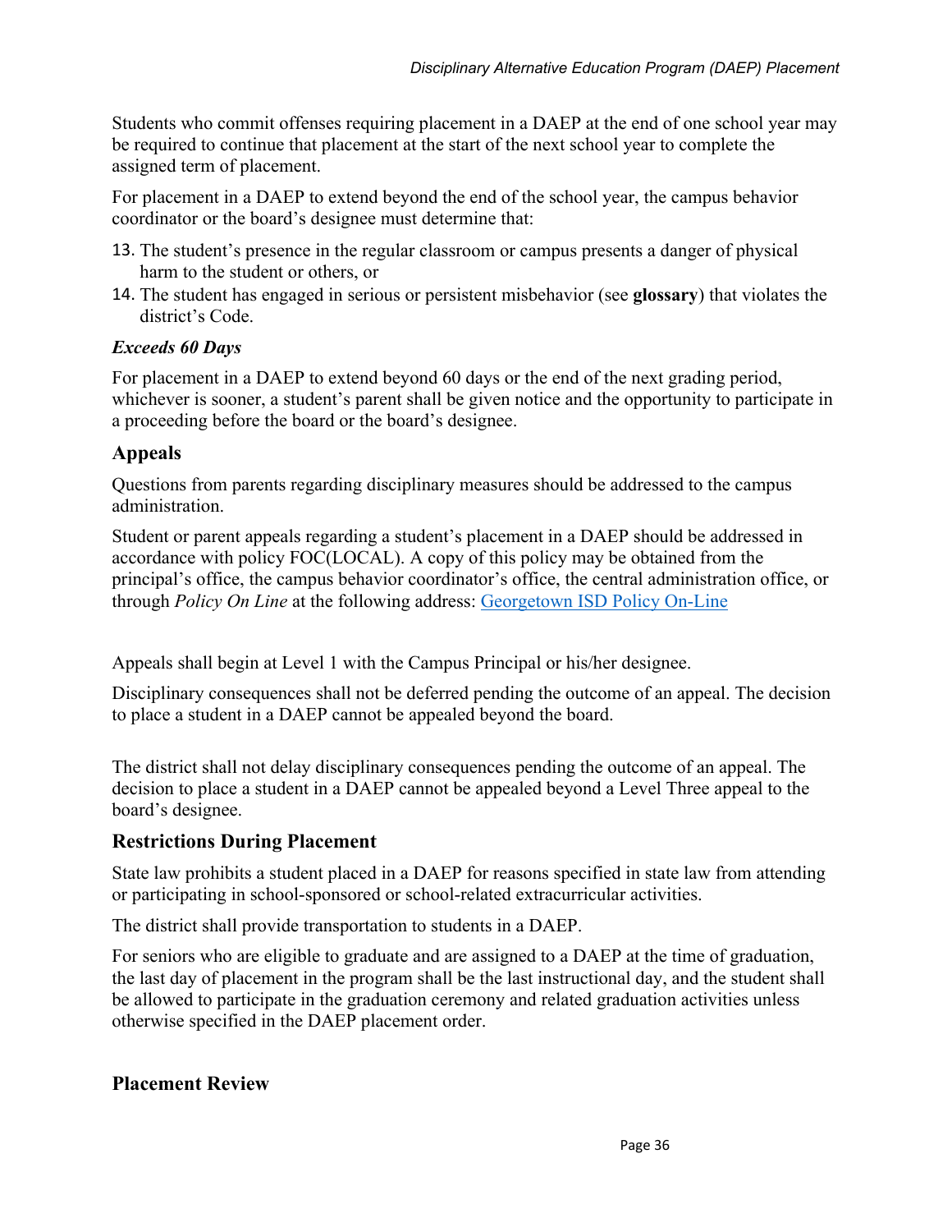Students who commit offenses requiring placement in a DAEP at the end of one school year may be required to continue that placement at the start of the next school year to complete the assigned term of placement.

For placement in a DAEP to extend beyond the end of the school year, the campus behavior coordinator or the board's designee must determine that:

13. The student's presence in the regular classroom or campus presents a danger of physical harm to the student or others, or
14. The student has engaged in serious or persistent misbehavior (see **glossary**) that violates the district's Code.

***Exceeds 60 Days***

For placement in a DAEP to extend beyond 60 days or the end of the next grading period, whichever is sooner, a student's parent shall be given notice and the opportunity to participate in a proceeding before the board or the board's designee.

## Appeals

Questions from parents regarding disciplinary measures should be addressed to the campus administration.

Student or parent appeals regarding a student's placement in a DAEP should be addressed in accordance with policy FOC(LOCAL). A copy of this policy may be obtained from the principal's office, the campus behavior coordinator's office, the central administration office, or through *Policy On Line* at the following address: Georgetown ISD Policy On-Line

Appeals shall begin at Level 1 with the Campus Principal or his/her designee.

Disciplinary consequences shall not be deferred pending the outcome of an appeal. The decision to place a student in a DAEP cannot be appealed beyond the board.

The district shall not delay disciplinary consequences pending the outcome of an appeal. The decision to place a student in a DAEP cannot be appealed beyond a Level Three appeal to the board's designee.

## Restrictions During Placement

State law prohibits a student placed in a DAEP for reasons specified in state law from attending or participating in school-sponsored or school-related extracurricular activities.

The district shall provide transportation to students in a DAEP.

For seniors who are eligible to graduate and are assigned to a DAEP at the time of graduation, the last day of placement in the program shall be the last instructional day, and the student shall be allowed to participate in the graduation ceremony and related graduation activities unless otherwise specified in the DAEP placement order.

## Placement Review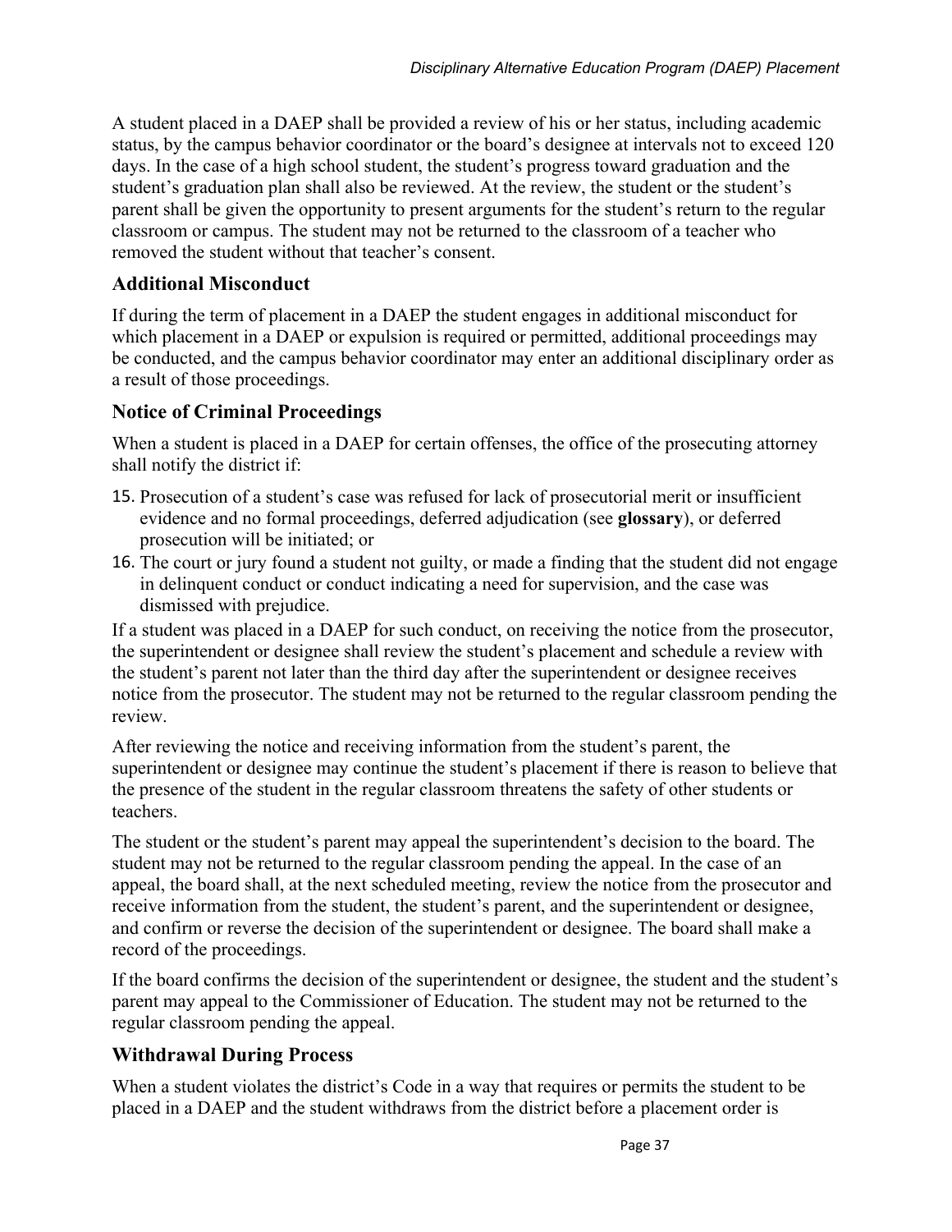A student placed in a DAEP shall be provided a review of his or her status, including academic status, by the campus behavior coordinator or the board's designee at intervals not to exceed 120 days. In the case of a high school student, the student's progress toward graduation and the student's graduation plan shall also be reviewed. At the review, the student or the student's parent shall be given the opportunity to present arguments for the student's return to the regular classroom or campus. The student may not be returned to the classroom of a teacher who removed the student without that teacher's consent.

## Additional Misconduct

If during the term of placement in a DAEP the student engages in additional misconduct for which placement in a DAEP or expulsion is required or permitted, additional proceedings may be conducted, and the campus behavior coordinator may enter an additional disciplinary order as a result of those proceedings.

## Notice of Criminal Proceedings

When a student is placed in a DAEP for certain offenses, the office of the prosecuting attorney shall notify the district if:

15. Prosecution of a student's case was refused for lack of prosecutorial merit or insufficient evidence and no formal proceedings, deferred adjudication (see **glossary**), or deferred prosecution will be initiated; or
16. The court or jury found a student not guilty, or made a finding that the student did not engage in delinquent conduct or conduct indicating a need for supervision, and the case was dismissed with prejudice.

If a student was placed in a DAEP for such conduct, on receiving the notice from the prosecutor, the superintendent or designee shall review the student's placement and schedule a review with the student's parent not later than the third day after the superintendent or designee receives notice from the prosecutor. The student may not be returned to the regular classroom pending the review.

After reviewing the notice and receiving information from the student's parent, the superintendent or designee may continue the student's placement if there is reason to believe that the presence of the student in the regular classroom threatens the safety of other students or teachers.

The student or the student's parent may appeal the superintendent's decision to the board. The student may not be returned to the regular classroom pending the appeal. In the case of an appeal, the board shall, at the next scheduled meeting, review the notice from the prosecutor and receive information from the student, the student's parent, and the superintendent or designee, and confirm or reverse the decision of the superintendent or designee. The board shall make a record of the proceedings.

If the board confirms the decision of the superintendent or designee, the student and the student's parent may appeal to the Commissioner of Education. The student may not be returned to the regular classroom pending the appeal.

## Withdrawal During Process

When a student violates the district's Code in a way that requires or permits the student to be placed in a DAEP and the student withdraws from the district before a placement order is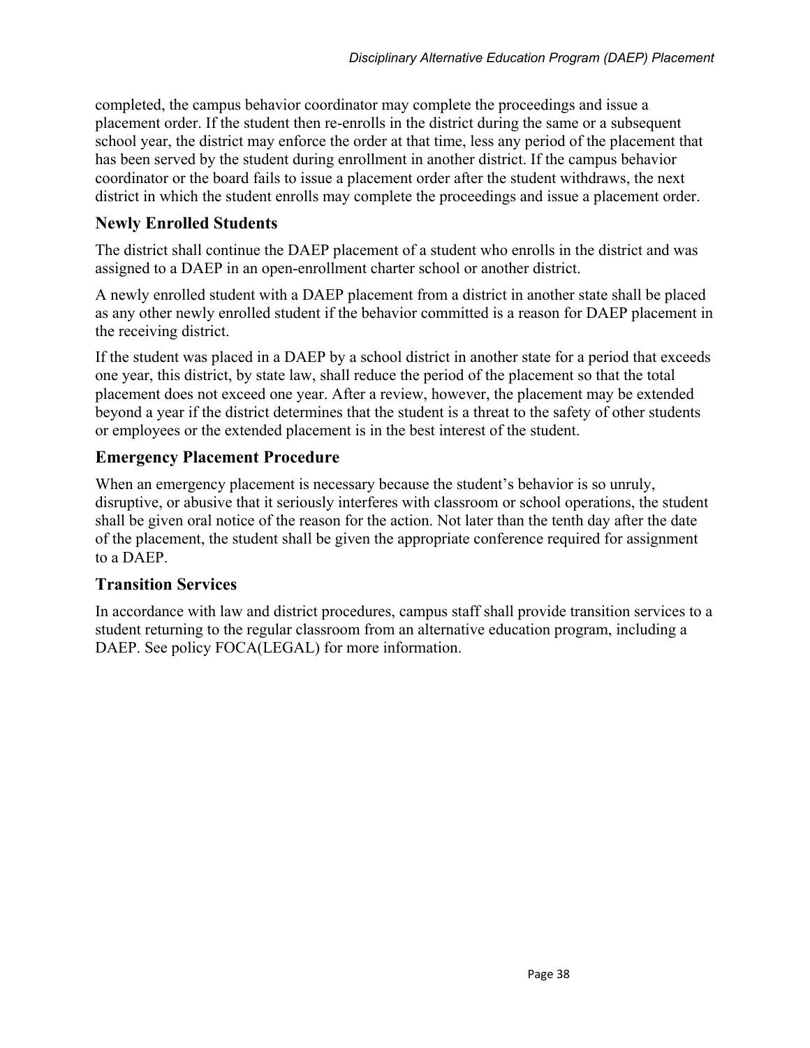completed, the campus behavior coordinator may complete the proceedings and issue a placement order. If the student then re-enrolls in the district during the same or a subsequent school year, the district may enforce the order at that time, less any period of the placement that has been served by the student during enrollment in another district. If the campus behavior coordinator or the board fails to issue a placement order after the student withdraws, the next district in which the student enrolls may complete the proceedings and issue a placement order.

## Newly Enrolled Students

The district shall continue the DAEP placement of a student who enrolls in the district and was assigned to a DAEP in an open-enrollment charter school or another district.

A newly enrolled student with a DAEP placement from a district in another state shall be placed as any other newly enrolled student if the behavior committed is a reason for DAEP placement in the receiving district.

If the student was placed in a DAEP by a school district in another state for a period that exceeds one year, this district, by state law, shall reduce the period of the placement so that the total placement does not exceed one year. After a review, however, the placement may be extended beyond a year if the district determines that the student is a threat to the safety of other students or employees or the extended placement is in the best interest of the student.

## Emergency Placement Procedure

When an emergency placement is necessary because the student's behavior is so unruly, disruptive, or abusive that it seriously interferes with classroom or school operations, the student shall be given oral notice of the reason for the action. Not later than the tenth day after the date of the placement, the student shall be given the appropriate conference required for assignment to a DAEP.

## Transition Services

In accordance with law and district procedures, campus staff shall provide transition services to a student returning to the regular classroom from an alternative education program, including a DAEP. See policy FOCA(LEGAL) for more information.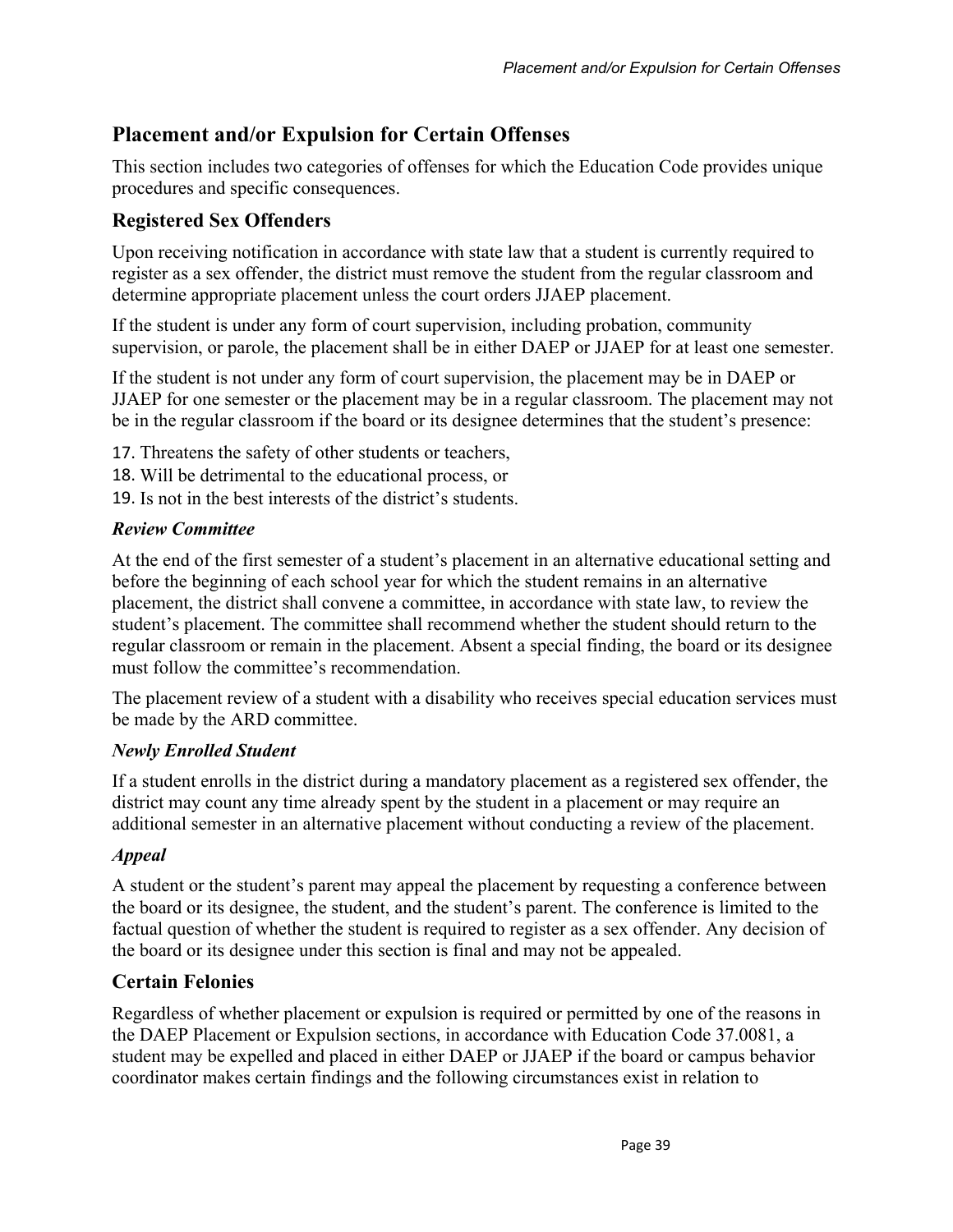## Placement and/or Expulsion for Certain Offenses

This section includes two categories of offenses for which the Education Code provides unique procedures and specific consequences.

### Registered Sex Offenders

Upon receiving notification in accordance with state law that a student is currently required to register as a sex offender, the district must remove the student from the regular classroom and determine appropriate placement unless the court orders JJAEP placement.

If the student is under any form of court supervision, including probation, community supervision, or parole, the placement shall be in either DAEP or JJAEP for at least one semester.

If the student is not under any form of court supervision, the placement may be in DAEP or JJAEP for one semester or the placement may be in a regular classroom. The placement may not be in the regular classroom if the board or its designee determines that the student's presence:

17. Threatens the safety of other students or teachers,
18. Will be detrimental to the educational process, or
19. Is not in the best interests of the district's students.

#### *Review Committee*

At the end of the first semester of a student's placement in an alternative educational setting and before the beginning of each school year for which the student remains in an alternative placement, the district shall convene a committee, in accordance with state law, to review the student's placement. The committee shall recommend whether the student should return to the regular classroom or remain in the placement. Absent a special finding, the board or its designee must follow the committee's recommendation.

The placement review of a student with a disability who receives special education services must be made by the ARD committee.

#### *Newly Enrolled Student*

If a student enrolls in the district during a mandatory placement as a registered sex offender, the district may count any time already spent by the student in a placement or may require an additional semester in an alternative placement without conducting a review of the placement.

#### *Appeal*

A student or the student's parent may appeal the placement by requesting a conference between the board or its designee, the student, and the student's parent. The conference is limited to the factual question of whether the student is required to register as a sex offender. Any decision of the board or its designee under this section is final and may not be appealed.

### Certain Felonies

Regardless of whether placement or expulsion is required or permitted by one of the reasons in the DAEP Placement or Expulsion sections, in accordance with Education Code 37.0081, a student may be expelled and placed in either DAEP or JJAEP if the board or campus behavior coordinator makes certain findings and the following circumstances exist in relation to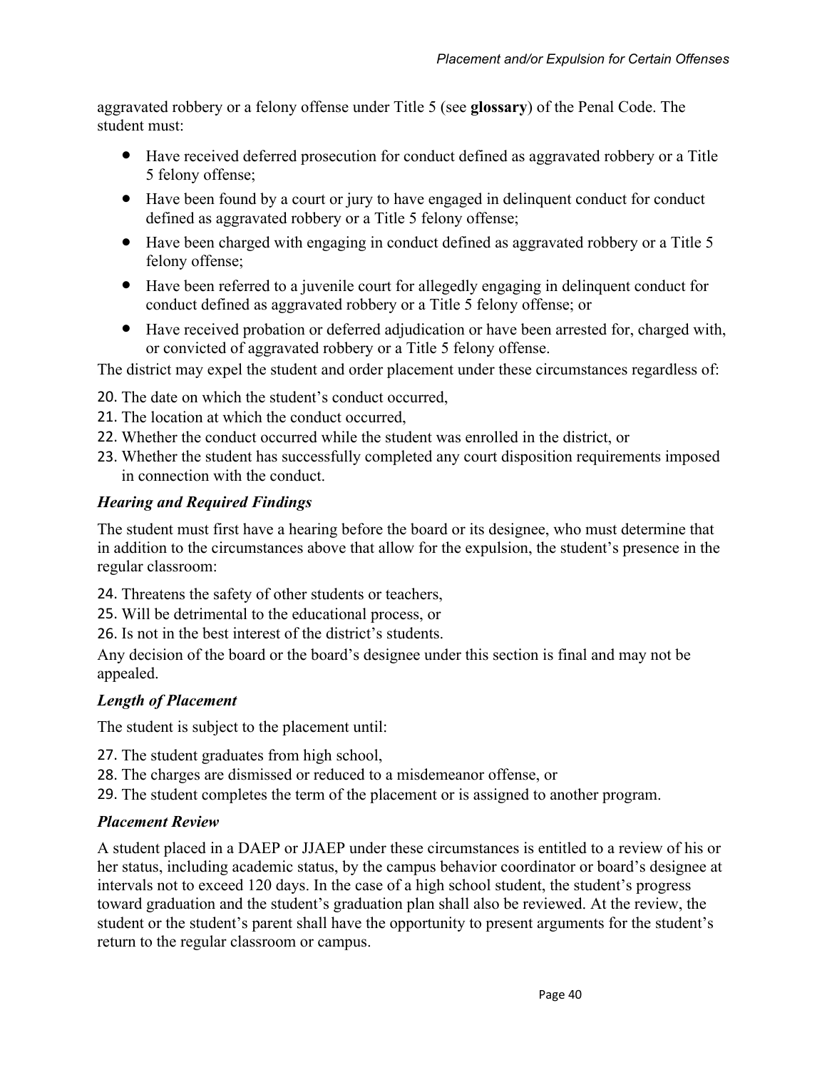aggravated robbery or a felony offense under Title 5 (see **glossary**) of the Penal Code. The student must:

- Have received deferred prosecution for conduct defined as aggravated robbery or a Title 5 felony offense;
- Have been found by a court or jury to have engaged in delinquent conduct for conduct defined as aggravated robbery or a Title 5 felony offense;
- Have been charged with engaging in conduct defined as aggravated robbery or a Title 5 felony offense;
- Have been referred to a juvenile court for allegedly engaging in delinquent conduct for conduct defined as aggravated robbery or a Title 5 felony offense; or
- Have received probation or deferred adjudication or have been arrested for, charged with, or convicted of aggravated robbery or a Title 5 felony offense.

The district may expel the student and order placement under these circumstances regardless of:

20. The date on which the student's conduct occurred,
21. The location at which the conduct occurred,
22. Whether the conduct occurred while the student was enrolled in the district, or
23. Whether the student has successfully completed any court disposition requirements imposed in connection with the conduct.

### *Hearing and Required Findings*

The student must first have a hearing before the board or its designee, who must determine that in addition to the circumstances above that allow for the expulsion, the student's presence in the regular classroom:

24. Threatens the safety of other students or teachers,
25. Will be detrimental to the educational process, or
26. Is not in the best interest of the district's students.

Any decision of the board or the board's designee under this section is final and may not be appealed.

### *Length of Placement*

The student is subject to the placement until:

27. The student graduates from high school,
28. The charges are dismissed or reduced to a misdemeanor offense, or
29. The student completes the term of the placement or is assigned to another program.

### *Placement Review*

A student placed in a DAEP or JJAEP under these circumstances is entitled to a review of his or her status, including academic status, by the campus behavior coordinator or board's designee at intervals not to exceed 120 days. In the case of a high school student, the student's progress toward graduation and the student's graduation plan shall also be reviewed. At the review, the student or the student's parent shall have the opportunity to present arguments for the student's return to the regular classroom or campus.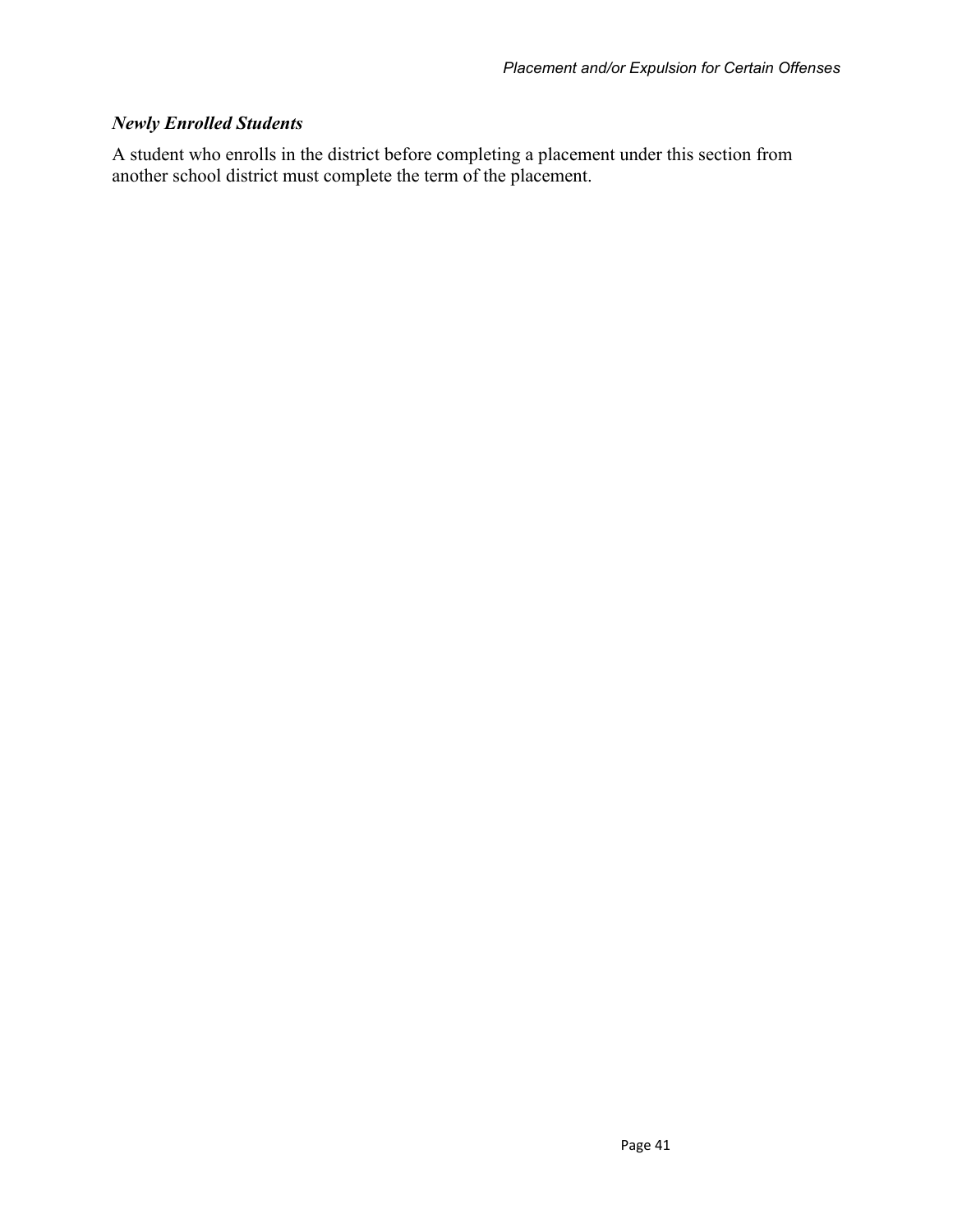### *Newly Enrolled Students*

A student who enrolls in the district before completing a placement under this section from another school district must complete the term of the placement.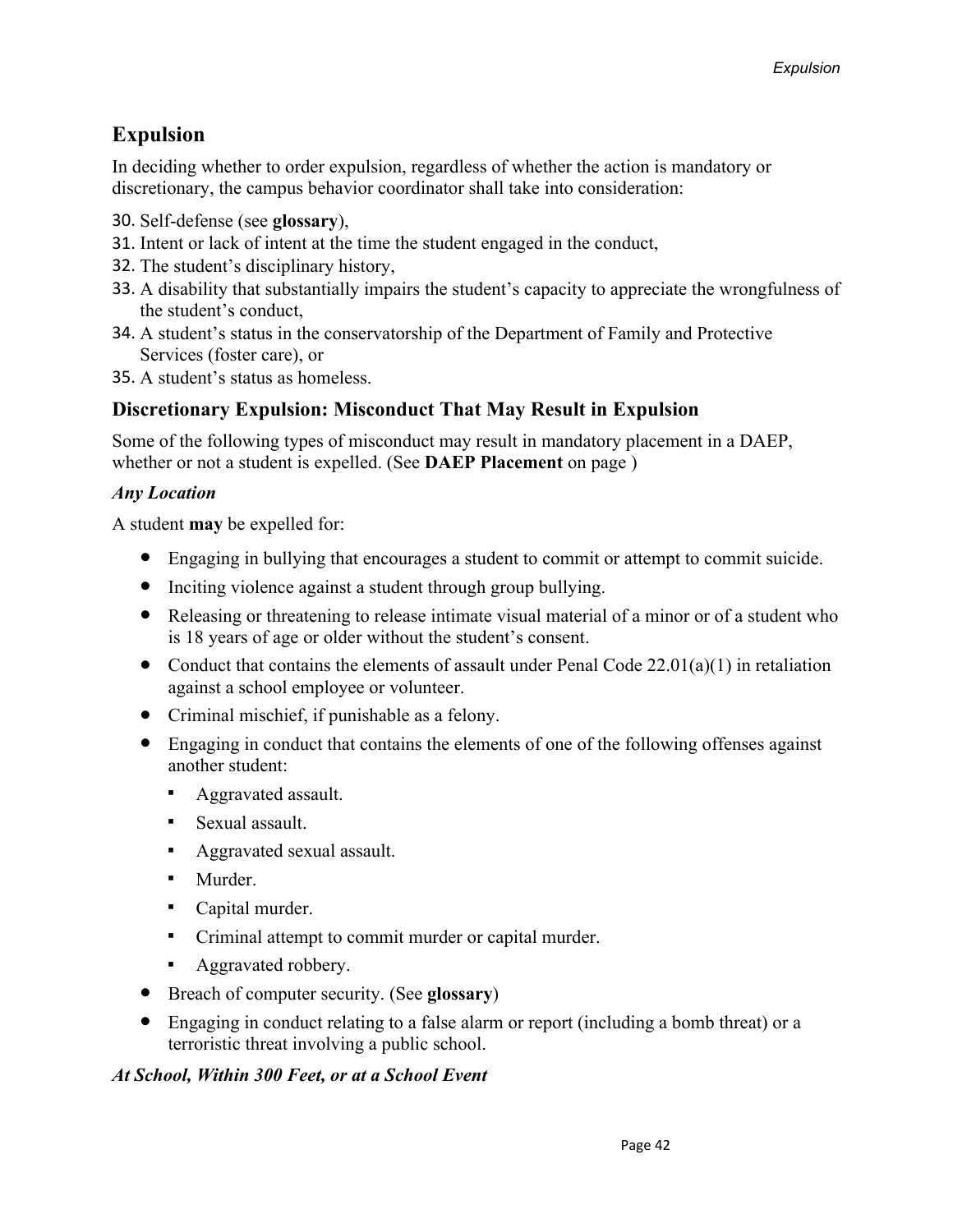## Expulsion

In deciding whether to order expulsion, regardless of whether the action is mandatory or discretionary, the campus behavior coordinator shall take into consideration:

30. Self-defense (see **glossary**),
31. Intent or lack of intent at the time the student engaged in the conduct,
32. The student's disciplinary history,
33. A disability that substantially impairs the student's capacity to appreciate the wrongfulness of the student's conduct,
34. A student's status in the conservatorship of the Department of Family and Protective Services (foster care), or
35. A student's status as homeless.

### Discretionary Expulsion: Misconduct That May Result in Expulsion

Some of the following types of misconduct may result in mandatory placement in a DAEP, whether or not a student is expelled. (See **DAEP Placement** on page )

#### *Any Location*

A student **may** be expelled for:

- Engaging in bullying that encourages a student to commit or attempt to commit suicide.
- Inciting violence against a student through group bullying.
- Releasing or threatening to release intimate visual material of a minor or of a student who is 18 years of age or older without the student's consent.
- Conduct that contains the elements of assault under Penal Code 22.01(a)(1) in retaliation against a school employee or volunteer.
- Criminal mischief, if punishable as a felony.
- Engaging in conduct that contains the elements of one of the following offenses against another student:
  - Aggravated assault.
  - Sexual assault.
  - Aggravated sexual assault.
  - Murder.
  - Capital murder.
  - Criminal attempt to commit murder or capital murder.
  - Aggravated robbery.
- Breach of computer security. (See **glossary**)
- Engaging in conduct relating to a false alarm or report (including a bomb threat) or a terroristic threat involving a public school.

#### *At School, Within 300 Feet, or at a School Event*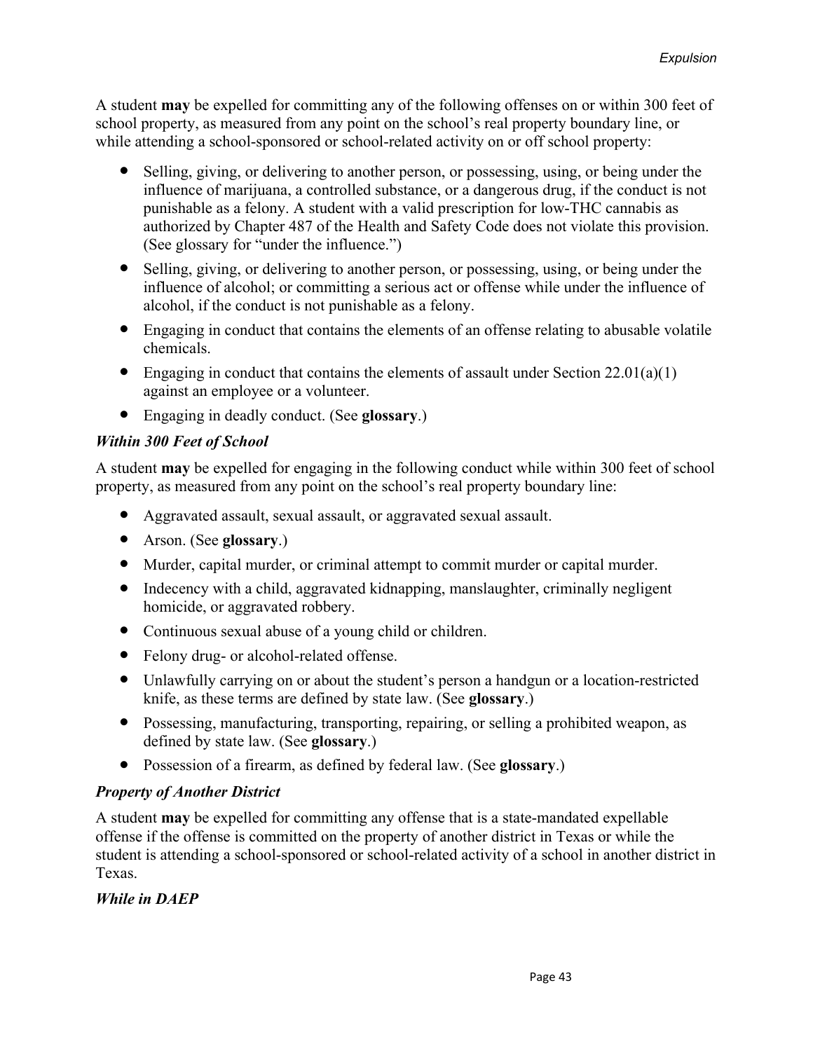A student **may** be expelled for committing any of the following offenses on or within 300 feet of school property, as measured from any point on the school's real property boundary line, or while attending a school-sponsored or school-related activity on or off school property:

- Selling, giving, or delivering to another person, or possessing, using, or being under the influence of marijuana, a controlled substance, or a dangerous drug, if the conduct is not punishable as a felony. A student with a valid prescription for low-THC cannabis as authorized by Chapter 487 of the Health and Safety Code does not violate this provision. (See glossary for "under the influence.")
- Selling, giving, or delivering to another person, or possessing, using, or being under the influence of alcohol; or committing a serious act or offense while under the influence of alcohol, if the conduct is not punishable as a felony.
- Engaging in conduct that contains the elements of an offense relating to abusable volatile chemicals.
- Engaging in conduct that contains the elements of assault under Section 22.01(a)(1) against an employee or a volunteer.
- Engaging in deadly conduct. (See **glossary**.)

### *Within 300 Feet of School*

A student **may** be expelled for engaging in the following conduct while within 300 feet of school property, as measured from any point on the school's real property boundary line:

- Aggravated assault, sexual assault, or aggravated sexual assault.
- Arson. (See **glossary**.)
- Murder, capital murder, or criminal attempt to commit murder or capital murder.
- Indecency with a child, aggravated kidnapping, manslaughter, criminally negligent homicide, or aggravated robbery.
- Continuous sexual abuse of a young child or children.
- Felony drug- or alcohol-related offense.
- Unlawfully carrying on or about the student's person a handgun or a location-restricted knife, as these terms are defined by state law. (See **glossary**.)
- Possessing, manufacturing, transporting, repairing, or selling a prohibited weapon, as defined by state law. (See **glossary**.)
- Possession of a firearm, as defined by federal law. (See **glossary**.)

### *Property of Another District*

A student **may** be expelled for committing any offense that is a state-mandated expellable offense if the offense is committed on the property of another district in Texas or while the student is attending a school-sponsored or school-related activity of a school in another district in Texas.

### *While in DAEP*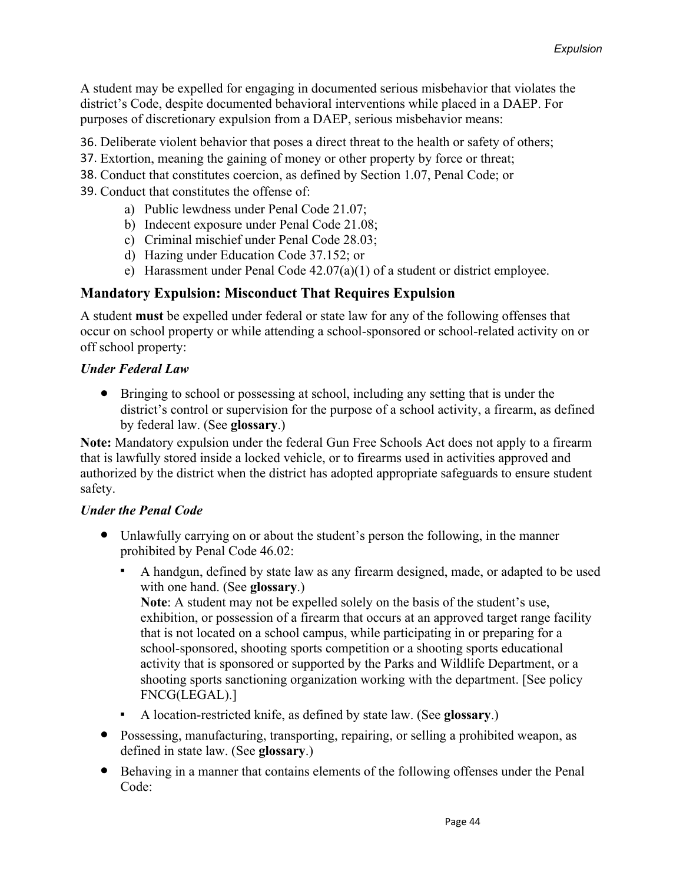A student may be expelled for engaging in documented serious misbehavior that violates the district's Code, despite documented behavioral interventions while placed in a DAEP. For purposes of discretionary expulsion from a DAEP, serious misbehavior means:

36. Deliberate violent behavior that poses a direct threat to the health or safety of others;
37. Extortion, meaning the gaining of money or other property by force or threat;
38. Conduct that constitutes coercion, as defined by Section 1.07, Penal Code; or
39. Conduct that constitutes the offense of:
    a) Public lewdness under Penal Code 21.07;
    b) Indecent exposure under Penal Code 21.08;
    c) Criminal mischief under Penal Code 28.03;
    d) Hazing under Education Code 37.152; or
    e) Harassment under Penal Code 42.07(a)(1) of a student or district employee.

### Mandatory Expulsion: Misconduct That Requires Expulsion

A student **must** be expelled under federal or state law for any of the following offenses that occur on school property or while attending a school-sponsored or school-related activity on or off school property:

***Under Federal Law***

- Bringing to school or possessing at school, including any setting that is under the district's control or supervision for the purpose of a school activity, a firearm, as defined by federal law. (See **glossary**.)

**Note:** Mandatory expulsion under the federal Gun Free Schools Act does not apply to a firearm that is lawfully stored inside a locked vehicle, or to firearms used in activities approved and authorized by the district when the district has adopted appropriate safeguards to ensure student safety.

***Under the Penal Code***

- Unlawfully carrying on or about the student's person the following, in the manner prohibited by Penal Code 46.02:
    - A handgun, defined by state law as any firearm designed, made, or adapted to be used with one hand. (See **glossary**.)
      **Note**: A student may not be expelled solely on the basis of the student's use, exhibition, or possession of a firearm that occurs at an approved target range facility that is not located on a school campus, while participating in or preparing for a school-sponsored, shooting sports competition or a shooting sports educational activity that is sponsored or supported by the Parks and Wildlife Department, or a shooting sports sanctioning organization working with the department. [See policy FNCG(LEGAL).]
    - A location-restricted knife, as defined by state law. (See **glossary**.)
- Possessing, manufacturing, transporting, repairing, or selling a prohibited weapon, as defined in state law. (See **glossary**.)
- Behaving in a manner that contains elements of the following offenses under the Penal Code: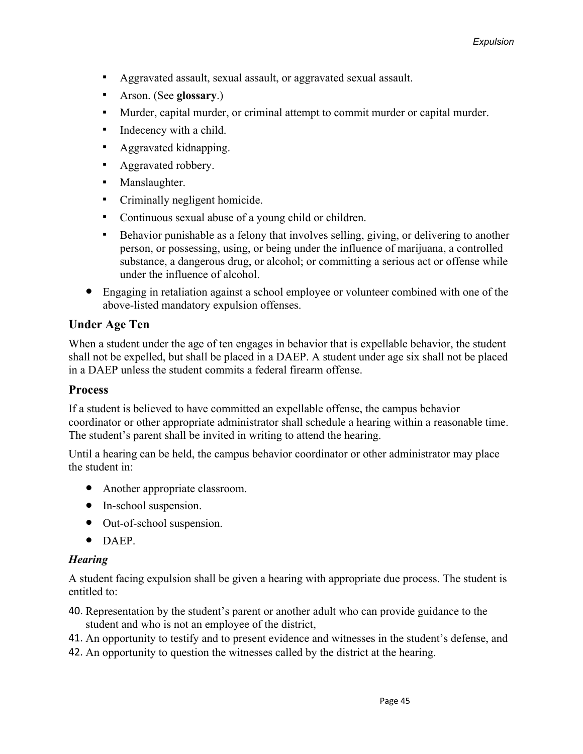- Aggravated assault, sexual assault, or aggravated sexual assault.
- Arson. (See **glossary**.)
- Murder, capital murder, or criminal attempt to commit murder or capital murder.
- Indecency with a child.
- Aggravated kidnapping.
- Aggravated robbery.
- Manslaughter.
- Criminally negligent homicide.
- Continuous sexual abuse of a young child or children.
- Behavior punishable as a felony that involves selling, giving, or delivering to another person, or possessing, using, or being under the influence of marijuana, a controlled substance, a dangerous drug, or alcohol; or committing a serious act or offense while under the influence of alcohol.

- Engaging in retaliation against a school employee or volunteer combined with one of the above-listed mandatory expulsion offenses.

## Under Age Ten

When a student under the age of ten engages in behavior that is expellable behavior, the student shall not be expelled, but shall be placed in a DAEP. A student under age six shall not be placed in a DAEP unless the student commits a federal firearm offense.

## Process

If a student is believed to have committed an expellable offense, the campus behavior coordinator or other appropriate administrator shall schedule a hearing within a reasonable time. The student's parent shall be invited in writing to attend the hearing.

Until a hearing can be held, the campus behavior coordinator or other administrator may place the student in:

- Another appropriate classroom.
- In-school suspension.
- Out-of-school suspension.
- DAEP.

### *Hearing*

A student facing expulsion shall be given a hearing with appropriate due process. The student is entitled to:

40. Representation by the student's parent or another adult who can provide guidance to the student and who is not an employee of the district,
41. An opportunity to testify and to present evidence and witnesses in the student's defense, and
42. An opportunity to question the witnesses called by the district at the hearing.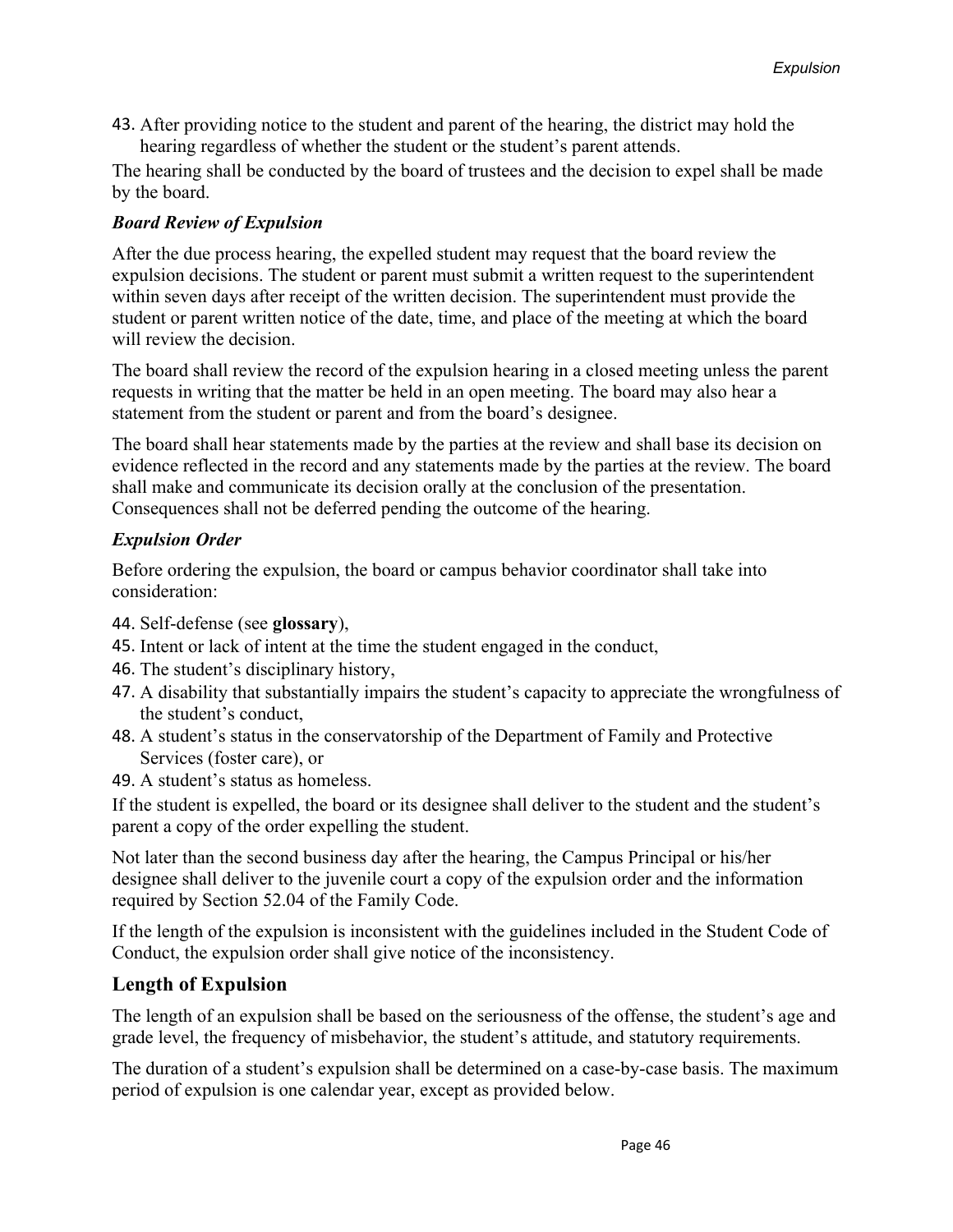43. After providing notice to the student and parent of the hearing, the district may hold the hearing regardless of whether the student or the student's parent attends.

The hearing shall be conducted by the board of trustees and the decision to expel shall be made by the board.

### *Board Review of Expulsion*

After the due process hearing, the expelled student may request that the board review the expulsion decisions. The student or parent must submit a written request to the superintendent within seven days after receipt of the written decision. The superintendent must provide the student or parent written notice of the date, time, and place of the meeting at which the board will review the decision.

The board shall review the record of the expulsion hearing in a closed meeting unless the parent requests in writing that the matter be held in an open meeting. The board may also hear a statement from the student or parent and from the board's designee.

The board shall hear statements made by the parties at the review and shall base its decision on evidence reflected in the record and any statements made by the parties at the review. The board shall make and communicate its decision orally at the conclusion of the presentation. Consequences shall not be deferred pending the outcome of the hearing.

### *Expulsion Order*

Before ordering the expulsion, the board or campus behavior coordinator shall take into consideration:

44. Self-defense (see **glossary**),
45. Intent or lack of intent at the time the student engaged in the conduct,
46. The student's disciplinary history,
47. A disability that substantially impairs the student's capacity to appreciate the wrongfulness of the student's conduct,
48. A student's status in the conservatorship of the Department of Family and Protective Services (foster care), or
49. A student's status as homeless.

If the student is expelled, the board or its designee shall deliver to the student and the student's parent a copy of the order expelling the student.

Not later than the second business day after the hearing, the Campus Principal or his/her designee shall deliver to the juvenile court a copy of the expulsion order and the information required by Section 52.04 of the Family Code.

If the length of the expulsion is inconsistent with the guidelines included in the Student Code of Conduct, the expulsion order shall give notice of the inconsistency.

## Length of Expulsion

The length of an expulsion shall be based on the seriousness of the offense, the student's age and grade level, the frequency of misbehavior, the student's attitude, and statutory requirements.

The duration of a student's expulsion shall be determined on a case-by-case basis. The maximum period of expulsion is one calendar year, except as provided below.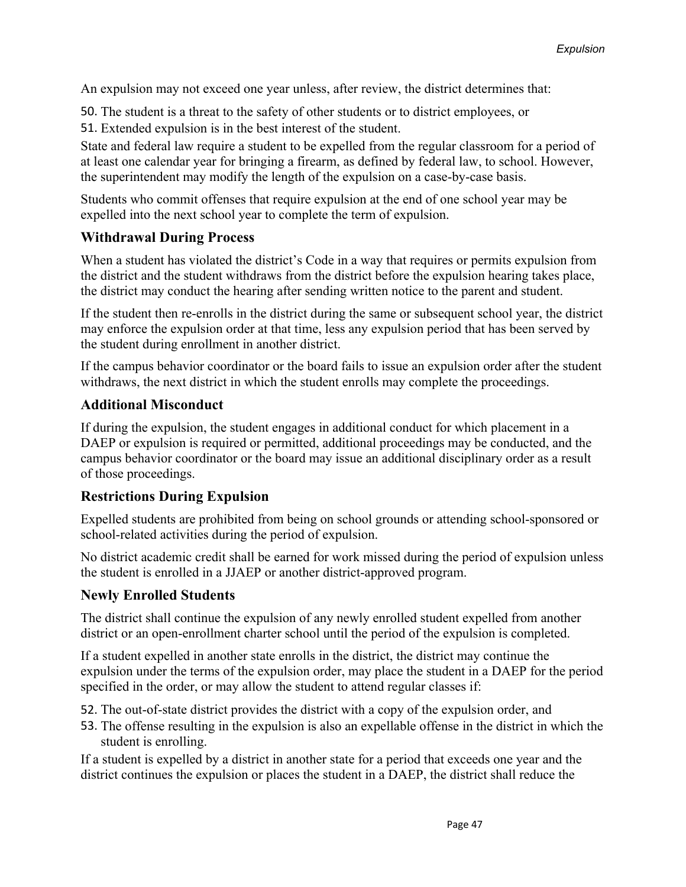An expulsion may not exceed one year unless, after review, the district determines that:

50. The student is a threat to the safety of other students or to district employees, or
51. Extended expulsion is in the best interest of the student.

State and federal law require a student to be expelled from the regular classroom for a period of at least one calendar year for bringing a firearm, as defined by federal law, to school. However, the superintendent may modify the length of the expulsion on a case-by-case basis.

Students who commit offenses that require expulsion at the end of one school year may be expelled into the next school year to complete the term of expulsion.

## Withdrawal During Process

When a student has violated the district's Code in a way that requires or permits expulsion from the district and the student withdraws from the district before the expulsion hearing takes place, the district may conduct the hearing after sending written notice to the parent and student.

If the student then re-enrolls in the district during the same or subsequent school year, the district may enforce the expulsion order at that time, less any expulsion period that has been served by the student during enrollment in another district.

If the campus behavior coordinator or the board fails to issue an expulsion order after the student withdraws, the next district in which the student enrolls may complete the proceedings.

## Additional Misconduct

If during the expulsion, the student engages in additional conduct for which placement in a DAEP or expulsion is required or permitted, additional proceedings may be conducted, and the campus behavior coordinator or the board may issue an additional disciplinary order as a result of those proceedings.

## Restrictions During Expulsion

Expelled students are prohibited from being on school grounds or attending school-sponsored or school-related activities during the period of expulsion.

No district academic credit shall be earned for work missed during the period of expulsion unless the student is enrolled in a JJAEP or another district-approved program.

## Newly Enrolled Students

The district shall continue the expulsion of any newly enrolled student expelled from another district or an open-enrollment charter school until the period of the expulsion is completed.

If a student expelled in another state enrolls in the district, the district may continue the expulsion under the terms of the expulsion order, may place the student in a DAEP for the period specified in the order, or may allow the student to attend regular classes if:

52. The out-of-state district provides the district with a copy of the expulsion order, and
53. The offense resulting in the expulsion is also an expellable offense in the district in which the student is enrolling.

If a student is expelled by a district in another state for a period that exceeds one year and the district continues the expulsion or places the student in a DAEP, the district shall reduce the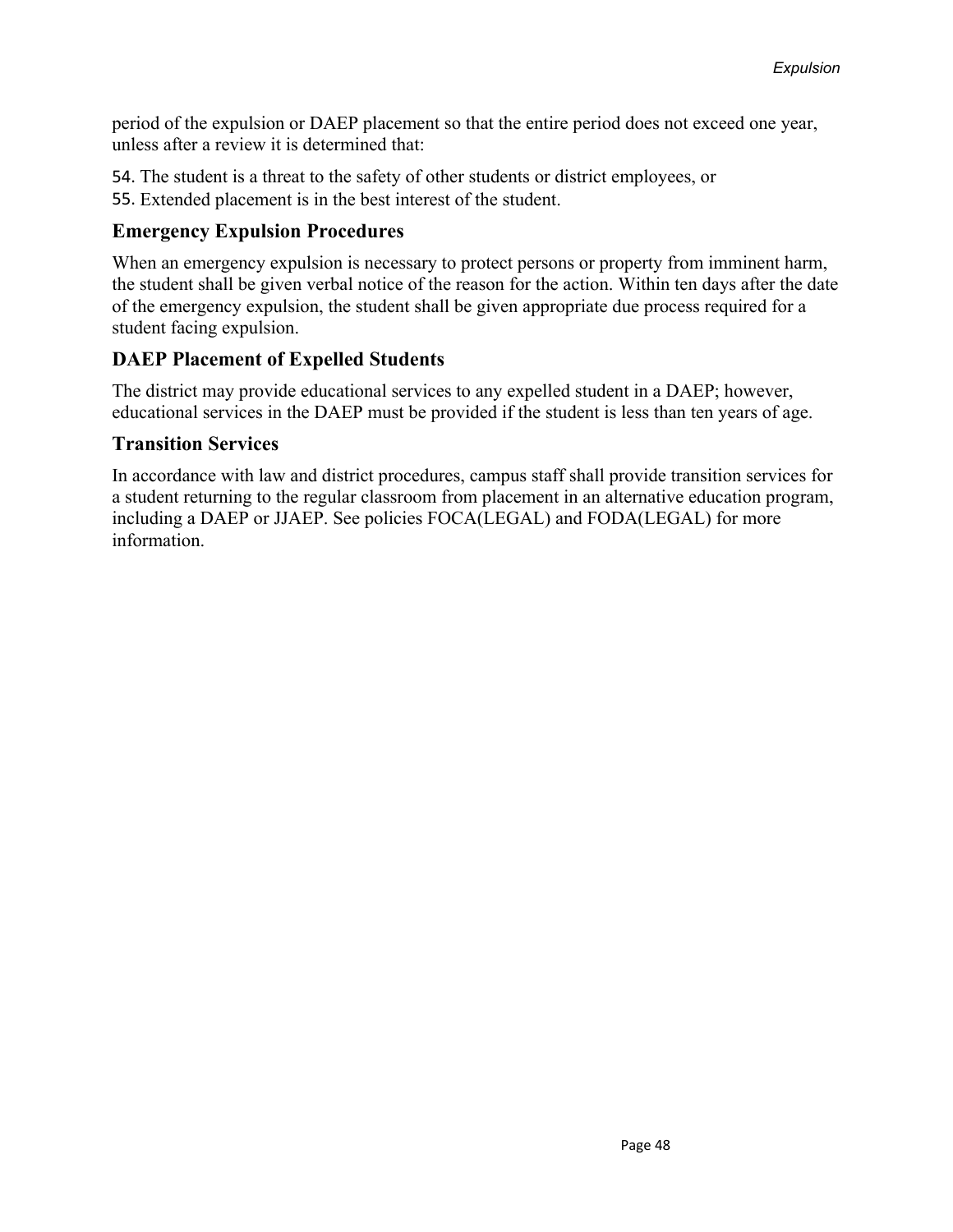period of the expulsion or DAEP placement so that the entire period does not exceed one year, unless after a review it is determined that:

54. The student is a threat to the safety of other students or district employees, or
55. Extended placement is in the best interest of the student.

### Emergency Expulsion Procedures

When an emergency expulsion is necessary to protect persons or property from imminent harm, the student shall be given verbal notice of the reason for the action. Within ten days after the date of the emergency expulsion, the student shall be given appropriate due process required for a student facing expulsion.

### DAEP Placement of Expelled Students

The district may provide educational services to any expelled student in a DAEP; however, educational services in the DAEP must be provided if the student is less than ten years of age.

### Transition Services

In accordance with law and district procedures, campus staff shall provide transition services for a student returning to the regular classroom from placement in an alternative education program, including a DAEP or JJAEP. See policies FOCA(LEGAL) and FODA(LEGAL) for more information.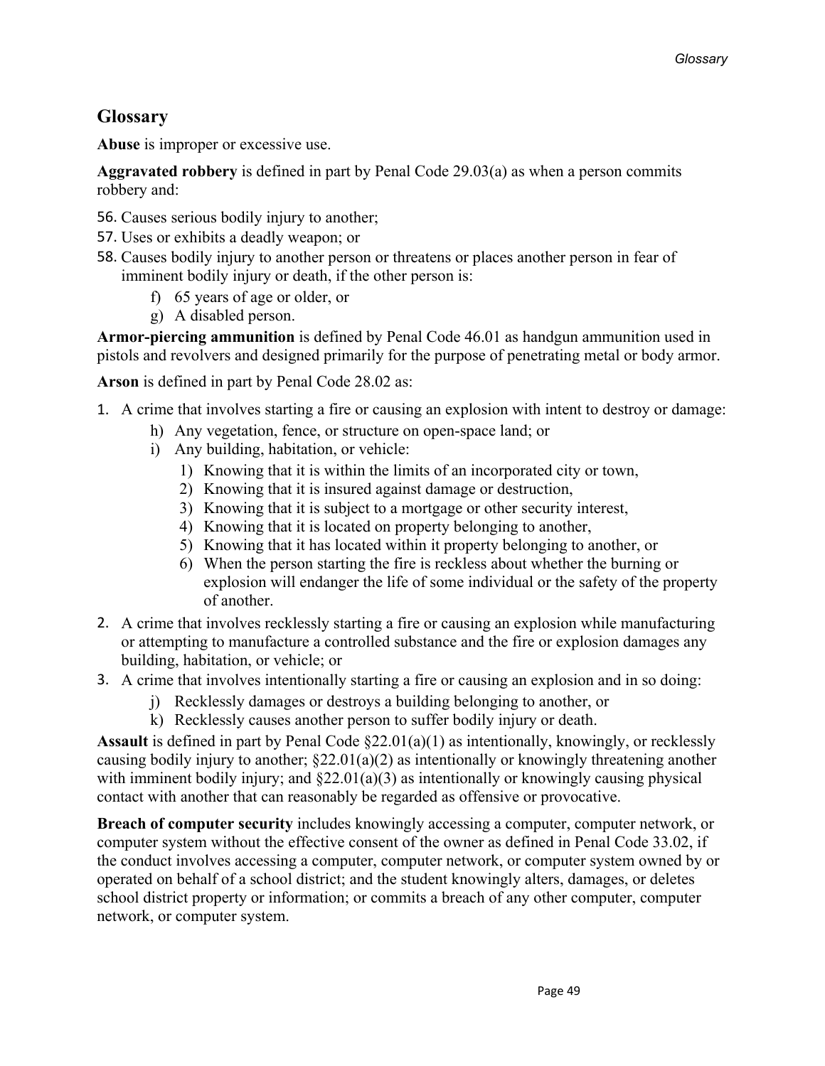## Glossary

**Abuse** is improper or excessive use.

**Aggravated robbery** is defined in part by Penal Code 29.03(a) as when a person commits robbery and:

56. Causes serious bodily injury to another;
57. Uses or exhibits a deadly weapon; or
58. Causes bodily injury to another person or threatens or places another person in fear of imminent bodily injury or death, if the other person is:
    f) 65 years of age or older, or
    g) A disabled person.

**Armor-piercing ammunition** is defined by Penal Code 46.01 as handgun ammunition used in pistols and revolvers and designed primarily for the purpose of penetrating metal or body armor.

**Arson** is defined in part by Penal Code 28.02 as:

1. A crime that involves starting a fire or causing an explosion with intent to destroy or damage:
    h) Any vegetation, fence, or structure on open-space land; or
    i) Any building, habitation, or vehicle:
        1) Knowing that it is within the limits of an incorporated city or town,
        2) Knowing that it is insured against damage or destruction,
        3) Knowing that it is subject to a mortgage or other security interest,
        4) Knowing that it is located on property belonging to another,
        5) Knowing that it has located within it property belonging to another, or
        6) When the person starting the fire is reckless about whether the burning or explosion will endanger the life of some individual or the safety of the property of another.
2. A crime that involves recklessly starting a fire or causing an explosion while manufacturing or attempting to manufacture a controlled substance and the fire or explosion damages any building, habitation, or vehicle; or
3. A crime that involves intentionally starting a fire or causing an explosion and in so doing:
    j) Recklessly damages or destroys a building belonging to another, or
    k) Recklessly causes another person to suffer bodily injury or death.

**Assault** is defined in part by Penal Code §22.01(a)(1) as intentionally, knowingly, or recklessly causing bodily injury to another; §22.01(a)(2) as intentionally or knowingly threatening another with imminent bodily injury; and §22.01(a)(3) as intentionally or knowingly causing physical contact with another that can reasonably be regarded as offensive or provocative.

**Breach of computer security** includes knowingly accessing a computer, computer network, or computer system without the effective consent of the owner as defined in Penal Code 33.02, if the conduct involves accessing a computer, computer network, or computer system owned by or operated on behalf of a school district; and the student knowingly alters, damages, or deletes school district property or information; or commits a breach of any other computer, computer network, or computer system.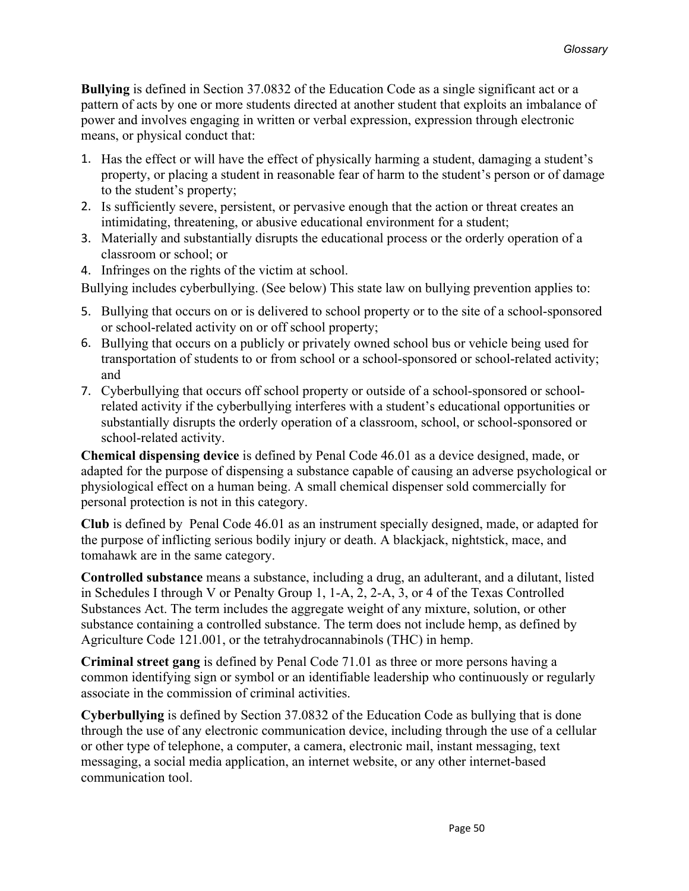**Bullying** is defined in Section 37.0832 of the Education Code as a single significant act or a pattern of acts by one or more students directed at another student that exploits an imbalance of power and involves engaging in written or verbal expression, expression through electronic means, or physical conduct that:

1. Has the effect or will have the effect of physically harming a student, damaging a student's property, or placing a student in reasonable fear of harm to the student's person or of damage to the student's property;
2. Is sufficiently severe, persistent, or pervasive enough that the action or threat creates an intimidating, threatening, or abusive educational environment for a student;
3. Materially and substantially disrupts the educational process or the orderly operation of a classroom or school; or
4. Infringes on the rights of the victim at school.

Bullying includes cyberbullying. (See below) This state law on bullying prevention applies to:

5. Bullying that occurs on or is delivered to school property or to the site of a school-sponsored or school-related activity on or off school property;
6. Bullying that occurs on a publicly or privately owned school bus or vehicle being used for transportation of students to or from school or a school-sponsored or school-related activity; and
7. Cyberbullying that occurs off school property or outside of a school-sponsored or school-related activity if the cyberbullying interferes with a student's educational opportunities or substantially disrupts the orderly operation of a classroom, school, or school-sponsored or school-related activity.

**Chemical dispensing device** is defined by Penal Code 46.01 as a device designed, made, or adapted for the purpose of dispensing a substance capable of causing an adverse psychological or physiological effect on a human being. A small chemical dispenser sold commercially for personal protection is not in this category.

**Club** is defined by Penal Code 46.01 as an instrument specially designed, made, or adapted for the purpose of inflicting serious bodily injury or death. A blackjack, nightstick, mace, and tomahawk are in the same category.

**Controlled substance** means a substance, including a drug, an adulterant, and a dilutant, listed in Schedules I through V or Penalty Group 1, 1-A, 2, 2-A, 3, or 4 of the Texas Controlled Substances Act. The term includes the aggregate weight of any mixture, solution, or other substance containing a controlled substance. The term does not include hemp, as defined by Agriculture Code 121.001, or the tetrahydrocannabinols (THC) in hemp.

**Criminal street gang** is defined by Penal Code 71.01 as three or more persons having a common identifying sign or symbol or an identifiable leadership who continuously or regularly associate in the commission of criminal activities.

**Cyberbullying** is defined by Section 37.0832 of the Education Code as bullying that is done through the use of any electronic communication device, including through the use of a cellular or other type of telephone, a computer, a camera, electronic mail, instant messaging, text messaging, a social media application, an internet website, or any other internet-based communication tool.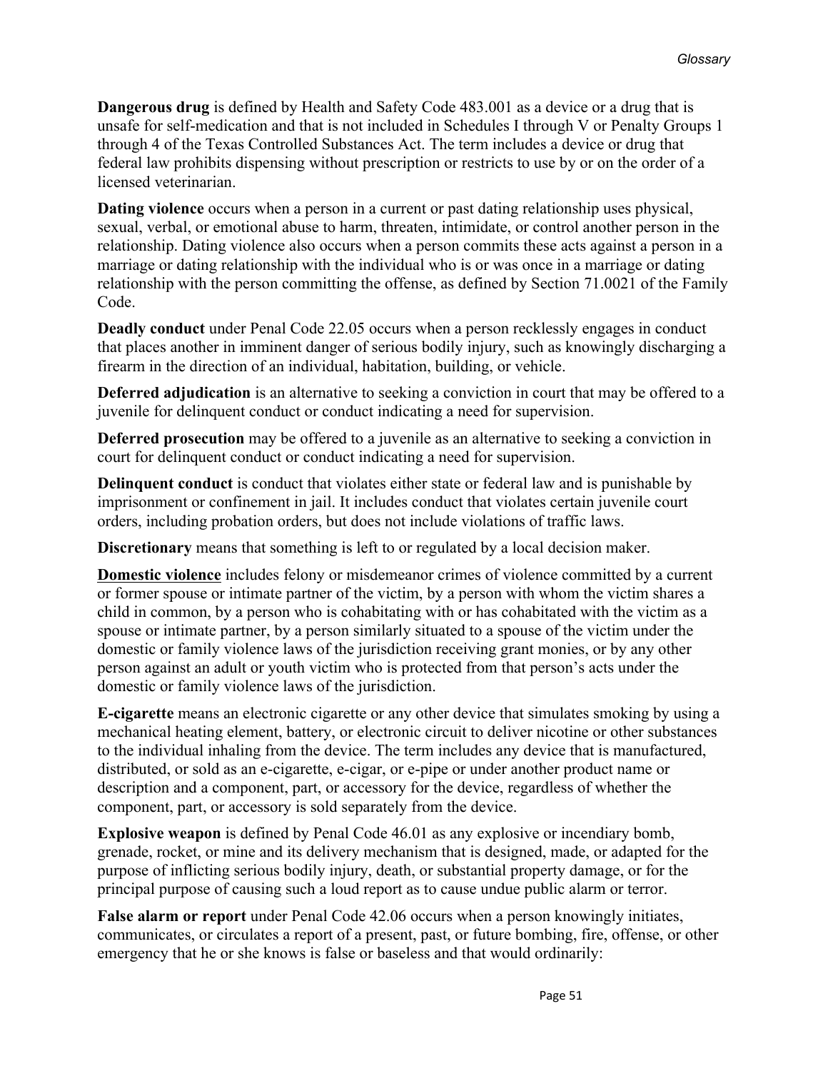**Dangerous drug** is defined by Health and Safety Code 483.001 as a device or a drug that is unsafe for self-medication and that is not included in Schedules I through V or Penalty Groups 1 through 4 of the Texas Controlled Substances Act. The term includes a device or drug that federal law prohibits dispensing without prescription or restricts to use by or on the order of a licensed veterinarian.

**Dating violence** occurs when a person in a current or past dating relationship uses physical, sexual, verbal, or emotional abuse to harm, threaten, intimidate, or control another person in the relationship. Dating violence also occurs when a person commits these acts against a person in a marriage or dating relationship with the individual who is or was once in a marriage or dating relationship with the person committing the offense, as defined by Section 71.0021 of the Family Code.

**Deadly conduct** under Penal Code 22.05 occurs when a person recklessly engages in conduct that places another in imminent danger of serious bodily injury, such as knowingly discharging a firearm in the direction of an individual, habitation, building, or vehicle.

**Deferred adjudication** is an alternative to seeking a conviction in court that may be offered to a juvenile for delinquent conduct or conduct indicating a need for supervision.

**Deferred prosecution** may be offered to a juvenile as an alternative to seeking a conviction in court for delinquent conduct or conduct indicating a need for supervision.

**Delinquent conduct** is conduct that violates either state or federal law and is punishable by imprisonment or confinement in jail. It includes conduct that violates certain juvenile court orders, including probation orders, but does not include violations of traffic laws.

**Discretionary** means that something is left to or regulated by a local decision maker.

**Domestic violence** includes felony or misdemeanor crimes of violence committed by a current or former spouse or intimate partner of the victim, by a person with whom the victim shares a child in common, by a person who is cohabitating with or has cohabitated with the victim as a spouse or intimate partner, by a person similarly situated to a spouse of the victim under the domestic or family violence laws of the jurisdiction receiving grant monies, or by any other person against an adult or youth victim who is protected from that person's acts under the domestic or family violence laws of the jurisdiction.

**E-cigarette** means an electronic cigarette or any other device that simulates smoking by using a mechanical heating element, battery, or electronic circuit to deliver nicotine or other substances to the individual inhaling from the device. The term includes any device that is manufactured, distributed, or sold as an e-cigarette, e-cigar, or e-pipe or under another product name or description and a component, part, or accessory for the device, regardless of whether the component, part, or accessory is sold separately from the device.

**Explosive weapon** is defined by Penal Code 46.01 as any explosive or incendiary bomb, grenade, rocket, or mine and its delivery mechanism that is designed, made, or adapted for the purpose of inflicting serious bodily injury, death, or substantial property damage, or for the principal purpose of causing such a loud report as to cause undue public alarm or terror.

**False alarm or report** under Penal Code 42.06 occurs when a person knowingly initiates, communicates, or circulates a report of a present, past, or future bombing, fire, offense, or other emergency that he or she knows is false or baseless and that would ordinarily: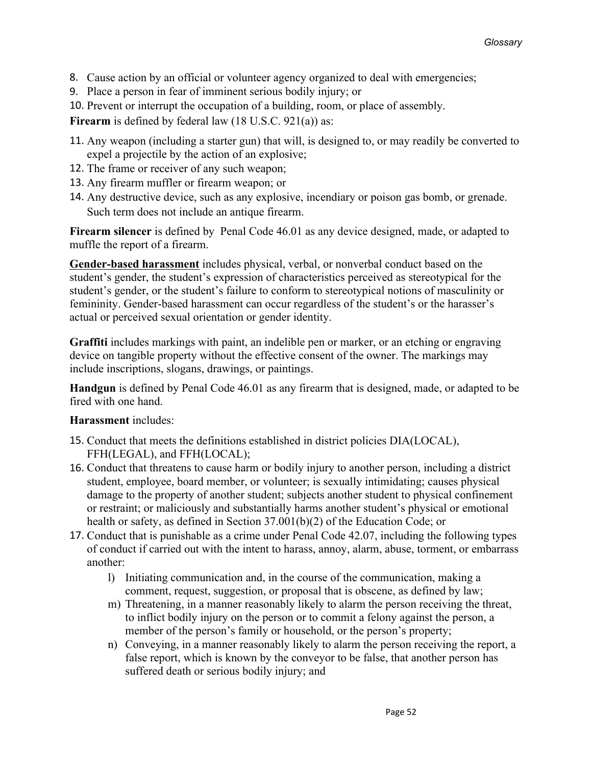8. Cause action by an official or volunteer agency organized to deal with emergencies;
9. Place a person in fear of imminent serious bodily injury; or
10. Prevent or interrupt the occupation of a building, room, or place of assembly.

**Firearm** is defined by federal law (18 U.S.C. 921(a)) as:

11. Any weapon (including a starter gun) that will, is designed to, or may readily be converted to expel a projectile by the action of an explosive;
12. The frame or receiver of any such weapon;
13. Any firearm muffler or firearm weapon; or
14. Any destructive device, such as any explosive, incendiary or poison gas bomb, or grenade. Such term does not include an antique firearm.

**Firearm silencer** is defined by Penal Code 46.01 as any device designed, made, or adapted to muffle the report of a firearm.

**<u>Gender-based harassment</u>** includes physical, verbal, or nonverbal conduct based on the student's gender, the student's expression of characteristics perceived as stereotypical for the student's gender, or the student's failure to conform to stereotypical notions of masculinity or femininity. Gender-based harassment can occur regardless of the student's or the harasser's actual or perceived sexual orientation or gender identity.

**Graffiti** includes markings with paint, an indelible pen or marker, or an etching or engraving device on tangible property without the effective consent of the owner. The markings may include inscriptions, slogans, drawings, or paintings.

**Handgun** is defined by Penal Code 46.01 as any firearm that is designed, made, or adapted to be fired with one hand.

**Harassment** includes:

15. Conduct that meets the definitions established in district policies DIA(LOCAL), FFH(LEGAL), and FFH(LOCAL);
16. Conduct that threatens to cause harm or bodily injury to another person, including a district student, employee, board member, or volunteer; is sexually intimidating; causes physical damage to the property of another student; subjects another student to physical confinement or restraint; or maliciously and substantially harms another student's physical or emotional health or safety, as defined in Section 37.001(b)(2) of the Education Code; or
17. Conduct that is punishable as a crime under Penal Code 42.07, including the following types of conduct if carried out with the intent to harass, annoy, alarm, abuse, torment, or embarrass another:
    l) Initiating communication and, in the course of the communication, making a comment, request, suggestion, or proposal that is obscene, as defined by law;
    m) Threatening, in a manner reasonably likely to alarm the person receiving the threat, to inflict bodily injury on the person or to commit a felony against the person, a member of the person's family or household, or the person's property;
    n) Conveying, in a manner reasonably likely to alarm the person receiving the report, a false report, which is known by the conveyor to be false, that another person has suffered death or serious bodily injury; and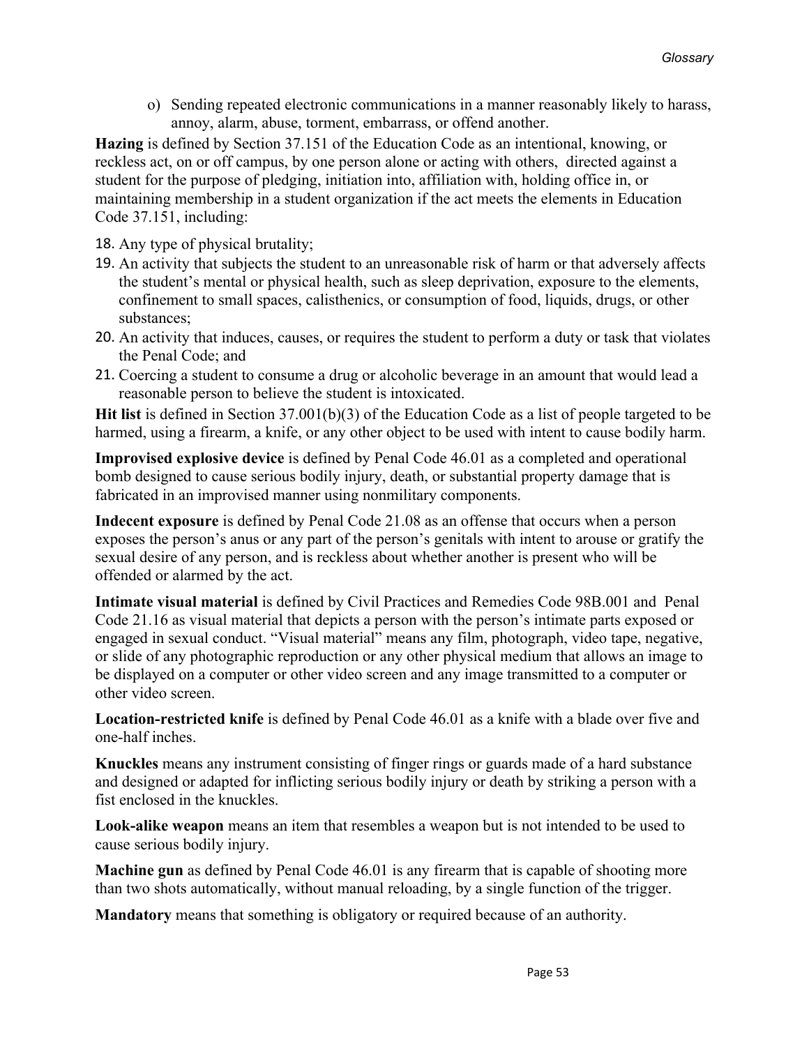o) Sending repeated electronic communications in a manner reasonably likely to harass, annoy, alarm, abuse, torment, embarrass, or offend another.

**Hazing** is defined by Section 37.151 of the Education Code as an intentional, knowing, or reckless act, on or off campus, by one person alone or acting with others, directed against a student for the purpose of pledging, initiation into, affiliation with, holding office in, or maintaining membership in a student organization if the act meets the elements in Education Code 37.151, including:

18. Any type of physical brutality;
19. An activity that subjects the student to an unreasonable risk of harm or that adversely affects the student's mental or physical health, such as sleep deprivation, exposure to the elements, confinement to small spaces, calisthenics, or consumption of food, liquids, drugs, or other substances;
20. An activity that induces, causes, or requires the student to perform a duty or task that violates the Penal Code; and
21. Coercing a student to consume a drug or alcoholic beverage in an amount that would lead a reasonable person to believe the student is intoxicated.

**Hit list** is defined in Section 37.001(b)(3) of the Education Code as a list of people targeted to be harmed, using a firearm, a knife, or any other object to be used with intent to cause bodily harm.

**Improvised explosive device** is defined by Penal Code 46.01 as a completed and operational bomb designed to cause serious bodily injury, death, or substantial property damage that is fabricated in an improvised manner using nonmilitary components.

**Indecent exposure** is defined by Penal Code 21.08 as an offense that occurs when a person exposes the person's anus or any part of the person's genitals with intent to arouse or gratify the sexual desire of any person, and is reckless about whether another is present who will be offended or alarmed by the act.

**Intimate visual material** is defined by Civil Practices and Remedies Code 98B.001 and Penal Code 21.16 as visual material that depicts a person with the person's intimate parts exposed or engaged in sexual conduct. "Visual material" means any film, photograph, video tape, negative, or slide of any photographic reproduction or any other physical medium that allows an image to be displayed on a computer or other video screen and any image transmitted to a computer or other video screen.

**Location-restricted knife** is defined by Penal Code 46.01 as a knife with a blade over five and one-half inches.

**Knuckles** means any instrument consisting of finger rings or guards made of a hard substance and designed or adapted for inflicting serious bodily injury or death by striking a person with a fist enclosed in the knuckles.

**Look-alike weapon** means an item that resembles a weapon but is not intended to be used to cause serious bodily injury.

**Machine gun** as defined by Penal Code 46.01 is any firearm that is capable of shooting more than two shots automatically, without manual reloading, by a single function of the trigger.

**Mandatory** means that something is obligatory or required because of an authority.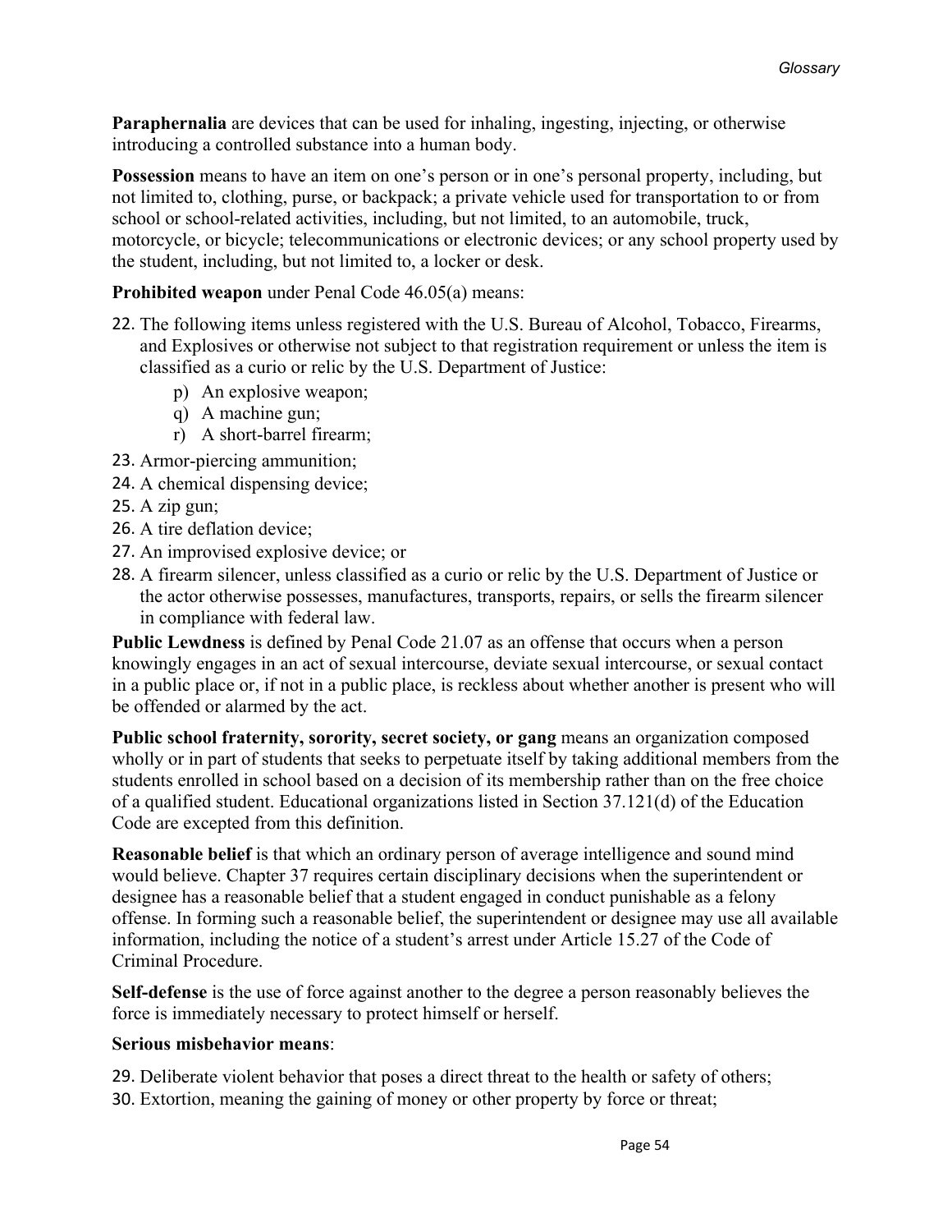**Paraphernalia** are devices that can be used for inhaling, ingesting, injecting, or otherwise introducing a controlled substance into a human body.

**Possession** means to have an item on one's person or in one's personal property, including, but not limited to, clothing, purse, or backpack; a private vehicle used for transportation to or from school or school-related activities, including, but not limited, to an automobile, truck, motorcycle, or bicycle; telecommunications or electronic devices; or any school property used by the student, including, but not limited to, a locker or desk.

**Prohibited weapon** under Penal Code 46.05(a) means:

22. The following items unless registered with the U.S. Bureau of Alcohol, Tobacco, Firearms, and Explosives or otherwise not subject to that registration requirement or unless the item is classified as a curio or relic by the U.S. Department of Justice:
    p) An explosive weapon;
    q) A machine gun;
    r) A short-barrel firearm;
23. Armor-piercing ammunition;
24. A chemical dispensing device;
25. A zip gun;
26. A tire deflation device;
27. An improvised explosive device; or
28. A firearm silencer, unless classified as a curio or relic by the U.S. Department of Justice or the actor otherwise possesses, manufactures, transports, repairs, or sells the firearm silencer in compliance with federal law.

**Public Lewdness** is defined by Penal Code 21.07 as an offense that occurs when a person knowingly engages in an act of sexual intercourse, deviate sexual intercourse, or sexual contact in a public place or, if not in a public place, is reckless about whether another is present who will be offended or alarmed by the act.

**Public school fraternity, sorority, secret society, or gang** means an organization composed wholly or in part of students that seeks to perpetuate itself by taking additional members from the students enrolled in school based on a decision of its membership rather than on the free choice of a qualified student. Educational organizations listed in Section 37.121(d) of the Education Code are excepted from this definition.

**Reasonable belief** is that which an ordinary person of average intelligence and sound mind would believe. Chapter 37 requires certain disciplinary decisions when the superintendent or designee has a reasonable belief that a student engaged in conduct punishable as a felony offense. In forming such a reasonable belief, the superintendent or designee may use all available information, including the notice of a student's arrest under Article 15.27 of the Code of Criminal Procedure.

**Self-defense** is the use of force against another to the degree a person reasonably believes the force is immediately necessary to protect himself or herself.

**Serious misbehavior means**:

29. Deliberate violent behavior that poses a direct threat to the health or safety of others;
30. Extortion, meaning the gaining of money or other property by force or threat;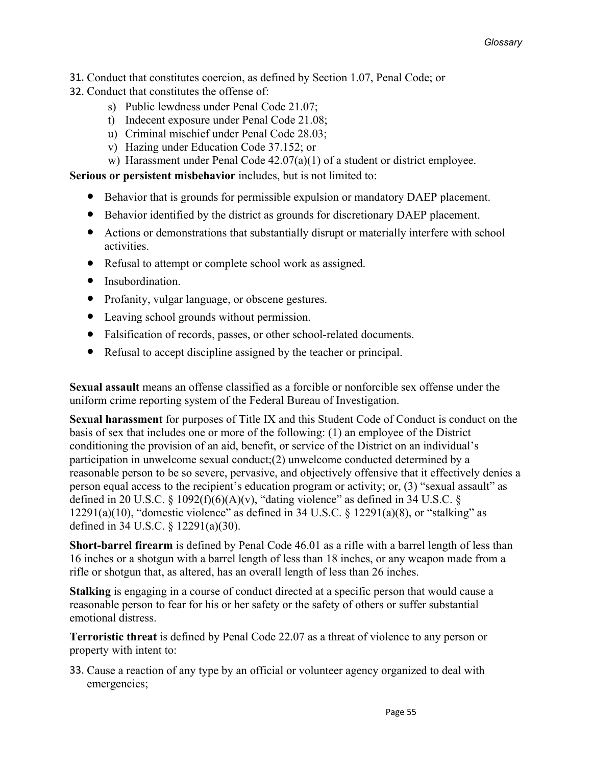31. Conduct that constitutes coercion, as defined by Section 1.07, Penal Code; or
32. Conduct that constitutes the offense of:
    - s) Public lewdness under Penal Code 21.07;
    - t) Indecent exposure under Penal Code 21.08;
    - u) Criminal mischief under Penal Code 28.03;
    - v) Hazing under Education Code 37.152; or
    - w) Harassment under Penal Code 42.07(a)(1) of a student or district employee.

**Serious or persistent misbehavior** includes, but is not limited to:

- Behavior that is grounds for permissible expulsion or mandatory DAEP placement.
- Behavior identified by the district as grounds for discretionary DAEP placement.
- Actions or demonstrations that substantially disrupt or materially interfere with school activities.
- Refusal to attempt or complete school work as assigned.
- Insubordination.
- Profanity, vulgar language, or obscene gestures.
- Leaving school grounds without permission.
- Falsification of records, passes, or other school-related documents.
- Refusal to accept discipline assigned by the teacher or principal.

**Sexual assault** means an offense classified as a forcible or nonforcible sex offense under the uniform crime reporting system of the Federal Bureau of Investigation.

**Sexual harassment** for purposes of Title IX and this Student Code of Conduct is conduct on the basis of sex that includes one or more of the following: (1) an employee of the District conditioning the provision of an aid, benefit, or service of the District on an individual's participation in unwelcome sexual conduct;(2) unwelcome conducted determined by a reasonable person to be so severe, pervasive, and objectively offensive that it effectively denies a person equal access to the recipient's education program or activity; or, (3) "sexual assault" as defined in 20 U.S.C. § 1092(f)(6)(A)(v), "dating violence" as defined in 34 U.S.C. § 12291(a)(10), "domestic violence" as defined in 34 U.S.C. § 12291(a)(8), or "stalking" as defined in 34 U.S.C. § 12291(a)(30).

**Short-barrel firearm** is defined by Penal Code 46.01 as a rifle with a barrel length of less than 16 inches or a shotgun with a barrel length of less than 18 inches, or any weapon made from a rifle or shotgun that, as altered, has an overall length of less than 26 inches.

**Stalking** is engaging in a course of conduct directed at a specific person that would cause a reasonable person to fear for his or her safety or the safety of others or suffer substantial emotional distress.

**Terroristic threat** is defined by Penal Code 22.07 as a threat of violence to any person or property with intent to:

33. Cause a reaction of any type by an official or volunteer agency organized to deal with emergencies;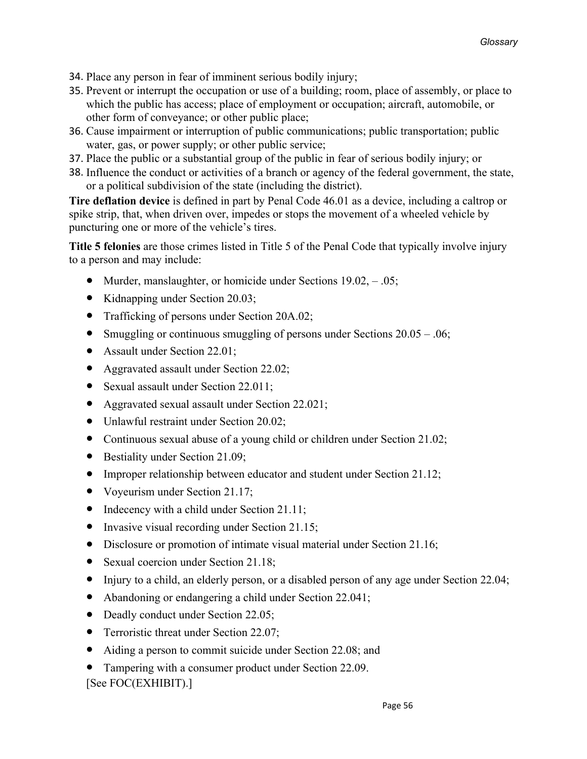34. Place any person in fear of imminent serious bodily injury;
35. Prevent or interrupt the occupation or use of a building; room, place of assembly, or place to which the public has access; place of employment or occupation; aircraft, automobile, or other form of conveyance; or other public place;
36. Cause impairment or interruption of public communications; public transportation; public water, gas, or power supply; or other public service;
37. Place the public or a substantial group of the public in fear of serious bodily injury; or
38. Influence the conduct or activities of a branch or agency of the federal government, the state, or a political subdivision of the state (including the district).

**Tire deflation device** is defined in part by Penal Code 46.01 as a device, including a caltrop or spike strip, that, when driven over, impedes or stops the movement of a wheeled vehicle by puncturing one or more of the vehicle's tires.

**Title 5 felonies** are those crimes listed in Title 5 of the Penal Code that typically involve injury to a person and may include:

- Murder, manslaughter, or homicide under Sections 19.02, – .05;
- Kidnapping under Section 20.03;
- Trafficking of persons under Section 20A.02;
- Smuggling or continuous smuggling of persons under Sections 20.05 – .06;
- Assault under Section 22.01;
- Aggravated assault under Section 22.02;
- Sexual assault under Section 22.011;
- Aggravated sexual assault under Section 22.021;
- Unlawful restraint under Section 20.02;
- Continuous sexual abuse of a young child or children under Section 21.02;
- Bestiality under Section 21.09;
- Improper relationship between educator and student under Section 21.12;
- Voyeurism under Section 21.17;
- Indecency with a child under Section 21.11;
- Invasive visual recording under Section 21.15;
- Disclosure or promotion of intimate visual material under Section 21.16;
- Sexual coercion under Section 21.18;
- Injury to a child, an elderly person, or a disabled person of any age under Section 22.04;
- Abandoning or endangering a child under Section 22.041;
- Deadly conduct under Section 22.05;
- Terroristic threat under Section 22.07;
- Aiding a person to commit suicide under Section 22.08; and
- Tampering with a consumer product under Section 22.09.

[See FOC(EXHIBIT).]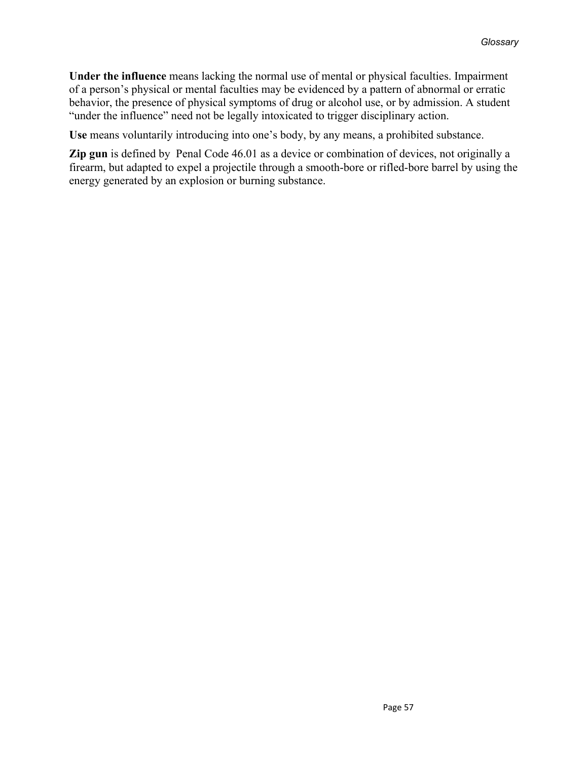**Under the influence** means lacking the normal use of mental or physical faculties. Impairment of a person's physical or mental faculties may be evidenced by a pattern of abnormal or erratic behavior, the presence of physical symptoms of drug or alcohol use, or by admission. A student "under the influence" need not be legally intoxicated to trigger disciplinary action.

**Use** means voluntarily introducing into one's body, by any means, a prohibited substance.

**Zip gun** is defined by Penal Code 46.01 as a device or combination of devices, not originally a firearm, but adapted to expel a projectile through a smooth-bore or rifled-bore barrel by using the energy generated by an explosion or burning substance.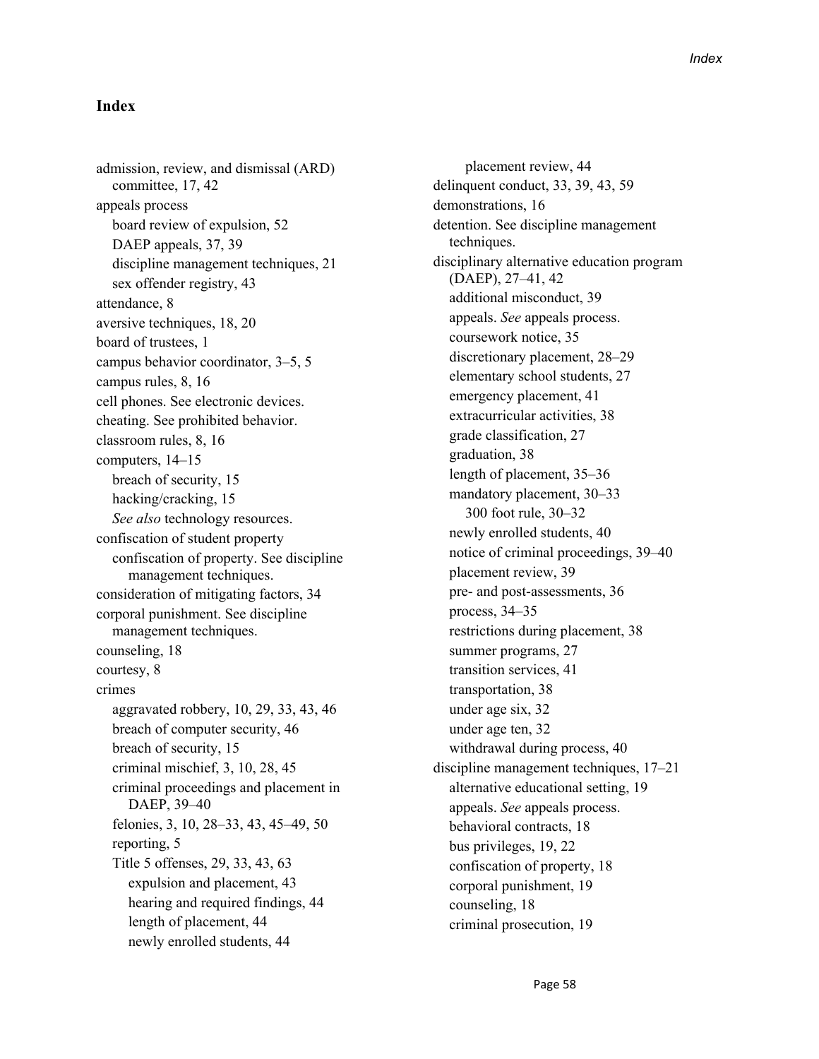# Index

admission, review, and dismissal (ARD) committee, 17, 42
appeals process
- board review of expulsion, 52
- DAEP appeals, 37, 39
- discipline management techniques, 21
- sex offender registry, 43

attendance, 8
aversive techniques, 18, 20
board of trustees, 1
campus behavior coordinator, 3–5, 5
campus rules, 8, 16
cell phones. See electronic devices.
cheating. See prohibited behavior.
classroom rules, 8, 16
computers, 14–15
- breach of security, 15
- hacking/cracking, 15
- *See also* technology resources.

confiscation of student property
- confiscation of property. See discipline management techniques.

consideration of mitigating factors, 34
corporal punishment. See discipline management techniques.
counseling, 18
courtesy, 8
crimes
- aggravated robbery, 10, 29, 33, 43, 46
- breach of computer security, 46
- breach of security, 15
- criminal mischief, 3, 10, 28, 45
- criminal proceedings and placement in DAEP, 39–40
- felonies, 3, 10, 28–33, 43, 45–49, 50
- reporting, 5
- Title 5 offenses, 29, 33, 43, 63
  - expulsion and placement, 43
  - hearing and required findings, 44
  - length of placement, 44
  - newly enrolled students, 44
  - placement review, 44

delinquent conduct, 33, 39, 43, 59
demonstrations, 16
detention. See discipline management techniques.
disciplinary alternative education program (DAEP), 27–41, 42
- additional misconduct, 39
- appeals. *See* appeals process.
- coursework notice, 35
- discretionary placement, 28–29
- elementary school students, 27
- emergency placement, 41
- extracurricular activities, 38
- grade classification, 27
- graduation, 38
- length of placement, 35–36
- mandatory placement, 30–33
  - 300 foot rule, 30–32
- newly enrolled students, 40
- notice of criminal proceedings, 39–40
- placement review, 39
- pre- and post-assessments, 36
- process, 34–35
- restrictions during placement, 38
- summer programs, 27
- transition services, 41
- transportation, 38
- under age six, 32
- under age ten, 32
- withdrawal during process, 40

discipline management techniques, 17–21
- alternative educational setting, 19
- appeals. *See* appeals process.
- behavioral contracts, 18
- bus privileges, 19, 22
- confiscation of property, 18
- corporal punishment, 19
- counseling, 18
- criminal prosecution, 19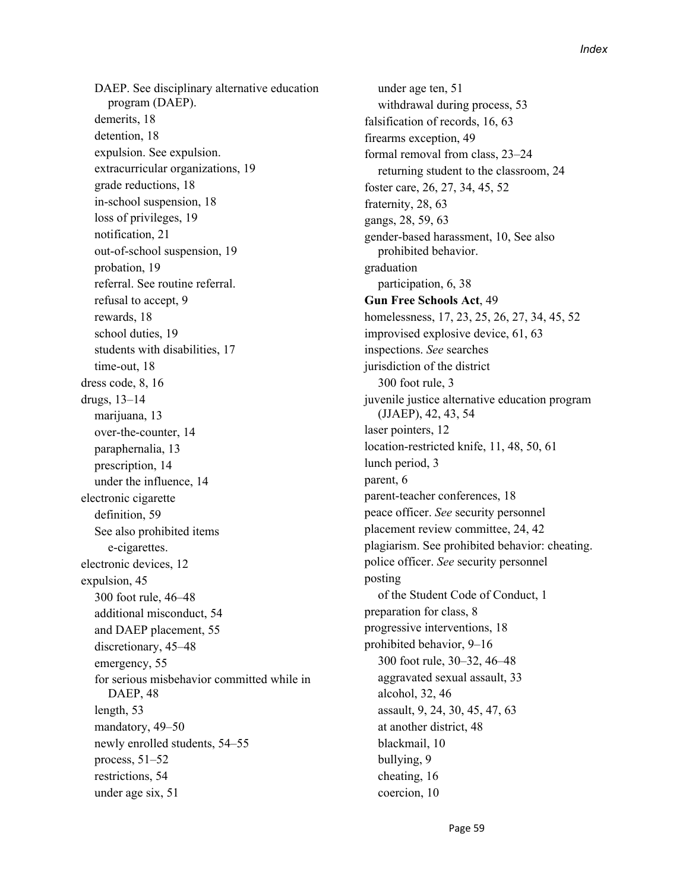DAEP. See disciplinary alternative education program (DAEP).
  demerits, 18
  detention, 18
  expulsion. See expulsion.
  extracurricular organizations, 19
  grade reductions, 18
  in-school suspension, 18
  loss of privileges, 19
  notification, 21
  out-of-school suspension, 19
  probation, 19
  referral. See routine referral.
  refusal to accept, 9
  rewards, 18
  school duties, 19
  students with disabilities, 17
  time-out, 18

dress code, 8, 16

drugs, 13–14
  marijuana, 13
  over-the-counter, 14
  paraphernalia, 13
  prescription, 14
  under the influence, 14

electronic cigarette
  definition, 59
  See also prohibited items e-cigarettes.

electronic devices, 12

expulsion, 45
  300 foot rule, 46–48
  additional misconduct, 54
  and DAEP placement, 55
  discretionary, 45–48
  emergency, 55
  for serious misbehavior committed while in DAEP, 48
  length, 53
  mandatory, 49–50
  newly enrolled students, 54–55
  process, 51–52
  restrictions, 54
  under age six, 51
  under age ten, 51
  withdrawal during process, 53

falsification of records, 16, 63

firearms exception, 49

formal removal from class, 23–24
  returning student to the classroom, 24

foster care, 26, 27, 34, 45, 52

fraternity, 28, 63

gangs, 28, 59, 63

gender-based harassment, 10, See also prohibited behavior.

graduation
  participation, 6, 38

**Gun Free Schools Act**, 49

homelessness, 17, 23, 25, 26, 27, 34, 45, 52

improvised explosive device, 61, 63

inspections. *See* searches

jurisdiction of the district
  300 foot rule, 3

juvenile justice alternative education program (JJAEP), 42, 43, 54

laser pointers, 12

location-restricted knife, 11, 48, 50, 61

lunch period, 3

parent, 6

parent-teacher conferences, 18

peace officer. *See* security personnel

placement review committee, 24, 42

plagiarism. See prohibited behavior: cheating.

police officer. *See* security personnel

posting
  of the Student Code of Conduct, 1

preparation for class, 8

progressive interventions, 18

prohibited behavior, 9–16
  300 foot rule, 30–32, 46–48
  aggravated sexual assault, 33
  alcohol, 32, 46
  assault, 9, 24, 30, 45, 47, 63
  at another district, 48
  blackmail, 10
  bullying, 9
  cheating, 16
  coercion, 10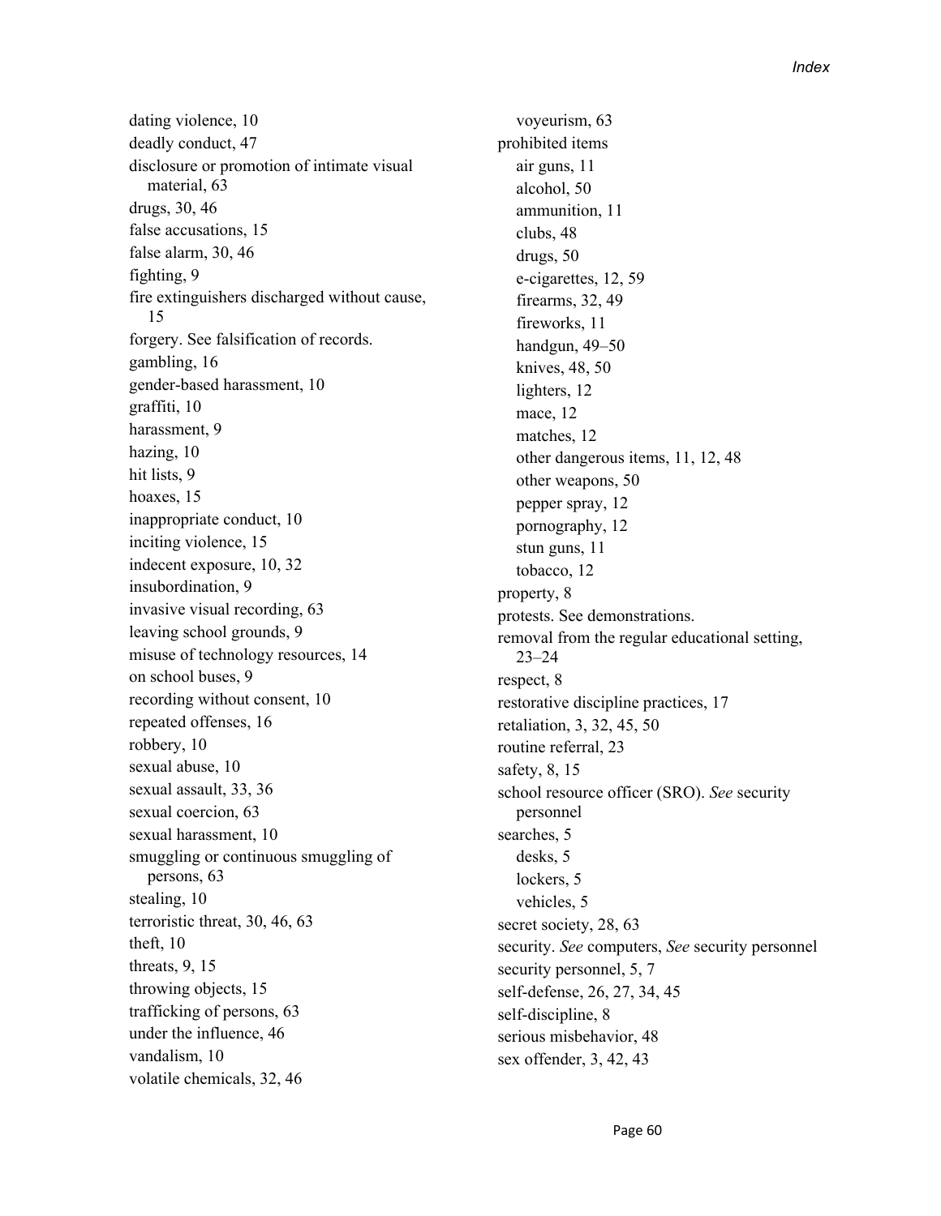dating violence, 10
deadly conduct, 47
disclosure or promotion of intimate visual material, 63
drugs, 30, 46
false accusations, 15
false alarm, 30, 46
fighting, 9
fire extinguishers discharged without cause, 15
forgery. See falsification of records.
gambling, 16
gender-based harassment, 10
graffiti, 10
harassment, 9
hazing, 10
hit lists, 9
hoaxes, 15
inappropriate conduct, 10
inciting violence, 15
indecent exposure, 10, 32
insubordination, 9
invasive visual recording, 63
leaving school grounds, 9
misuse of technology resources, 14
on school buses, 9
recording without consent, 10
repeated offenses, 16
robbery, 10
sexual abuse, 10
sexual assault, 33, 36
sexual coercion, 63
sexual harassment, 10
smuggling or continuous smuggling of persons, 63
stealing, 10
terroristic threat, 30, 46, 63
theft, 10
threats, 9, 15
throwing objects, 15
trafficking of persons, 63
under the influence, 46
vandalism, 10
volatile chemicals, 32, 46
voyeurism, 63

prohibited items
- air guns, 11
- alcohol, 50
- ammunition, 11
- clubs, 48
- drugs, 50
- e-cigarettes, 12, 59
- firearms, 32, 49
- fireworks, 11
- handgun, 49–50
- knives, 48, 50
- lighters, 12
- mace, 12
- matches, 12
- other dangerous items, 11, 12, 48
- other weapons, 50
- pepper spray, 12
- pornography, 12
- stun guns, 11
- tobacco, 12

property, 8
protests. See demonstrations.
removal from the regular educational setting, 23–24
respect, 8
restorative discipline practices, 17
retaliation, 3, 32, 45, 50
routine referral, 23
safety, 8, 15
school resource officer (SRO). *See* security personnel
searches, 5
- desks, 5
- lockers, 5
- vehicles, 5

secret society, 28, 63
security. *See* computers, *See* security personnel
security personnel, 5, 7
self-defense, 26, 27, 34, 45
self-discipline, 8
serious misbehavior, 48
sex offender, 3, 42, 43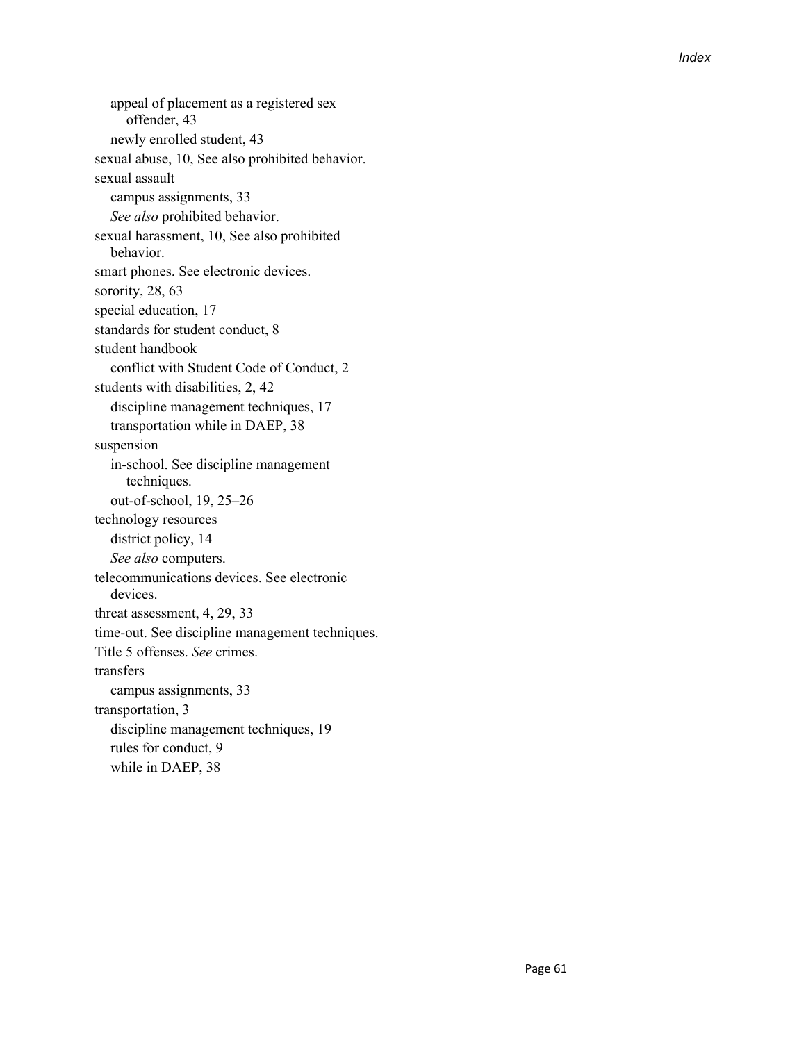appeal of placement as a registered sex offender, 43
newly enrolled student, 43
sexual abuse, 10, See also prohibited behavior.
sexual assault
campus assignments, 33
*See also* prohibited behavior.
sexual harassment, 10, See also prohibited behavior.
smart phones. See electronic devices.
sorority, 28, 63
special education, 17
standards for student conduct, 8
student handbook
conflict with Student Code of Conduct, 2
students with disabilities, 2, 42
discipline management techniques, 17
transportation while in DAEP, 38
suspension
in-school. See discipline management techniques.
out-of-school, 19, 25–26
technology resources
district policy, 14
*See also* computers.
telecommunications devices. See electronic devices.
threat assessment, 4, 29, 33
time-out. See discipline management techniques.
Title 5 offenses. *See* crimes.
transfers
campus assignments, 33
transportation, 3
discipline management techniques, 19
rules for conduct, 9
while in DAEP, 38